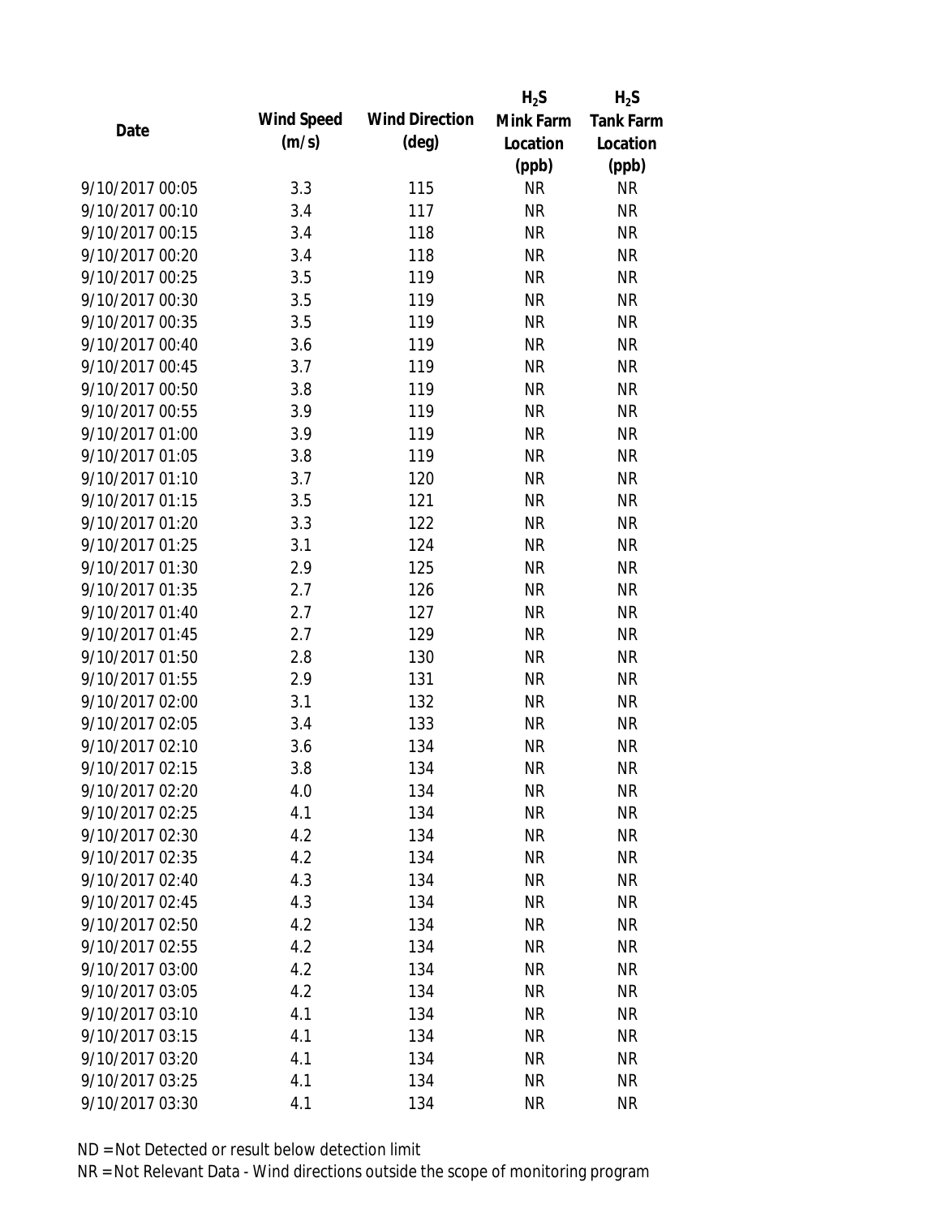| Date | Wind Speed (m/s) | Wind Direction (deg) | $H_2S$ Mink Farm Location (ppb) | $H_2S$ Tank Farm Location (ppb) |
|---|---|---|---|---|
| 9/10/2017 00:05 | 3.3 | 115 | NR | NR |
| 9/10/2017 00:10 | 3.4 | 117 | NR | NR |
| 9/10/2017 00:15 | 3.4 | 118 | NR | NR |
| 9/10/2017 00:20 | 3.4 | 118 | NR | NR |
| 9/10/2017 00:25 | 3.5 | 119 | NR | NR |
| 9/10/2017 00:30 | 3.5 | 119 | NR | NR |
| 9/10/2017 00:35 | 3.5 | 119 | NR | NR |
| 9/10/2017 00:40 | 3.6 | 119 | NR | NR |
| 9/10/2017 00:45 | 3.7 | 119 | NR | NR |
| 9/10/2017 00:50 | 3.8 | 119 | NR | NR |
| 9/10/2017 00:55 | 3.9 | 119 | NR | NR |
| 9/10/2017 01:00 | 3.9 | 119 | NR | NR |
| 9/10/2017 01:05 | 3.8 | 119 | NR | NR |
| 9/10/2017 01:10 | 3.7 | 120 | NR | NR |
| 9/10/2017 01:15 | 3.5 | 121 | NR | NR |
| 9/10/2017 01:20 | 3.3 | 122 | NR | NR |
| 9/10/2017 01:25 | 3.1 | 124 | NR | NR |
| 9/10/2017 01:30 | 2.9 | 125 | NR | NR |
| 9/10/2017 01:35 | 2.7 | 126 | NR | NR |
| 9/10/2017 01:40 | 2.7 | 127 | NR | NR |
| 9/10/2017 01:45 | 2.7 | 129 | NR | NR |
| 9/10/2017 01:50 | 2.8 | 130 | NR | NR |
| 9/10/2017 01:55 | 2.9 | 131 | NR | NR |
| 9/10/2017 02:00 | 3.1 | 132 | NR | NR |
| 9/10/2017 02:05 | 3.4 | 133 | NR | NR |
| 9/10/2017 02:10 | 3.6 | 134 | NR | NR |
| 9/10/2017 02:15 | 3.8 | 134 | NR | NR |
| 9/10/2017 02:20 | 4.0 | 134 | NR | NR |
| 9/10/2017 02:25 | 4.1 | 134 | NR | NR |
| 9/10/2017 02:30 | 4.2 | 134 | NR | NR |
| 9/10/2017 02:35 | 4.2 | 134 | NR | NR |
| 9/10/2017 02:40 | 4.3 | 134 | NR | NR |
| 9/10/2017 02:45 | 4.3 | 134 | NR | NR |
| 9/10/2017 02:50 | 4.2 | 134 | NR | NR |
| 9/10/2017 02:55 | 4.2 | 134 | NR | NR |
| 9/10/2017 03:00 | 4.2 | 134 | NR | NR |
| 9/10/2017 03:05 | 4.2 | 134 | NR | NR |
| 9/10/2017 03:10 | 4.1 | 134 | NR | NR |
| 9/10/2017 03:15 | 4.1 | 134 | NR | NR |
| 9/10/2017 03:20 | 4.1 | 134 | NR | NR |
| 9/10/2017 03:25 | 4.1 | 134 | NR | NR |
| 9/10/2017 03:30 | 4.1 | 134 | NR | NR |

ND = Not Detected or result below detection limit

NR = Not Relevant Data - Wind directions outside the scope of monitoring program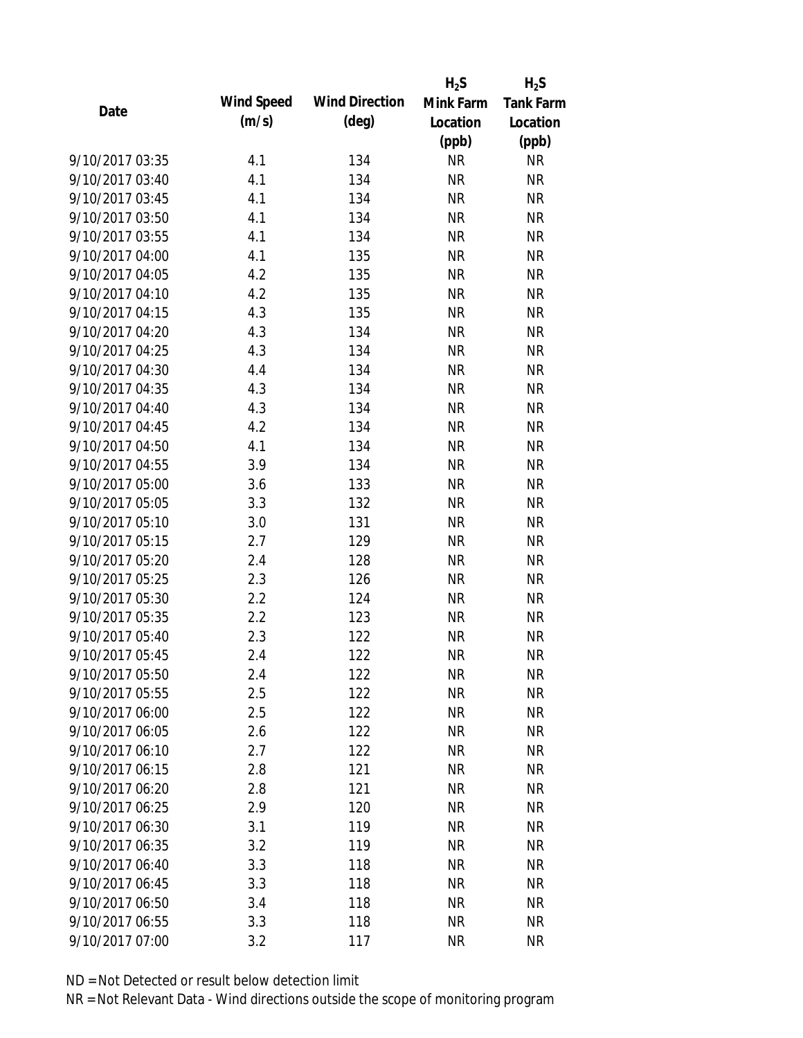| Date | Wind Speed (m/s) | Wind Direction (deg) | $H_2S$ Mink Farm Location (ppb) | $H_2S$ Tank Farm Location (ppb) |
|---|---|---|---|---|
| 9/10/2017 03:35 | 4.1 | 134 | NR | NR |
| 9/10/2017 03:40 | 4.1 | 134 | NR | NR |
| 9/10/2017 03:45 | 4.1 | 134 | NR | NR |
| 9/10/2017 03:50 | 4.1 | 134 | NR | NR |
| 9/10/2017 03:55 | 4.1 | 134 | NR | NR |
| 9/10/2017 04:00 | 4.1 | 135 | NR | NR |
| 9/10/2017 04:05 | 4.2 | 135 | NR | NR |
| 9/10/2017 04:10 | 4.2 | 135 | NR | NR |
| 9/10/2017 04:15 | 4.3 | 135 | NR | NR |
| 9/10/2017 04:20 | 4.3 | 134 | NR | NR |
| 9/10/2017 04:25 | 4.3 | 134 | NR | NR |
| 9/10/2017 04:30 | 4.4 | 134 | NR | NR |
| 9/10/2017 04:35 | 4.3 | 134 | NR | NR |
| 9/10/2017 04:40 | 4.3 | 134 | NR | NR |
| 9/10/2017 04:45 | 4.2 | 134 | NR | NR |
| 9/10/2017 04:50 | 4.1 | 134 | NR | NR |
| 9/10/2017 04:55 | 3.9 | 134 | NR | NR |
| 9/10/2017 05:00 | 3.6 | 133 | NR | NR |
| 9/10/2017 05:05 | 3.3 | 132 | NR | NR |
| 9/10/2017 05:10 | 3.0 | 131 | NR | NR |
| 9/10/2017 05:15 | 2.7 | 129 | NR | NR |
| 9/10/2017 05:20 | 2.4 | 128 | NR | NR |
| 9/10/2017 05:25 | 2.3 | 126 | NR | NR |
| 9/10/2017 05:30 | 2.2 | 124 | NR | NR |
| 9/10/2017 05:35 | 2.2 | 123 | NR | NR |
| 9/10/2017 05:40 | 2.3 | 122 | NR | NR |
| 9/10/2017 05:45 | 2.4 | 122 | NR | NR |
| 9/10/2017 05:50 | 2.4 | 122 | NR | NR |
| 9/10/2017 05:55 | 2.5 | 122 | NR | NR |
| 9/10/2017 06:00 | 2.5 | 122 | NR | NR |
| 9/10/2017 06:05 | 2.6 | 122 | NR | NR |
| 9/10/2017 06:10 | 2.7 | 122 | NR | NR |
| 9/10/2017 06:15 | 2.8 | 121 | NR | NR |
| 9/10/2017 06:20 | 2.8 | 121 | NR | NR |
| 9/10/2017 06:25 | 2.9 | 120 | NR | NR |
| 9/10/2017 06:30 | 3.1 | 119 | NR | NR |
| 9/10/2017 06:35 | 3.2 | 119 | NR | NR |
| 9/10/2017 06:40 | 3.3 | 118 | NR | NR |
| 9/10/2017 06:45 | 3.3 | 118 | NR | NR |
| 9/10/2017 06:50 | 3.4 | 118 | NR | NR |
| 9/10/2017 06:55 | 3.3 | 118 | NR | NR |
| 9/10/2017 07:00 | 3.2 | 117 | NR | NR |

ND = Not Detected or result below detection limit

NR = Not Relevant Data - Wind directions outside the scope of monitoring program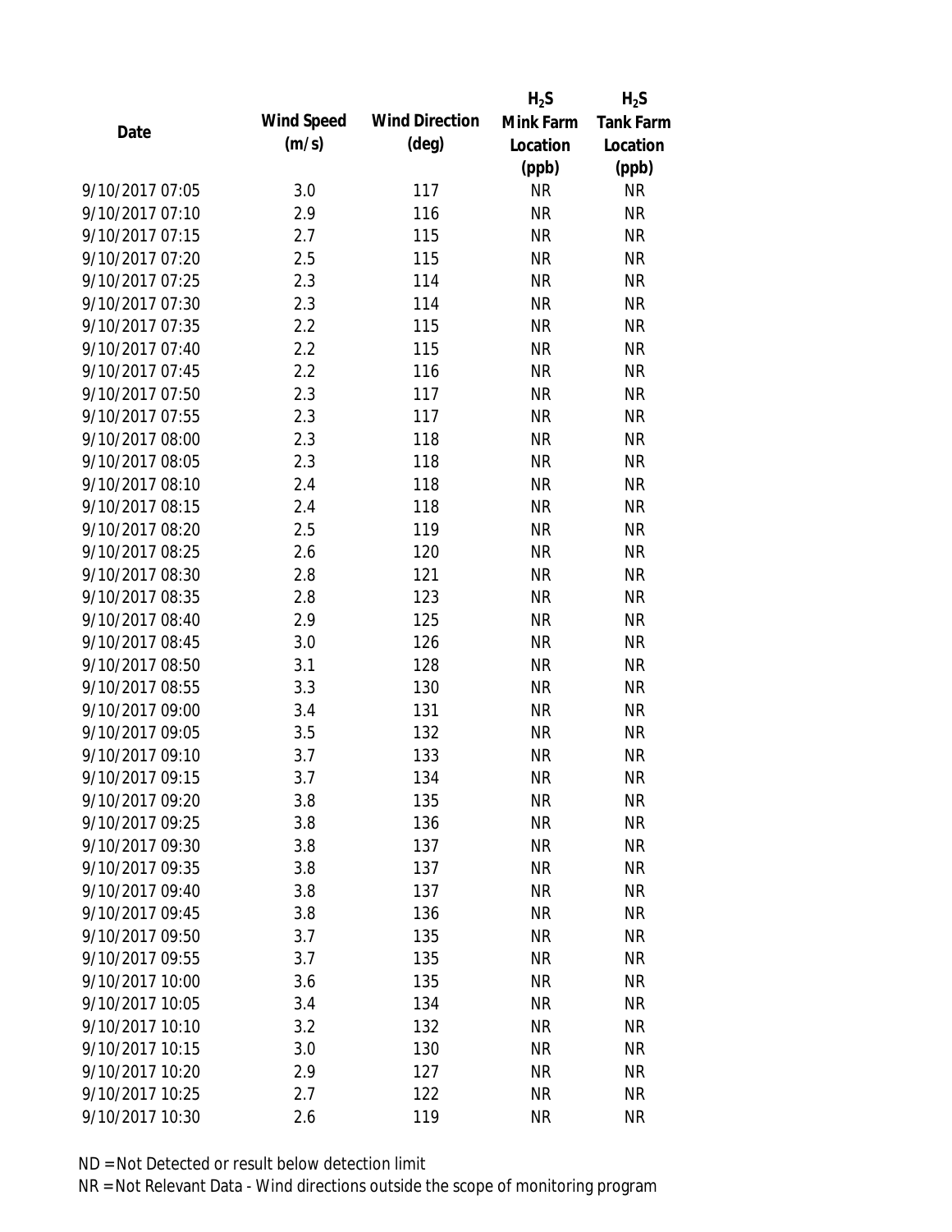| Date | Wind Speed (m/s) | Wind Direction (deg) | $H_2S$ Mink Farm Location (ppb) | $H_2S$ Tank Farm Location (ppb) |
|---|---|---|---|---|
| 9/10/2017 07:05 | 3.0 | 117 | NR | NR |
| 9/10/2017 07:10 | 2.9 | 116 | NR | NR |
| 9/10/2017 07:15 | 2.7 | 115 | NR | NR |
| 9/10/2017 07:20 | 2.5 | 115 | NR | NR |
| 9/10/2017 07:25 | 2.3 | 114 | NR | NR |
| 9/10/2017 07:30 | 2.3 | 114 | NR | NR |
| 9/10/2017 07:35 | 2.2 | 115 | NR | NR |
| 9/10/2017 07:40 | 2.2 | 115 | NR | NR |
| 9/10/2017 07:45 | 2.2 | 116 | NR | NR |
| 9/10/2017 07:50 | 2.3 | 117 | NR | NR |
| 9/10/2017 07:55 | 2.3 | 117 | NR | NR |
| 9/10/2017 08:00 | 2.3 | 118 | NR | NR |
| 9/10/2017 08:05 | 2.3 | 118 | NR | NR |
| 9/10/2017 08:10 | 2.4 | 118 | NR | NR |
| 9/10/2017 08:15 | 2.4 | 118 | NR | NR |
| 9/10/2017 08:20 | 2.5 | 119 | NR | NR |
| 9/10/2017 08:25 | 2.6 | 120 | NR | NR |
| 9/10/2017 08:30 | 2.8 | 121 | NR | NR |
| 9/10/2017 08:35 | 2.8 | 123 | NR | NR |
| 9/10/2017 08:40 | 2.9 | 125 | NR | NR |
| 9/10/2017 08:45 | 3.0 | 126 | NR | NR |
| 9/10/2017 08:50 | 3.1 | 128 | NR | NR |
| 9/10/2017 08:55 | 3.3 | 130 | NR | NR |
| 9/10/2017 09:00 | 3.4 | 131 | NR | NR |
| 9/10/2017 09:05 | 3.5 | 132 | NR | NR |
| 9/10/2017 09:10 | 3.7 | 133 | NR | NR |
| 9/10/2017 09:15 | 3.7 | 134 | NR | NR |
| 9/10/2017 09:20 | 3.8 | 135 | NR | NR |
| 9/10/2017 09:25 | 3.8 | 136 | NR | NR |
| 9/10/2017 09:30 | 3.8 | 137 | NR | NR |
| 9/10/2017 09:35 | 3.8 | 137 | NR | NR |
| 9/10/2017 09:40 | 3.8 | 137 | NR | NR |
| 9/10/2017 09:45 | 3.8 | 136 | NR | NR |
| 9/10/2017 09:50 | 3.7 | 135 | NR | NR |
| 9/10/2017 09:55 | 3.7 | 135 | NR | NR |
| 9/10/2017 10:00 | 3.6 | 135 | NR | NR |
| 9/10/2017 10:05 | 3.4 | 134 | NR | NR |
| 9/10/2017 10:10 | 3.2 | 132 | NR | NR |
| 9/10/2017 10:15 | 3.0 | 130 | NR | NR |
| 9/10/2017 10:20 | 2.9 | 127 | NR | NR |
| 9/10/2017 10:25 | 2.7 | 122 | NR | NR |
| 9/10/2017 10:30 | 2.6 | 119 | NR | NR |

ND = Not Detected or result below detection limit

NR = Not Relevant Data - Wind directions outside the scope of monitoring program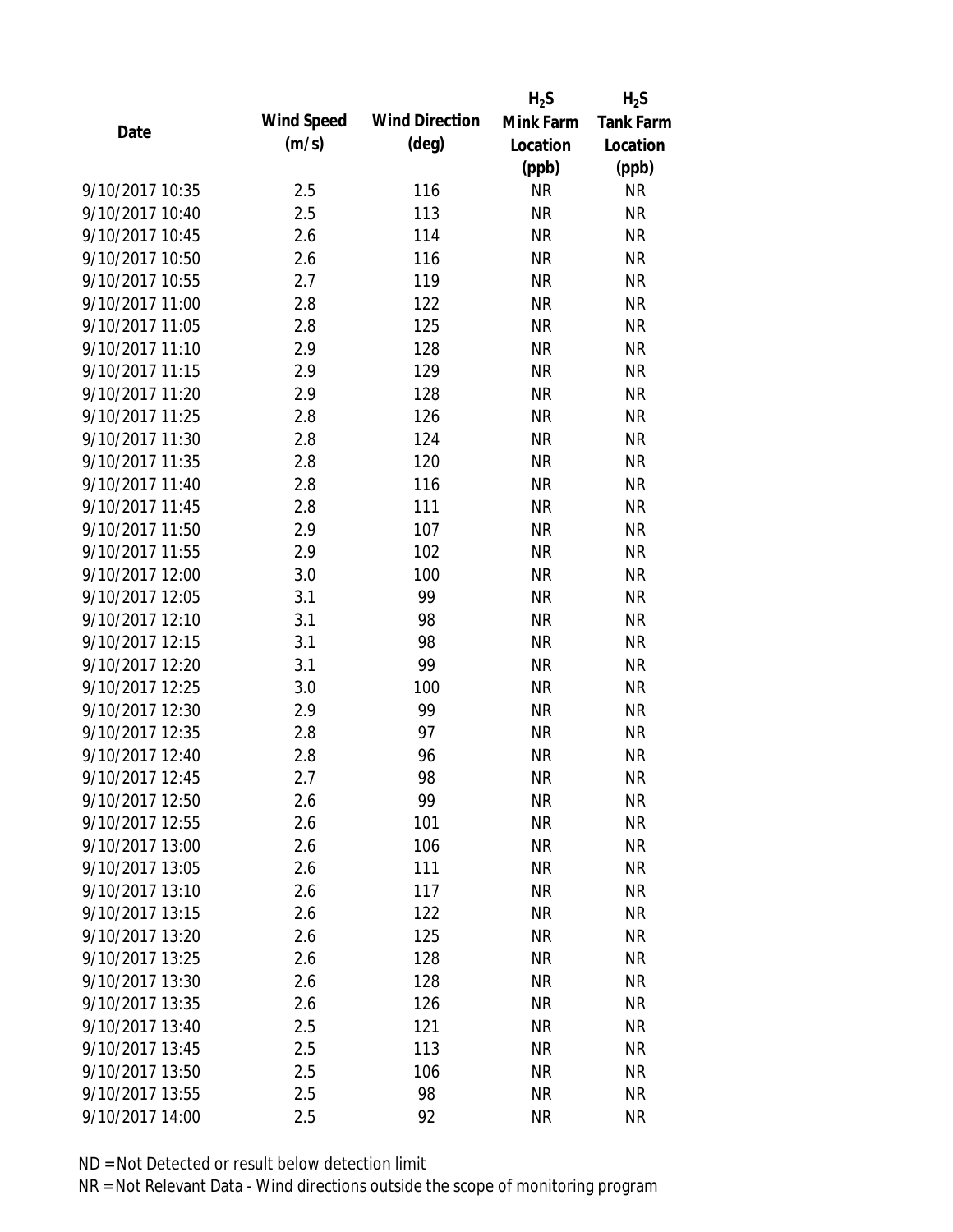| Date | Wind Speed (m/s) | Wind Direction (deg) | $H_2S$ Mink Farm Location (ppb) | $H_2S$ Tank Farm Location (ppb) |
|---|---|---|---|---|
| 9/10/2017 10:35 | 2.5 | 116 | NR | NR |
| 9/10/2017 10:40 | 2.5 | 113 | NR | NR |
| 9/10/2017 10:45 | 2.6 | 114 | NR | NR |
| 9/10/2017 10:50 | 2.6 | 116 | NR | NR |
| 9/10/2017 10:55 | 2.7 | 119 | NR | NR |
| 9/10/2017 11:00 | 2.8 | 122 | NR | NR |
| 9/10/2017 11:05 | 2.8 | 125 | NR | NR |
| 9/10/2017 11:10 | 2.9 | 128 | NR | NR |
| 9/10/2017 11:15 | 2.9 | 129 | NR | NR |
| 9/10/2017 11:20 | 2.9 | 128 | NR | NR |
| 9/10/2017 11:25 | 2.8 | 126 | NR | NR |
| 9/10/2017 11:30 | 2.8 | 124 | NR | NR |
| 9/10/2017 11:35 | 2.8 | 120 | NR | NR |
| 9/10/2017 11:40 | 2.8 | 116 | NR | NR |
| 9/10/2017 11:45 | 2.8 | 111 | NR | NR |
| 9/10/2017 11:50 | 2.9 | 107 | NR | NR |
| 9/10/2017 11:55 | 2.9 | 102 | NR | NR |
| 9/10/2017 12:00 | 3.0 | 100 | NR | NR |
| 9/10/2017 12:05 | 3.1 | 99 | NR | NR |
| 9/10/2017 12:10 | 3.1 | 98 | NR | NR |
| 9/10/2017 12:15 | 3.1 | 98 | NR | NR |
| 9/10/2017 12:20 | 3.1 | 99 | NR | NR |
| 9/10/2017 12:25 | 3.0 | 100 | NR | NR |
| 9/10/2017 12:30 | 2.9 | 99 | NR | NR |
| 9/10/2017 12:35 | 2.8 | 97 | NR | NR |
| 9/10/2017 12:40 | 2.8 | 96 | NR | NR |
| 9/10/2017 12:45 | 2.7 | 98 | NR | NR |
| 9/10/2017 12:50 | 2.6 | 99 | NR | NR |
| 9/10/2017 12:55 | 2.6 | 101 | NR | NR |
| 9/10/2017 13:00 | 2.6 | 106 | NR | NR |
| 9/10/2017 13:05 | 2.6 | 111 | NR | NR |
| 9/10/2017 13:10 | 2.6 | 117 | NR | NR |
| 9/10/2017 13:15 | 2.6 | 122 | NR | NR |
| 9/10/2017 13:20 | 2.6 | 125 | NR | NR |
| 9/10/2017 13:25 | 2.6 | 128 | NR | NR |
| 9/10/2017 13:30 | 2.6 | 128 | NR | NR |
| 9/10/2017 13:35 | 2.6 | 126 | NR | NR |
| 9/10/2017 13:40 | 2.5 | 121 | NR | NR |
| 9/10/2017 13:45 | 2.5 | 113 | NR | NR |
| 9/10/2017 13:50 | 2.5 | 106 | NR | NR |
| 9/10/2017 13:55 | 2.5 | 98 | NR | NR |
| 9/10/2017 14:00 | 2.5 | 92 | NR | NR |

ND = Not Detected or result below detection limit

NR = Not Relevant Data - Wind directions outside the scope of monitoring program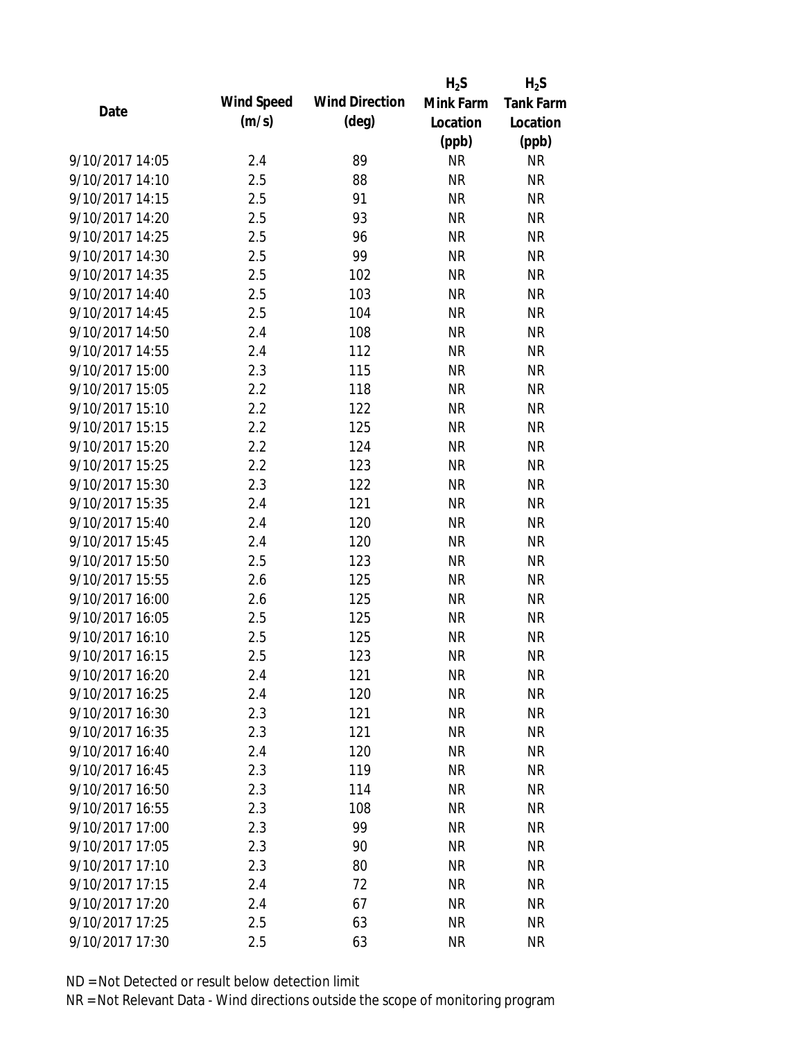| Date | Wind Speed (m/s) | Wind Direction (deg) | $H_2S$ Mink Farm Location (ppb) | $H_2S$ Tank Farm Location (ppb) |
|---|---|---|---|---|
| 9/10/2017 14:05 | 2.4 | 89 | NR | NR |
| 9/10/2017 14:10 | 2.5 | 88 | NR | NR |
| 9/10/2017 14:15 | 2.5 | 91 | NR | NR |
| 9/10/2017 14:20 | 2.5 | 93 | NR | NR |
| 9/10/2017 14:25 | 2.5 | 96 | NR | NR |
| 9/10/2017 14:30 | 2.5 | 99 | NR | NR |
| 9/10/2017 14:35 | 2.5 | 102 | NR | NR |
| 9/10/2017 14:40 | 2.5 | 103 | NR | NR |
| 9/10/2017 14:45 | 2.5 | 104 | NR | NR |
| 9/10/2017 14:50 | 2.4 | 108 | NR | NR |
| 9/10/2017 14:55 | 2.4 | 112 | NR | NR |
| 9/10/2017 15:00 | 2.3 | 115 | NR | NR |
| 9/10/2017 15:05 | 2.2 | 118 | NR | NR |
| 9/10/2017 15:10 | 2.2 | 122 | NR | NR |
| 9/10/2017 15:15 | 2.2 | 125 | NR | NR |
| 9/10/2017 15:20 | 2.2 | 124 | NR | NR |
| 9/10/2017 15:25 | 2.2 | 123 | NR | NR |
| 9/10/2017 15:30 | 2.3 | 122 | NR | NR |
| 9/10/2017 15:35 | 2.4 | 121 | NR | NR |
| 9/10/2017 15:40 | 2.4 | 120 | NR | NR |
| 9/10/2017 15:45 | 2.4 | 120 | NR | NR |
| 9/10/2017 15:50 | 2.5 | 123 | NR | NR |
| 9/10/2017 15:55 | 2.6 | 125 | NR | NR |
| 9/10/2017 16:00 | 2.6 | 125 | NR | NR |
| 9/10/2017 16:05 | 2.5 | 125 | NR | NR |
| 9/10/2017 16:10 | 2.5 | 125 | NR | NR |
| 9/10/2017 16:15 | 2.5 | 123 | NR | NR |
| 9/10/2017 16:20 | 2.4 | 121 | NR | NR |
| 9/10/2017 16:25 | 2.4 | 120 | NR | NR |
| 9/10/2017 16:30 | 2.3 | 121 | NR | NR |
| 9/10/2017 16:35 | 2.3 | 121 | NR | NR |
| 9/10/2017 16:40 | 2.4 | 120 | NR | NR |
| 9/10/2017 16:45 | 2.3 | 119 | NR | NR |
| 9/10/2017 16:50 | 2.3 | 114 | NR | NR |
| 9/10/2017 16:55 | 2.3 | 108 | NR | NR |
| 9/10/2017 17:00 | 2.3 | 99 | NR | NR |
| 9/10/2017 17:05 | 2.3 | 90 | NR | NR |
| 9/10/2017 17:10 | 2.3 | 80 | NR | NR |
| 9/10/2017 17:15 | 2.4 | 72 | NR | NR |
| 9/10/2017 17:20 | 2.4 | 67 | NR | NR |
| 9/10/2017 17:25 | 2.5 | 63 | NR | NR |
| 9/10/2017 17:30 | 2.5 | 63 | NR | NR |

ND = Not Detected or result below detection limit

NR = Not Relevant Data - Wind directions outside the scope of monitoring program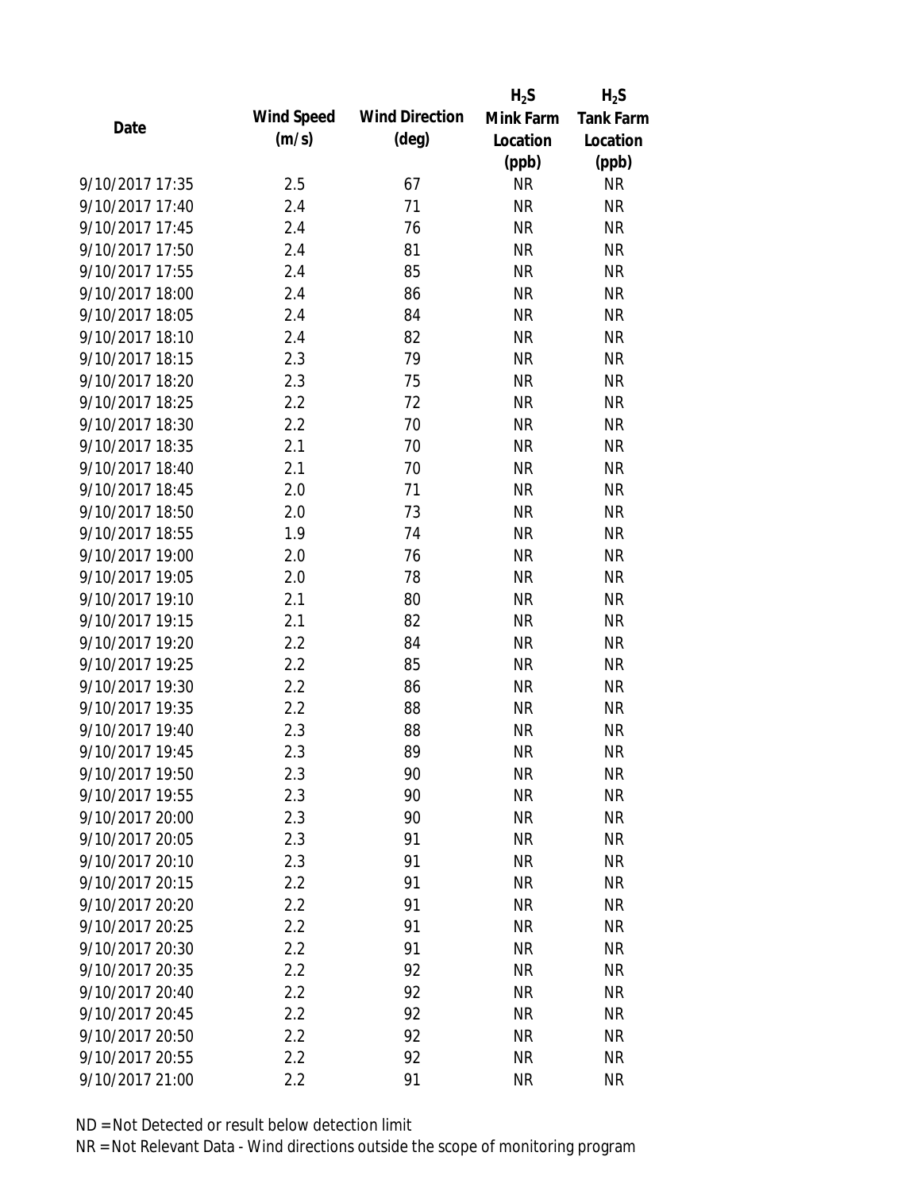| Date | Wind Speed (m/s) | Wind Direction (deg) | $H_2S$ Mink Farm Location (ppb) | $H_2S$ Tank Farm Location (ppb) |
| --- | --- | --- | --- | --- |
| 9/10/2017 17:35 | 2.5 | 67 | NR | NR |
| 9/10/2017 17:40 | 2.4 | 71 | NR | NR |
| 9/10/2017 17:45 | 2.4 | 76 | NR | NR |
| 9/10/2017 17:50 | 2.4 | 81 | NR | NR |
| 9/10/2017 17:55 | 2.4 | 85 | NR | NR |
| 9/10/2017 18:00 | 2.4 | 86 | NR | NR |
| 9/10/2017 18:05 | 2.4 | 84 | NR | NR |
| 9/10/2017 18:10 | 2.4 | 82 | NR | NR |
| 9/10/2017 18:15 | 2.3 | 79 | NR | NR |
| 9/10/2017 18:20 | 2.3 | 75 | NR | NR |
| 9/10/2017 18:25 | 2.2 | 72 | NR | NR |
| 9/10/2017 18:30 | 2.2 | 70 | NR | NR |
| 9/10/2017 18:35 | 2.1 | 70 | NR | NR |
| 9/10/2017 18:40 | 2.1 | 70 | NR | NR |
| 9/10/2017 18:45 | 2.0 | 71 | NR | NR |
| 9/10/2017 18:50 | 2.0 | 73 | NR | NR |
| 9/10/2017 18:55 | 1.9 | 74 | NR | NR |
| 9/10/2017 19:00 | 2.0 | 76 | NR | NR |
| 9/10/2017 19:05 | 2.0 | 78 | NR | NR |
| 9/10/2017 19:10 | 2.1 | 80 | NR | NR |
| 9/10/2017 19:15 | 2.1 | 82 | NR | NR |
| 9/10/2017 19:20 | 2.2 | 84 | NR | NR |
| 9/10/2017 19:25 | 2.2 | 85 | NR | NR |
| 9/10/2017 19:30 | 2.2 | 86 | NR | NR |
| 9/10/2017 19:35 | 2.2 | 88 | NR | NR |
| 9/10/2017 19:40 | 2.3 | 88 | NR | NR |
| 9/10/2017 19:45 | 2.3 | 89 | NR | NR |
| 9/10/2017 19:50 | 2.3 | 90 | NR | NR |
| 9/10/2017 19:55 | 2.3 | 90 | NR | NR |
| 9/10/2017 20:00 | 2.3 | 90 | NR | NR |
| 9/10/2017 20:05 | 2.3 | 91 | NR | NR |
| 9/10/2017 20:10 | 2.3 | 91 | NR | NR |
| 9/10/2017 20:15 | 2.2 | 91 | NR | NR |
| 9/10/2017 20:20 | 2.2 | 91 | NR | NR |
| 9/10/2017 20:25 | 2.2 | 91 | NR | NR |
| 9/10/2017 20:30 | 2.2 | 91 | NR | NR |
| 9/10/2017 20:35 | 2.2 | 92 | NR | NR |
| 9/10/2017 20:40 | 2.2 | 92 | NR | NR |
| 9/10/2017 20:45 | 2.2 | 92 | NR | NR |
| 9/10/2017 20:50 | 2.2 | 92 | NR | NR |
| 9/10/2017 20:55 | 2.2 | 92 | NR | NR |
| 9/10/2017 21:00 | 2.2 | 91 | NR | NR |

ND = Not Detected or result below detection limit

NR = Not Relevant Data - Wind directions outside the scope of monitoring program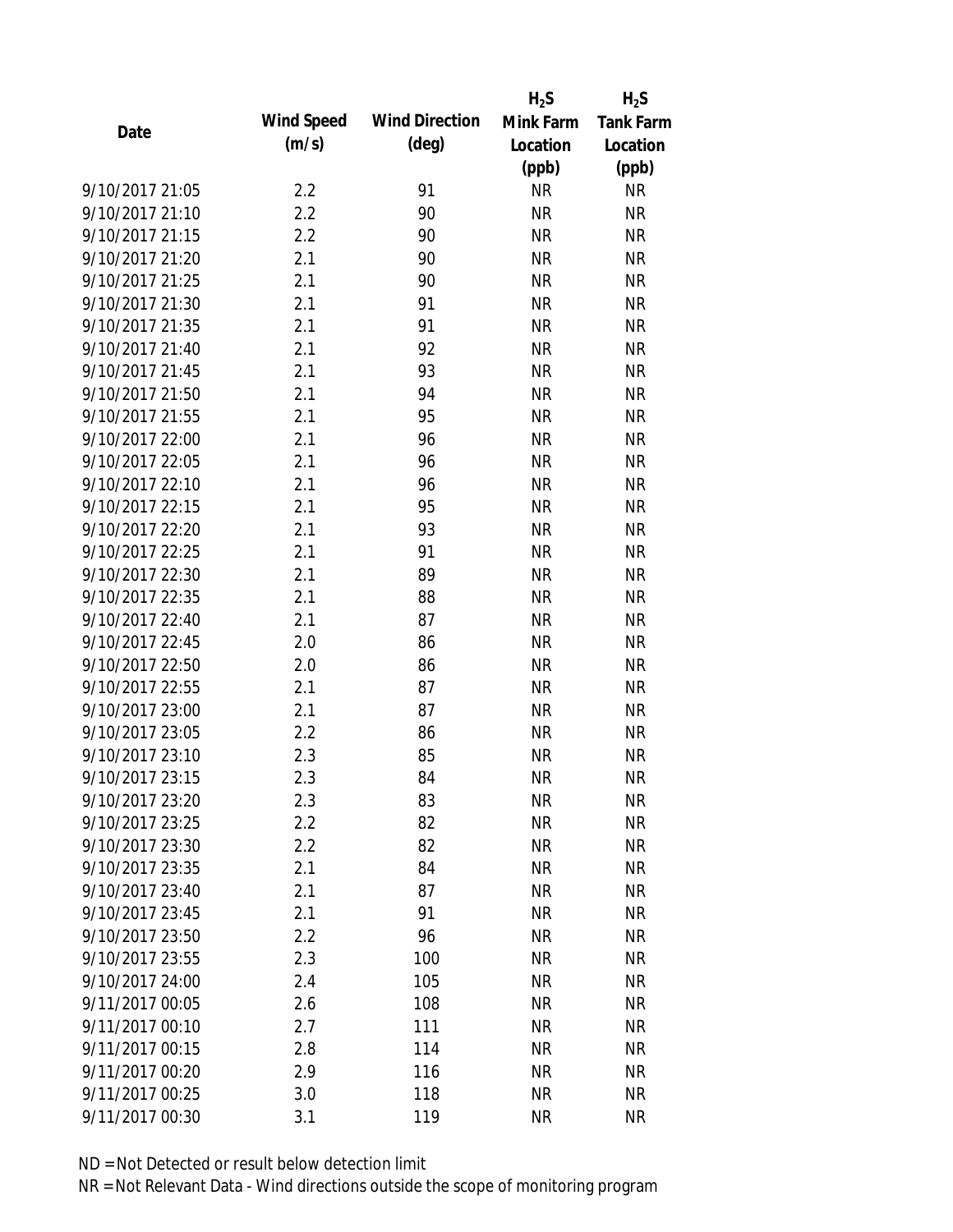| Date | Wind Speed (m/s) | Wind Direction (deg) | $H_2S$ Mink Farm Location (ppb) | $H_2S$ Tank Farm Location (ppb) |
| --- | --- | --- | --- | --- |
| 9/10/2017 21:05 | 2.2 | 91 | NR | NR |
| 9/10/2017 21:10 | 2.2 | 90 | NR | NR |
| 9/10/2017 21:15 | 2.2 | 90 | NR | NR |
| 9/10/2017 21:20 | 2.1 | 90 | NR | NR |
| 9/10/2017 21:25 | 2.1 | 90 | NR | NR |
| 9/10/2017 21:30 | 2.1 | 91 | NR | NR |
| 9/10/2017 21:35 | 2.1 | 91 | NR | NR |
| 9/10/2017 21:40 | 2.1 | 92 | NR | NR |
| 9/10/2017 21:45 | 2.1 | 93 | NR | NR |
| 9/10/2017 21:50 | 2.1 | 94 | NR | NR |
| 9/10/2017 21:55 | 2.1 | 95 | NR | NR |
| 9/10/2017 22:00 | 2.1 | 96 | NR | NR |
| 9/10/2017 22:05 | 2.1 | 96 | NR | NR |
| 9/10/2017 22:10 | 2.1 | 96 | NR | NR |
| 9/10/2017 22:15 | 2.1 | 95 | NR | NR |
| 9/10/2017 22:20 | 2.1 | 93 | NR | NR |
| 9/10/2017 22:25 | 2.1 | 91 | NR | NR |
| 9/10/2017 22:30 | 2.1 | 89 | NR | NR |
| 9/10/2017 22:35 | 2.1 | 88 | NR | NR |
| 9/10/2017 22:40 | 2.1 | 87 | NR | NR |
| 9/10/2017 22:45 | 2.0 | 86 | NR | NR |
| 9/10/2017 22:50 | 2.0 | 86 | NR | NR |
| 9/10/2017 22:55 | 2.1 | 87 | NR | NR |
| 9/10/2017 23:00 | 2.1 | 87 | NR | NR |
| 9/10/2017 23:05 | 2.2 | 86 | NR | NR |
| 9/10/2017 23:10 | 2.3 | 85 | NR | NR |
| 9/10/2017 23:15 | 2.3 | 84 | NR | NR |
| 9/10/2017 23:20 | 2.3 | 83 | NR | NR |
| 9/10/2017 23:25 | 2.2 | 82 | NR | NR |
| 9/10/2017 23:30 | 2.2 | 82 | NR | NR |
| 9/10/2017 23:35 | 2.1 | 84 | NR | NR |
| 9/10/2017 23:40 | 2.1 | 87 | NR | NR |
| 9/10/2017 23:45 | 2.1 | 91 | NR | NR |
| 9/10/2017 23:50 | 2.2 | 96 | NR | NR |
| 9/10/2017 23:55 | 2.3 | 100 | NR | NR |
| 9/10/2017 24:00 | 2.4 | 105 | NR | NR |
| 9/11/2017 00:05 | 2.6 | 108 | NR | NR |
| 9/11/2017 00:10 | 2.7 | 111 | NR | NR |
| 9/11/2017 00:15 | 2.8 | 114 | NR | NR |
| 9/11/2017 00:20 | 2.9 | 116 | NR | NR |
| 9/11/2017 00:25 | 3.0 | 118 | NR | NR |
| 9/11/2017 00:30 | 3.1 | 119 | NR | NR |

ND = Not Detected or result below detection limit

NR = Not Relevant Data - Wind directions outside the scope of monitoring program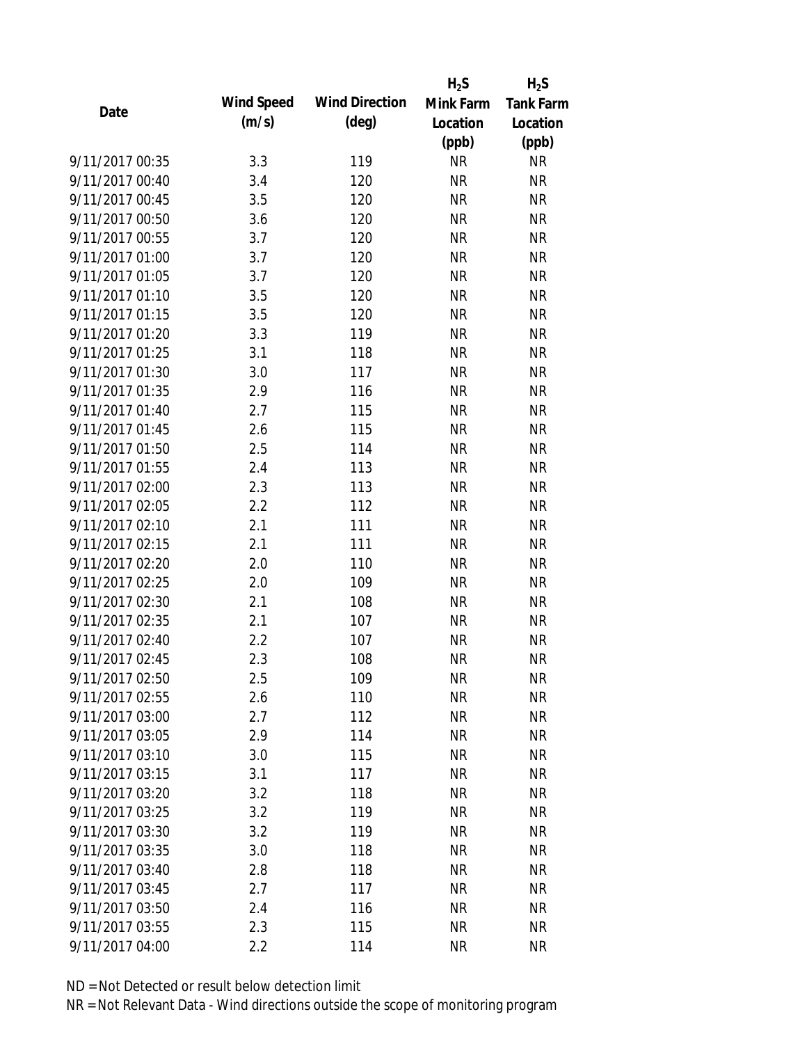| Date | Wind Speed (m/s) | Wind Direction (deg) | $H_2S$ Mink Farm Location (ppb) | $H_2S$ Tank Farm Location (ppb) |
|---|---|---|---|---|
| 9/11/2017 00:35 | 3.3 | 119 | NR | NR |
| 9/11/2017 00:40 | 3.4 | 120 | NR | NR |
| 9/11/2017 00:45 | 3.5 | 120 | NR | NR |
| 9/11/2017 00:50 | 3.6 | 120 | NR | NR |
| 9/11/2017 00:55 | 3.7 | 120 | NR | NR |
| 9/11/2017 01:00 | 3.7 | 120 | NR | NR |
| 9/11/2017 01:05 | 3.7 | 120 | NR | NR |
| 9/11/2017 01:10 | 3.5 | 120 | NR | NR |
| 9/11/2017 01:15 | 3.5 | 120 | NR | NR |
| 9/11/2017 01:20 | 3.3 | 119 | NR | NR |
| 9/11/2017 01:25 | 3.1 | 118 | NR | NR |
| 9/11/2017 01:30 | 3.0 | 117 | NR | NR |
| 9/11/2017 01:35 | 2.9 | 116 | NR | NR |
| 9/11/2017 01:40 | 2.7 | 115 | NR | NR |
| 9/11/2017 01:45 | 2.6 | 115 | NR | NR |
| 9/11/2017 01:50 | 2.5 | 114 | NR | NR |
| 9/11/2017 01:55 | 2.4 | 113 | NR | NR |
| 9/11/2017 02:00 | 2.3 | 113 | NR | NR |
| 9/11/2017 02:05 | 2.2 | 112 | NR | NR |
| 9/11/2017 02:10 | 2.1 | 111 | NR | NR |
| 9/11/2017 02:15 | 2.1 | 111 | NR | NR |
| 9/11/2017 02:20 | 2.0 | 110 | NR | NR |
| 9/11/2017 02:25 | 2.0 | 109 | NR | NR |
| 9/11/2017 02:30 | 2.1 | 108 | NR | NR |
| 9/11/2017 02:35 | 2.1 | 107 | NR | NR |
| 9/11/2017 02:40 | 2.2 | 107 | NR | NR |
| 9/11/2017 02:45 | 2.3 | 108 | NR | NR |
| 9/11/2017 02:50 | 2.5 | 109 | NR | NR |
| 9/11/2017 02:55 | 2.6 | 110 | NR | NR |
| 9/11/2017 03:00 | 2.7 | 112 | NR | NR |
| 9/11/2017 03:05 | 2.9 | 114 | NR | NR |
| 9/11/2017 03:10 | 3.0 | 115 | NR | NR |
| 9/11/2017 03:15 | 3.1 | 117 | NR | NR |
| 9/11/2017 03:20 | 3.2 | 118 | NR | NR |
| 9/11/2017 03:25 | 3.2 | 119 | NR | NR |
| 9/11/2017 03:30 | 3.2 | 119 | NR | NR |
| 9/11/2017 03:35 | 3.0 | 118 | NR | NR |
| 9/11/2017 03:40 | 2.8 | 118 | NR | NR |
| 9/11/2017 03:45 | 2.7 | 117 | NR | NR |
| 9/11/2017 03:50 | 2.4 | 116 | NR | NR |
| 9/11/2017 03:55 | 2.3 | 115 | NR | NR |
| 9/11/2017 04:00 | 2.2 | 114 | NR | NR |

ND = Not Detected or result below detection limit

NR = Not Relevant Data - Wind directions outside the scope of monitoring program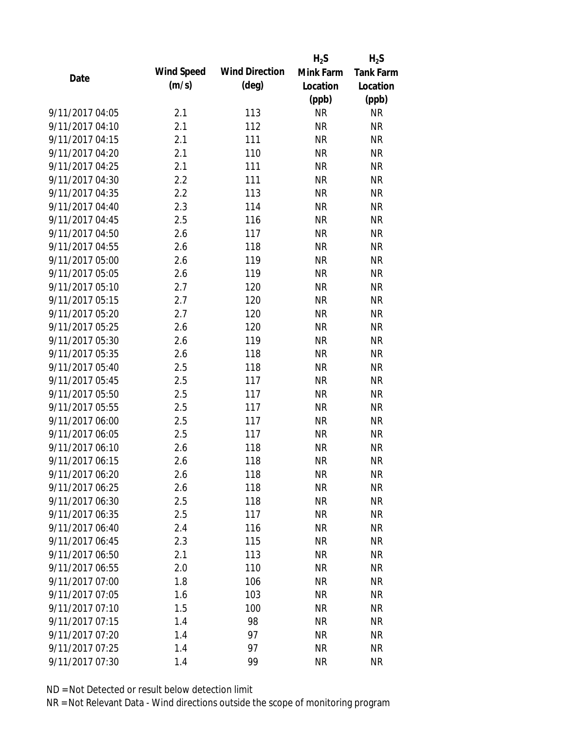| Date | Wind Speed (m/s) | Wind Direction (deg) | $H_2S$ Mink Farm Location (ppb) | $H_2S$ Tank Farm Location (ppb) |
| --- | --- | --- | --- | --- |
| 9/11/2017 04:05 | 2.1 | 113 | NR | NR |
| 9/11/2017 04:10 | 2.1 | 112 | NR | NR |
| 9/11/2017 04:15 | 2.1 | 111 | NR | NR |
| 9/11/2017 04:20 | 2.1 | 110 | NR | NR |
| 9/11/2017 04:25 | 2.1 | 111 | NR | NR |
| 9/11/2017 04:30 | 2.2 | 111 | NR | NR |
| 9/11/2017 04:35 | 2.2 | 113 | NR | NR |
| 9/11/2017 04:40 | 2.3 | 114 | NR | NR |
| 9/11/2017 04:45 | 2.5 | 116 | NR | NR |
| 9/11/2017 04:50 | 2.6 | 117 | NR | NR |
| 9/11/2017 04:55 | 2.6 | 118 | NR | NR |
| 9/11/2017 05:00 | 2.6 | 119 | NR | NR |
| 9/11/2017 05:05 | 2.6 | 119 | NR | NR |
| 9/11/2017 05:10 | 2.7 | 120 | NR | NR |
| 9/11/2017 05:15 | 2.7 | 120 | NR | NR |
| 9/11/2017 05:20 | 2.7 | 120 | NR | NR |
| 9/11/2017 05:25 | 2.6 | 120 | NR | NR |
| 9/11/2017 05:30 | 2.6 | 119 | NR | NR |
| 9/11/2017 05:35 | 2.6 | 118 | NR | NR |
| 9/11/2017 05:40 | 2.5 | 118 | NR | NR |
| 9/11/2017 05:45 | 2.5 | 117 | NR | NR |
| 9/11/2017 05:50 | 2.5 | 117 | NR | NR |
| 9/11/2017 05:55 | 2.5 | 117 | NR | NR |
| 9/11/2017 06:00 | 2.5 | 117 | NR | NR |
| 9/11/2017 06:05 | 2.5 | 117 | NR | NR |
| 9/11/2017 06:10 | 2.6 | 118 | NR | NR |
| 9/11/2017 06:15 | 2.6 | 118 | NR | NR |
| 9/11/2017 06:20 | 2.6 | 118 | NR | NR |
| 9/11/2017 06:25 | 2.6 | 118 | NR | NR |
| 9/11/2017 06:30 | 2.5 | 118 | NR | NR |
| 9/11/2017 06:35 | 2.5 | 117 | NR | NR |
| 9/11/2017 06:40 | 2.4 | 116 | NR | NR |
| 9/11/2017 06:45 | 2.3 | 115 | NR | NR |
| 9/11/2017 06:50 | 2.1 | 113 | NR | NR |
| 9/11/2017 06:55 | 2.0 | 110 | NR | NR |
| 9/11/2017 07:00 | 1.8 | 106 | NR | NR |
| 9/11/2017 07:05 | 1.6 | 103 | NR | NR |
| 9/11/2017 07:10 | 1.5 | 100 | NR | NR |
| 9/11/2017 07:15 | 1.4 | 98 | NR | NR |
| 9/11/2017 07:20 | 1.4 | 97 | NR | NR |
| 9/11/2017 07:25 | 1.4 | 97 | NR | NR |
| 9/11/2017 07:30 | 1.4 | 99 | NR | NR |

ND = Not Detected or result below detection limit

NR = Not Relevant Data - Wind directions outside the scope of monitoring program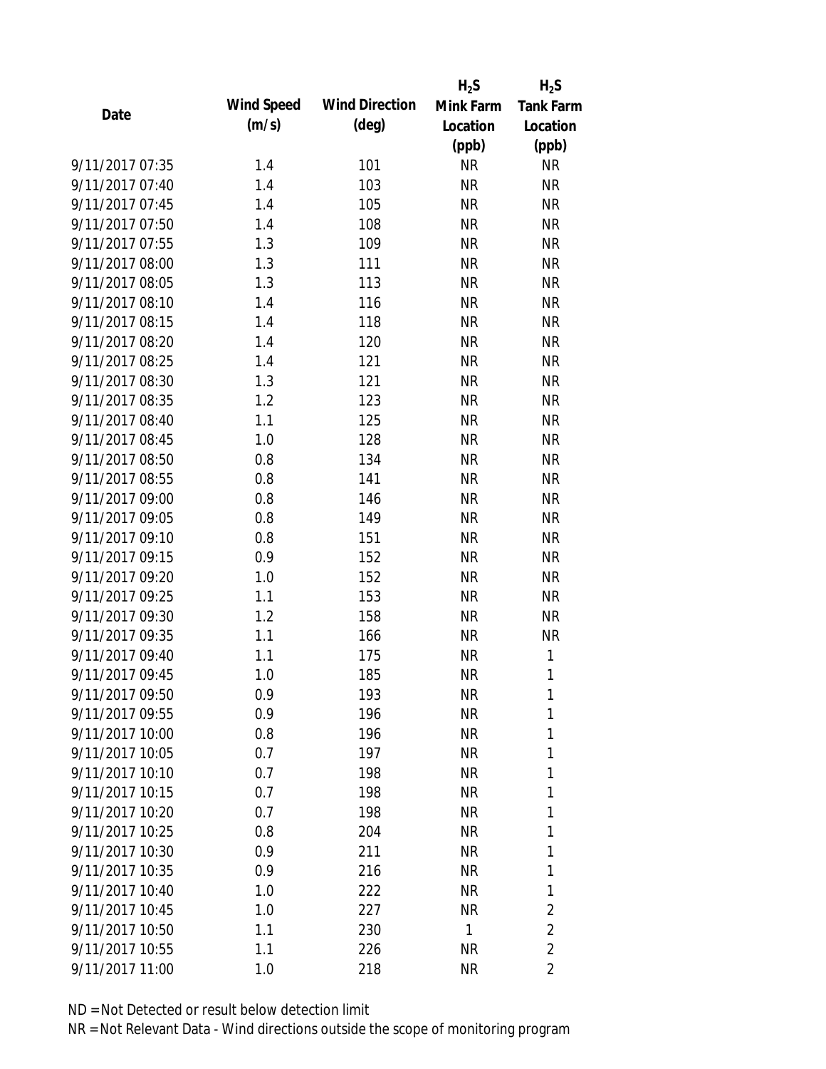| Date | Wind Speed (m/s) | Wind Direction (deg) | $H_2S$ Mink Farm Location (ppb) | $H_2S$ Tank Farm Location (ppb) |
|---|---|---|---|---|
| 9/11/2017 07:35 | 1.4 | 101 | NR | NR |
| 9/11/2017 07:40 | 1.4 | 103 | NR | NR |
| 9/11/2017 07:45 | 1.4 | 105 | NR | NR |
| 9/11/2017 07:50 | 1.4 | 108 | NR | NR |
| 9/11/2017 07:55 | 1.3 | 109 | NR | NR |
| 9/11/2017 08:00 | 1.3 | 111 | NR | NR |
| 9/11/2017 08:05 | 1.3 | 113 | NR | NR |
| 9/11/2017 08:10 | 1.4 | 116 | NR | NR |
| 9/11/2017 08:15 | 1.4 | 118 | NR | NR |
| 9/11/2017 08:20 | 1.4 | 120 | NR | NR |
| 9/11/2017 08:25 | 1.4 | 121 | NR | NR |
| 9/11/2017 08:30 | 1.3 | 121 | NR | NR |
| 9/11/2017 08:35 | 1.2 | 123 | NR | NR |
| 9/11/2017 08:40 | 1.1 | 125 | NR | NR |
| 9/11/2017 08:45 | 1.0 | 128 | NR | NR |
| 9/11/2017 08:50 | 0.8 | 134 | NR | NR |
| 9/11/2017 08:55 | 0.8 | 141 | NR | NR |
| 9/11/2017 09:00 | 0.8 | 146 | NR | NR |
| 9/11/2017 09:05 | 0.8 | 149 | NR | NR |
| 9/11/2017 09:10 | 0.8 | 151 | NR | NR |
| 9/11/2017 09:15 | 0.9 | 152 | NR | NR |
| 9/11/2017 09:20 | 1.0 | 152 | NR | NR |
| 9/11/2017 09:25 | 1.1 | 153 | NR | NR |
| 9/11/2017 09:30 | 1.2 | 158 | NR | NR |
| 9/11/2017 09:35 | 1.1 | 166 | NR | NR |
| 9/11/2017 09:40 | 1.1 | 175 | NR | 1 |
| 9/11/2017 09:45 | 1.0 | 185 | NR | 1 |
| 9/11/2017 09:50 | 0.9 | 193 | NR | 1 |
| 9/11/2017 09:55 | 0.9 | 196 | NR | 1 |
| 9/11/2017 10:00 | 0.8 | 196 | NR | 1 |
| 9/11/2017 10:05 | 0.7 | 197 | NR | 1 |
| 9/11/2017 10:10 | 0.7 | 198 | NR | 1 |
| 9/11/2017 10:15 | 0.7 | 198 | NR | 1 |
| 9/11/2017 10:20 | 0.7 | 198 | NR | 1 |
| 9/11/2017 10:25 | 0.8 | 204 | NR | 1 |
| 9/11/2017 10:30 | 0.9 | 211 | NR | 1 |
| 9/11/2017 10:35 | 0.9 | 216 | NR | 1 |
| 9/11/2017 10:40 | 1.0 | 222 | NR | 1 |
| 9/11/2017 10:45 | 1.0 | 227 | NR | 2 |
| 9/11/2017 10:50 | 1.1 | 230 | 1 | 2 |
| 9/11/2017 10:55 | 1.1 | 226 | NR | 2 |
| 9/11/2017 11:00 | 1.0 | 218 | NR | 2 |

ND = Not Detected or result below detection limit

NR = Not Relevant Data - Wind directions outside the scope of monitoring program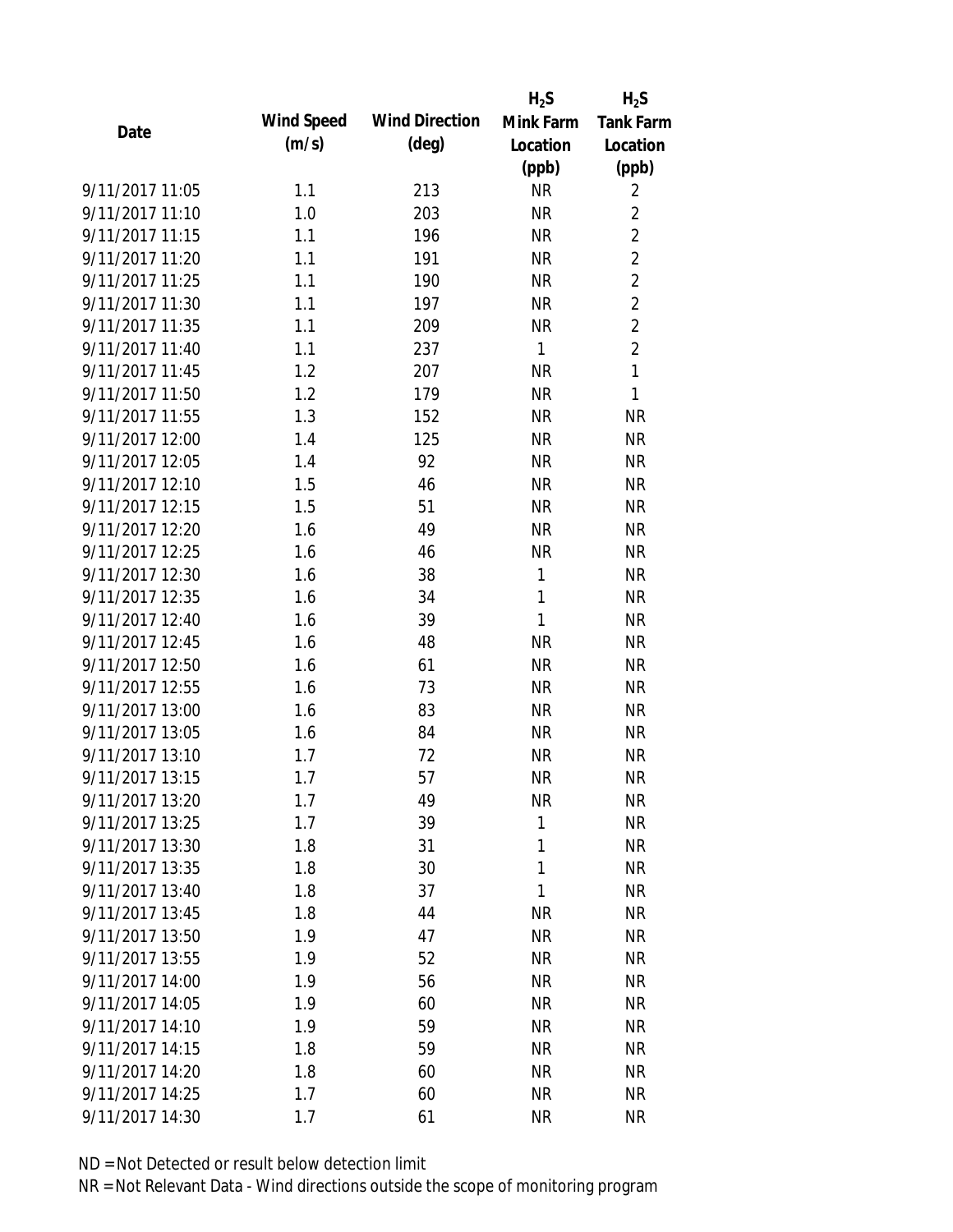| Date | Wind Speed (m/s) | Wind Direction (deg) | $H_2S$ Mink Farm Location (ppb) | $H_2S$ Tank Farm Location (ppb) |
| --- | --- | --- | --- | --- |
| 9/11/2017 11:05 | 1.1 | 213 | NR | 2 |
| 9/11/2017 11:10 | 1.0 | 203 | NR | 2 |
| 9/11/2017 11:15 | 1.1 | 196 | NR | 2 |
| 9/11/2017 11:20 | 1.1 | 191 | NR | 2 |
| 9/11/2017 11:25 | 1.1 | 190 | NR | 2 |
| 9/11/2017 11:30 | 1.1 | 197 | NR | 2 |
| 9/11/2017 11:35 | 1.1 | 209 | NR | 2 |
| 9/11/2017 11:40 | 1.1 | 237 | 1 | 2 |
| 9/11/2017 11:45 | 1.2 | 207 | NR | 1 |
| 9/11/2017 11:50 | 1.2 | 179 | NR | 1 |
| 9/11/2017 11:55 | 1.3 | 152 | NR | NR |
| 9/11/2017 12:00 | 1.4 | 125 | NR | NR |
| 9/11/2017 12:05 | 1.4 | 92 | NR | NR |
| 9/11/2017 12:10 | 1.5 | 46 | NR | NR |
| 9/11/2017 12:15 | 1.5 | 51 | NR | NR |
| 9/11/2017 12:20 | 1.6 | 49 | NR | NR |
| 9/11/2017 12:25 | 1.6 | 46 | NR | NR |
| 9/11/2017 12:30 | 1.6 | 38 | 1 | NR |
| 9/11/2017 12:35 | 1.6 | 34 | 1 | NR |
| 9/11/2017 12:40 | 1.6 | 39 | 1 | NR |
| 9/11/2017 12:45 | 1.6 | 48 | NR | NR |
| 9/11/2017 12:50 | 1.6 | 61 | NR | NR |
| 9/11/2017 12:55 | 1.6 | 73 | NR | NR |
| 9/11/2017 13:00 | 1.6 | 83 | NR | NR |
| 9/11/2017 13:05 | 1.6 | 84 | NR | NR |
| 9/11/2017 13:10 | 1.7 | 72 | NR | NR |
| 9/11/2017 13:15 | 1.7 | 57 | NR | NR |
| 9/11/2017 13:20 | 1.7 | 49 | NR | NR |
| 9/11/2017 13:25 | 1.7 | 39 | 1 | NR |
| 9/11/2017 13:30 | 1.8 | 31 | 1 | NR |
| 9/11/2017 13:35 | 1.8 | 30 | 1 | NR |
| 9/11/2017 13:40 | 1.8 | 37 | 1 | NR |
| 9/11/2017 13:45 | 1.8 | 44 | NR | NR |
| 9/11/2017 13:50 | 1.9 | 47 | NR | NR |
| 9/11/2017 13:55 | 1.9 | 52 | NR | NR |
| 9/11/2017 14:00 | 1.9 | 56 | NR | NR |
| 9/11/2017 14:05 | 1.9 | 60 | NR | NR |
| 9/11/2017 14:10 | 1.9 | 59 | NR | NR |
| 9/11/2017 14:15 | 1.8 | 59 | NR | NR |
| 9/11/2017 14:20 | 1.8 | 60 | NR | NR |
| 9/11/2017 14:25 | 1.7 | 60 | NR | NR |
| 9/11/2017 14:30 | 1.7 | 61 | NR | NR |

ND = Not Detected or result below detection limit

NR = Not Relevant Data - Wind directions outside the scope of monitoring program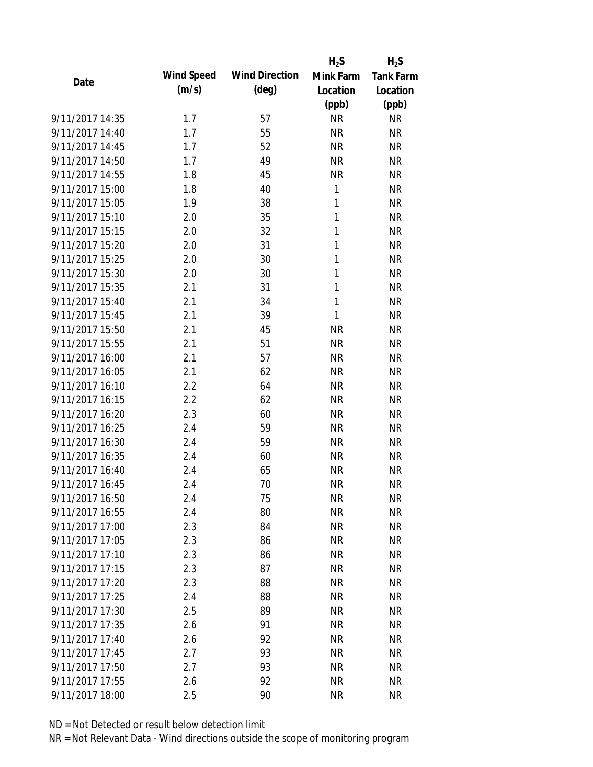| Date | Wind Speed (m/s) | Wind Direction (deg) | $H_2S$ Mink Farm Location (ppb) | $H_2S$ Tank Farm Location (ppb) |
| --- | --- | --- | --- | --- |
| 9/11/2017 14:35 | 1.7 | 57 | NR | NR |
| 9/11/2017 14:40 | 1.7 | 55 | NR | NR |
| 9/11/2017 14:45 | 1.7 | 52 | NR | NR |
| 9/11/2017 14:50 | 1.7 | 49 | NR | NR |
| 9/11/2017 14:55 | 1.8 | 45 | NR | NR |
| 9/11/2017 15:00 | 1.8 | 40 | 1 | NR |
| 9/11/2017 15:05 | 1.9 | 38 | 1 | NR |
| 9/11/2017 15:10 | 2.0 | 35 | 1 | NR |
| 9/11/2017 15:15 | 2.0 | 32 | 1 | NR |
| 9/11/2017 15:20 | 2.0 | 31 | 1 | NR |
| 9/11/2017 15:25 | 2.0 | 30 | 1 | NR |
| 9/11/2017 15:30 | 2.0 | 30 | 1 | NR |
| 9/11/2017 15:35 | 2.1 | 31 | 1 | NR |
| 9/11/2017 15:40 | 2.1 | 34 | 1 | NR |
| 9/11/2017 15:45 | 2.1 | 39 | 1 | NR |
| 9/11/2017 15:50 | 2.1 | 45 | NR | NR |
| 9/11/2017 15:55 | 2.1 | 51 | NR | NR |
| 9/11/2017 16:00 | 2.1 | 57 | NR | NR |
| 9/11/2017 16:05 | 2.1 | 62 | NR | NR |
| 9/11/2017 16:10 | 2.2 | 64 | NR | NR |
| 9/11/2017 16:15 | 2.2 | 62 | NR | NR |
| 9/11/2017 16:20 | 2.3 | 60 | NR | NR |
| 9/11/2017 16:25 | 2.4 | 59 | NR | NR |
| 9/11/2017 16:30 | 2.4 | 59 | NR | NR |
| 9/11/2017 16:35 | 2.4 | 60 | NR | NR |
| 9/11/2017 16:40 | 2.4 | 65 | NR | NR |
| 9/11/2017 16:45 | 2.4 | 70 | NR | NR |
| 9/11/2017 16:50 | 2.4 | 75 | NR | NR |
| 9/11/2017 16:55 | 2.4 | 80 | NR | NR |
| 9/11/2017 17:00 | 2.3 | 84 | NR | NR |
| 9/11/2017 17:05 | 2.3 | 86 | NR | NR |
| 9/11/2017 17:10 | 2.3 | 86 | NR | NR |
| 9/11/2017 17:15 | 2.3 | 87 | NR | NR |
| 9/11/2017 17:20 | 2.3 | 88 | NR | NR |
| 9/11/2017 17:25 | 2.4 | 88 | NR | NR |
| 9/11/2017 17:30 | 2.5 | 89 | NR | NR |
| 9/11/2017 17:35 | 2.6 | 91 | NR | NR |
| 9/11/2017 17:40 | 2.6 | 92 | NR | NR |
| 9/11/2017 17:45 | 2.7 | 93 | NR | NR |
| 9/11/2017 17:50 | 2.7 | 93 | NR | NR |
| 9/11/2017 17:55 | 2.6 | 92 | NR | NR |
| 9/11/2017 18:00 | 2.5 | 90 | NR | NR |

ND = Not Detected or result below detection limit

NR = Not Relevant Data - Wind directions outside the scope of monitoring program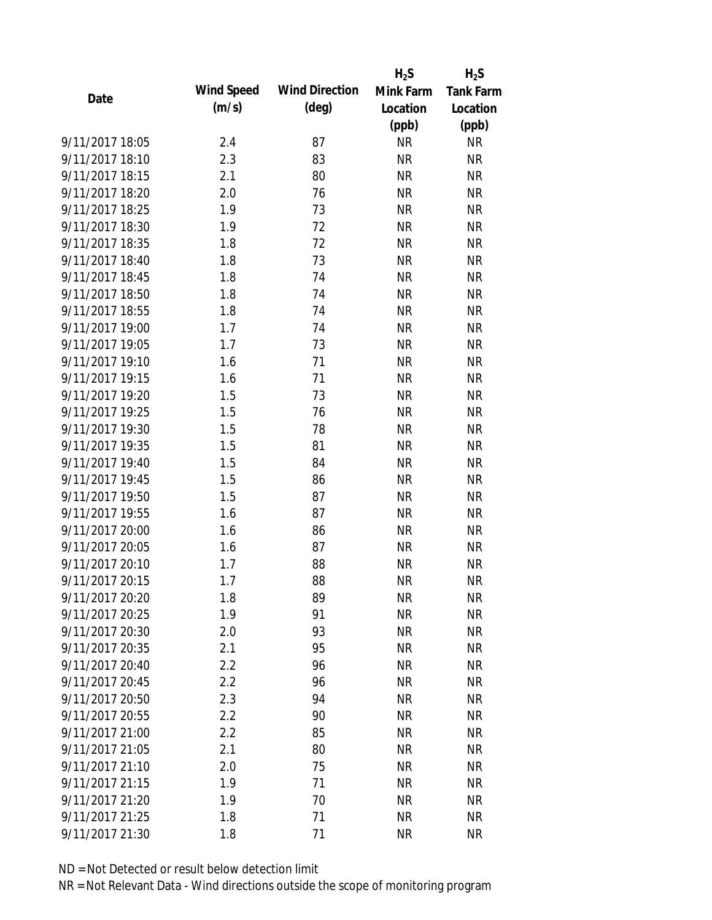| Date | Wind Speed (m/s) | Wind Direction (deg) | $H_2S$ Mink Farm Location (ppb) | $H_2S$ Tank Farm Location (ppb) |
|---|---|---|---|---|
| 9/11/2017 18:05 | 2.4 | 87 | NR | NR |
| 9/11/2017 18:10 | 2.3 | 83 | NR | NR |
| 9/11/2017 18:15 | 2.1 | 80 | NR | NR |
| 9/11/2017 18:20 | 2.0 | 76 | NR | NR |
| 9/11/2017 18:25 | 1.9 | 73 | NR | NR |
| 9/11/2017 18:30 | 1.9 | 72 | NR | NR |
| 9/11/2017 18:35 | 1.8 | 72 | NR | NR |
| 9/11/2017 18:40 | 1.8 | 73 | NR | NR |
| 9/11/2017 18:45 | 1.8 | 74 | NR | NR |
| 9/11/2017 18:50 | 1.8 | 74 | NR | NR |
| 9/11/2017 18:55 | 1.8 | 74 | NR | NR |
| 9/11/2017 19:00 | 1.7 | 74 | NR | NR |
| 9/11/2017 19:05 | 1.7 | 73 | NR | NR |
| 9/11/2017 19:10 | 1.6 | 71 | NR | NR |
| 9/11/2017 19:15 | 1.6 | 71 | NR | NR |
| 9/11/2017 19:20 | 1.5 | 73 | NR | NR |
| 9/11/2017 19:25 | 1.5 | 76 | NR | NR |
| 9/11/2017 19:30 | 1.5 | 78 | NR | NR |
| 9/11/2017 19:35 | 1.5 | 81 | NR | NR |
| 9/11/2017 19:40 | 1.5 | 84 | NR | NR |
| 9/11/2017 19:45 | 1.5 | 86 | NR | NR |
| 9/11/2017 19:50 | 1.5 | 87 | NR | NR |
| 9/11/2017 19:55 | 1.6 | 87 | NR | NR |
| 9/11/2017 20:00 | 1.6 | 86 | NR | NR |
| 9/11/2017 20:05 | 1.6 | 87 | NR | NR |
| 9/11/2017 20:10 | 1.7 | 88 | NR | NR |
| 9/11/2017 20:15 | 1.7 | 88 | NR | NR |
| 9/11/2017 20:20 | 1.8 | 89 | NR | NR |
| 9/11/2017 20:25 | 1.9 | 91 | NR | NR |
| 9/11/2017 20:30 | 2.0 | 93 | NR | NR |
| 9/11/2017 20:35 | 2.1 | 95 | NR | NR |
| 9/11/2017 20:40 | 2.2 | 96 | NR | NR |
| 9/11/2017 20:45 | 2.2 | 96 | NR | NR |
| 9/11/2017 20:50 | 2.3 | 94 | NR | NR |
| 9/11/2017 20:55 | 2.2 | 90 | NR | NR |
| 9/11/2017 21:00 | 2.2 | 85 | NR | NR |
| 9/11/2017 21:05 | 2.1 | 80 | NR | NR |
| 9/11/2017 21:10 | 2.0 | 75 | NR | NR |
| 9/11/2017 21:15 | 1.9 | 71 | NR | NR |
| 9/11/2017 21:20 | 1.9 | 70 | NR | NR |
| 9/11/2017 21:25 | 1.8 | 71 | NR | NR |
| 9/11/2017 21:30 | 1.8 | 71 | NR | NR |

ND = Not Detected or result below detection limit

NR = Not Relevant Data - Wind directions outside the scope of monitoring program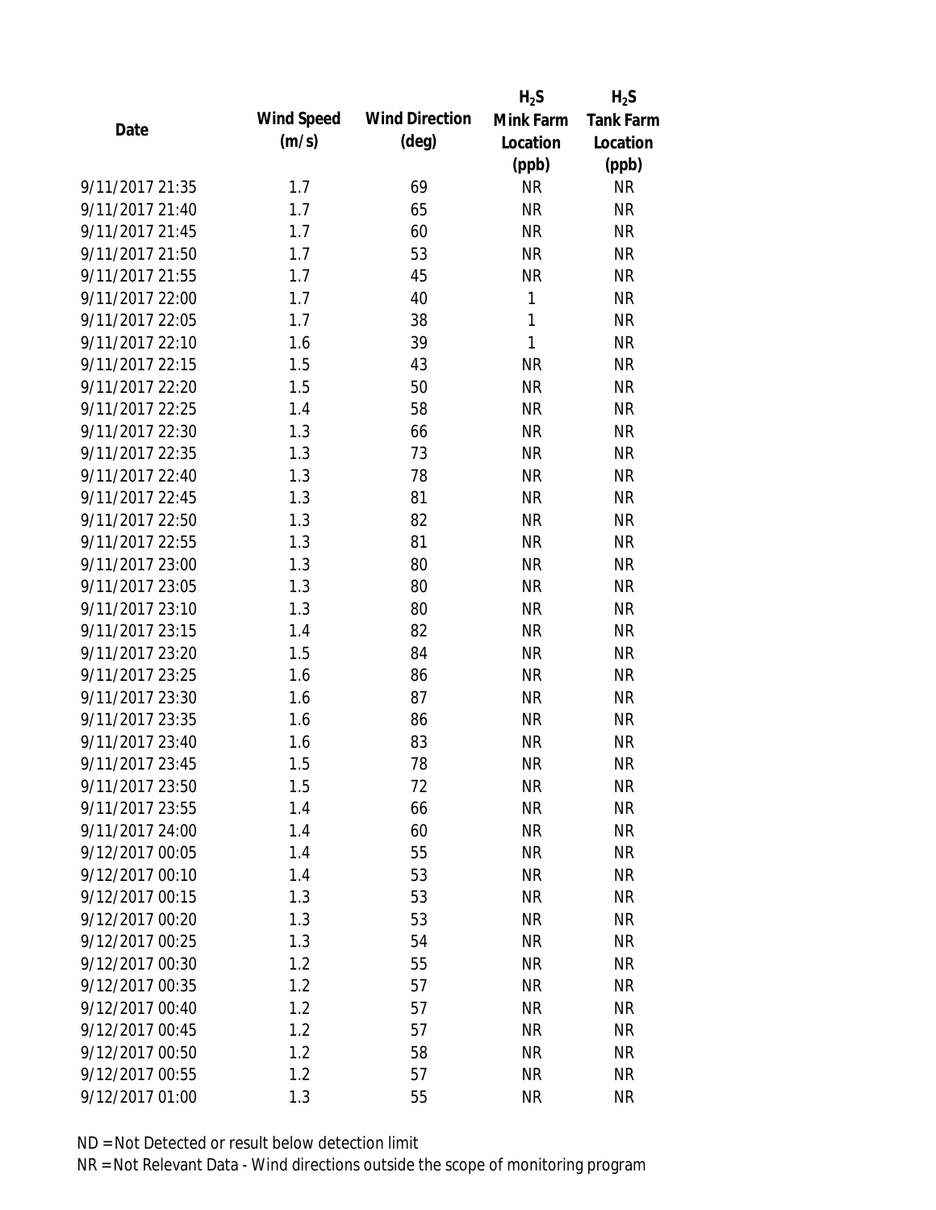| Date | Wind Speed (m/s) | Wind Direction (deg) | $H_2S$ Mink Farm Location (ppb) | $H_2S$ Tank Farm Location (ppb) |
|---|---|---|---|---|
| 9/11/2017 21:35 | 1.7 | 69 | NR | NR |
| 9/11/2017 21:40 | 1.7 | 65 | NR | NR |
| 9/11/2017 21:45 | 1.7 | 60 | NR | NR |
| 9/11/2017 21:50 | 1.7 | 53 | NR | NR |
| 9/11/2017 21:55 | 1.7 | 45 | NR | NR |
| 9/11/2017 22:00 | 1.7 | 40 | 1 | NR |
| 9/11/2017 22:05 | 1.7 | 38 | 1 | NR |
| 9/11/2017 22:10 | 1.6 | 39 | 1 | NR |
| 9/11/2017 22:15 | 1.5 | 43 | NR | NR |
| 9/11/2017 22:20 | 1.5 | 50 | NR | NR |
| 9/11/2017 22:25 | 1.4 | 58 | NR | NR |
| 9/11/2017 22:30 | 1.3 | 66 | NR | NR |
| 9/11/2017 22:35 | 1.3 | 73 | NR | NR |
| 9/11/2017 22:40 | 1.3 | 78 | NR | NR |
| 9/11/2017 22:45 | 1.3 | 81 | NR | NR |
| 9/11/2017 22:50 | 1.3 | 82 | NR | NR |
| 9/11/2017 22:55 | 1.3 | 81 | NR | NR |
| 9/11/2017 23:00 | 1.3 | 80 | NR | NR |
| 9/11/2017 23:05 | 1.3 | 80 | NR | NR |
| 9/11/2017 23:10 | 1.3 | 80 | NR | NR |
| 9/11/2017 23:15 | 1.4 | 82 | NR | NR |
| 9/11/2017 23:20 | 1.5 | 84 | NR | NR |
| 9/11/2017 23:25 | 1.6 | 86 | NR | NR |
| 9/11/2017 23:30 | 1.6 | 87 | NR | NR |
| 9/11/2017 23:35 | 1.6 | 86 | NR | NR |
| 9/11/2017 23:40 | 1.6 | 83 | NR | NR |
| 9/11/2017 23:45 | 1.5 | 78 | NR | NR |
| 9/11/2017 23:50 | 1.5 | 72 | NR | NR |
| 9/11/2017 23:55 | 1.4 | 66 | NR | NR |
| 9/11/2017 24:00 | 1.4 | 60 | NR | NR |
| 9/12/2017 00:05 | 1.4 | 55 | NR | NR |
| 9/12/2017 00:10 | 1.4 | 53 | NR | NR |
| 9/12/2017 00:15 | 1.3 | 53 | NR | NR |
| 9/12/2017 00:20 | 1.3 | 53 | NR | NR |
| 9/12/2017 00:25 | 1.3 | 54 | NR | NR |
| 9/12/2017 00:30 | 1.2 | 55 | NR | NR |
| 9/12/2017 00:35 | 1.2 | 57 | NR | NR |
| 9/12/2017 00:40 | 1.2 | 57 | NR | NR |
| 9/12/2017 00:45 | 1.2 | 57 | NR | NR |
| 9/12/2017 00:50 | 1.2 | 58 | NR | NR |
| 9/12/2017 00:55 | 1.2 | 57 | NR | NR |
| 9/12/2017 01:00 | 1.3 | 55 | NR | NR |

ND = Not Detected or result below detection limit

NR = Not Relevant Data - Wind directions outside the scope of monitoring program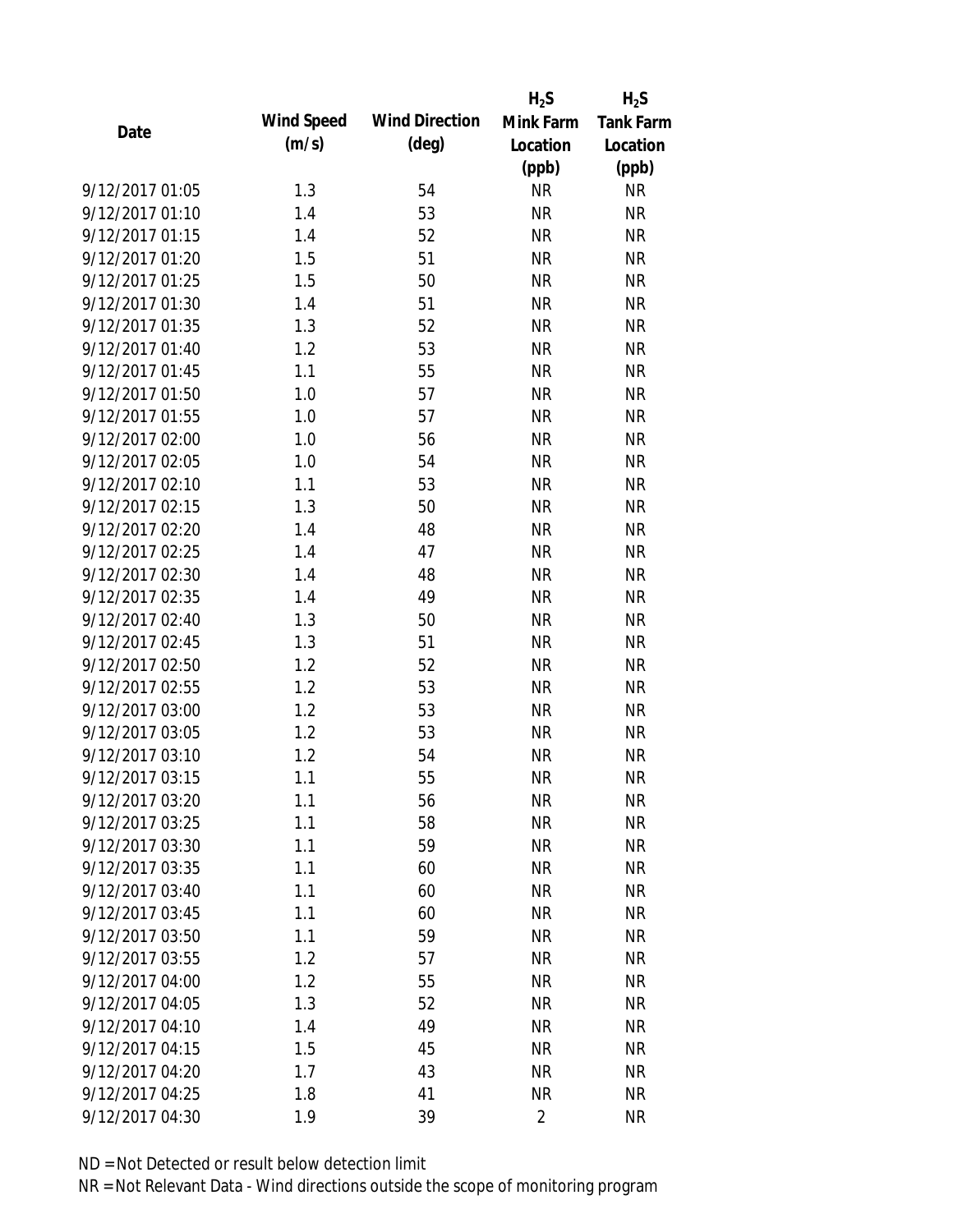| Date | Wind Speed (m/s) | Wind Direction (deg) | $H_2S$ Mink Farm Location (ppb) | $H_2S$ Tank Farm Location (ppb) |
| --- | --- | --- | --- | --- |
| 9/12/2017 01:05 | 1.3 | 54 | NR | NR |
| 9/12/2017 01:10 | 1.4 | 53 | NR | NR |
| 9/12/2017 01:15 | 1.4 | 52 | NR | NR |
| 9/12/2017 01:20 | 1.5 | 51 | NR | NR |
| 9/12/2017 01:25 | 1.5 | 50 | NR | NR |
| 9/12/2017 01:30 | 1.4 | 51 | NR | NR |
| 9/12/2017 01:35 | 1.3 | 52 | NR | NR |
| 9/12/2017 01:40 | 1.2 | 53 | NR | NR |
| 9/12/2017 01:45 | 1.1 | 55 | NR | NR |
| 9/12/2017 01:50 | 1.0 | 57 | NR | NR |
| 9/12/2017 01:55 | 1.0 | 57 | NR | NR |
| 9/12/2017 02:00 | 1.0 | 56 | NR | NR |
| 9/12/2017 02:05 | 1.0 | 54 | NR | NR |
| 9/12/2017 02:10 | 1.1 | 53 | NR | NR |
| 9/12/2017 02:15 | 1.3 | 50 | NR | NR |
| 9/12/2017 02:20 | 1.4 | 48 | NR | NR |
| 9/12/2017 02:25 | 1.4 | 47 | NR | NR |
| 9/12/2017 02:30 | 1.4 | 48 | NR | NR |
| 9/12/2017 02:35 | 1.4 | 49 | NR | NR |
| 9/12/2017 02:40 | 1.3 | 50 | NR | NR |
| 9/12/2017 02:45 | 1.3 | 51 | NR | NR |
| 9/12/2017 02:50 | 1.2 | 52 | NR | NR |
| 9/12/2017 02:55 | 1.2 | 53 | NR | NR |
| 9/12/2017 03:00 | 1.2 | 53 | NR | NR |
| 9/12/2017 03:05 | 1.2 | 53 | NR | NR |
| 9/12/2017 03:10 | 1.2 | 54 | NR | NR |
| 9/12/2017 03:15 | 1.1 | 55 | NR | NR |
| 9/12/2017 03:20 | 1.1 | 56 | NR | NR |
| 9/12/2017 03:25 | 1.1 | 58 | NR | NR |
| 9/12/2017 03:30 | 1.1 | 59 | NR | NR |
| 9/12/2017 03:35 | 1.1 | 60 | NR | NR |
| 9/12/2017 03:40 | 1.1 | 60 | NR | NR |
| 9/12/2017 03:45 | 1.1 | 60 | NR | NR |
| 9/12/2017 03:50 | 1.1 | 59 | NR | NR |
| 9/12/2017 03:55 | 1.2 | 57 | NR | NR |
| 9/12/2017 04:00 | 1.2 | 55 | NR | NR |
| 9/12/2017 04:05 | 1.3 | 52 | NR | NR |
| 9/12/2017 04:10 | 1.4 | 49 | NR | NR |
| 9/12/2017 04:15 | 1.5 | 45 | NR | NR |
| 9/12/2017 04:20 | 1.7 | 43 | NR | NR |
| 9/12/2017 04:25 | 1.8 | 41 | NR | NR |
| 9/12/2017 04:30 | 1.9 | 39 | 2 | NR |

ND = Not Detected or result below detection limit

NR = Not Relevant Data - Wind directions outside the scope of monitoring program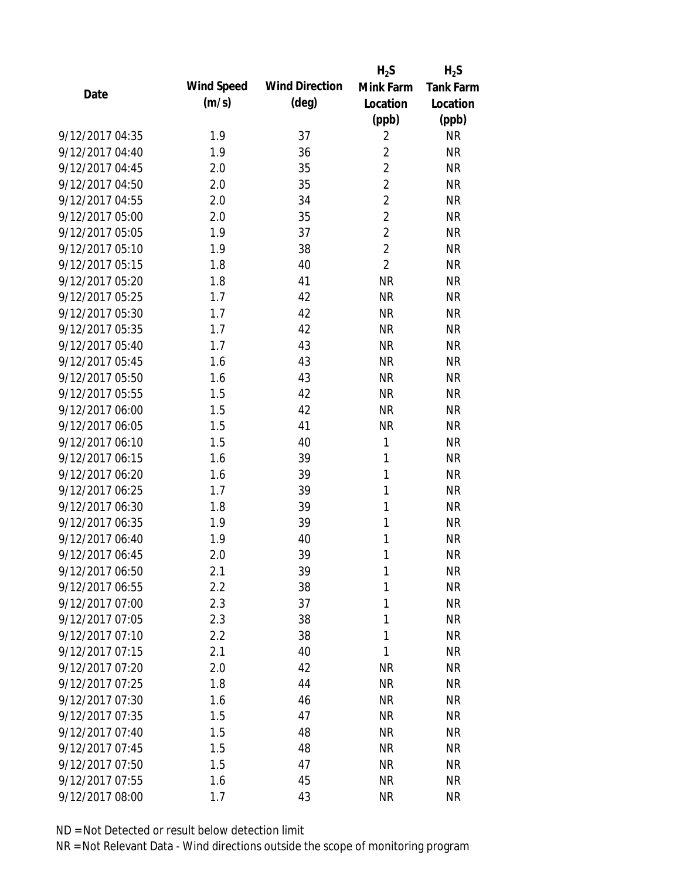| Date | Wind Speed (m/s) | Wind Direction (deg) | $H_2S$ Mink Farm Location (ppb) | $H_2S$ Tank Farm Location (ppb) |
|---|---|---|---|---|
| 9/12/2017 04:35 | 1.9 | 37 | 2 | NR |
| 9/12/2017 04:40 | 1.9 | 36 | 2 | NR |
| 9/12/2017 04:45 | 2.0 | 35 | 2 | NR |
| 9/12/2017 04:50 | 2.0 | 35 | 2 | NR |
| 9/12/2017 04:55 | 2.0 | 34 | 2 | NR |
| 9/12/2017 05:00 | 2.0 | 35 | 2 | NR |
| 9/12/2017 05:05 | 1.9 | 37 | 2 | NR |
| 9/12/2017 05:10 | 1.9 | 38 | 2 | NR |
| 9/12/2017 05:15 | 1.8 | 40 | 2 | NR |
| 9/12/2017 05:20 | 1.8 | 41 | NR | NR |
| 9/12/2017 05:25 | 1.7 | 42 | NR | NR |
| 9/12/2017 05:30 | 1.7 | 42 | NR | NR |
| 9/12/2017 05:35 | 1.7 | 42 | NR | NR |
| 9/12/2017 05:40 | 1.7 | 43 | NR | NR |
| 9/12/2017 05:45 | 1.6 | 43 | NR | NR |
| 9/12/2017 05:50 | 1.6 | 43 | NR | NR |
| 9/12/2017 05:55 | 1.5 | 42 | NR | NR |
| 9/12/2017 06:00 | 1.5 | 42 | NR | NR |
| 9/12/2017 06:05 | 1.5 | 41 | NR | NR |
| 9/12/2017 06:10 | 1.5 | 40 | 1 | NR |
| 9/12/2017 06:15 | 1.6 | 39 | 1 | NR |
| 9/12/2017 06:20 | 1.6 | 39 | 1 | NR |
| 9/12/2017 06:25 | 1.7 | 39 | 1 | NR |
| 9/12/2017 06:30 | 1.8 | 39 | 1 | NR |
| 9/12/2017 06:35 | 1.9 | 39 | 1 | NR |
| 9/12/2017 06:40 | 1.9 | 40 | 1 | NR |
| 9/12/2017 06:45 | 2.0 | 39 | 1 | NR |
| 9/12/2017 06:50 | 2.1 | 39 | 1 | NR |
| 9/12/2017 06:55 | 2.2 | 38 | 1 | NR |
| 9/12/2017 07:00 | 2.3 | 37 | 1 | NR |
| 9/12/2017 07:05 | 2.3 | 38 | 1 | NR |
| 9/12/2017 07:10 | 2.2 | 38 | 1 | NR |
| 9/12/2017 07:15 | 2.1 | 40 | 1 | NR |
| 9/12/2017 07:20 | 2.0 | 42 | NR | NR |
| 9/12/2017 07:25 | 1.8 | 44 | NR | NR |
| 9/12/2017 07:30 | 1.6 | 46 | NR | NR |
| 9/12/2017 07:35 | 1.5 | 47 | NR | NR |
| 9/12/2017 07:40 | 1.5 | 48 | NR | NR |
| 9/12/2017 07:45 | 1.5 | 48 | NR | NR |
| 9/12/2017 07:50 | 1.5 | 47 | NR | NR |
| 9/12/2017 07:55 | 1.6 | 45 | NR | NR |
| 9/12/2017 08:00 | 1.7 | 43 | NR | NR |

ND = Not Detected or result below detection limit

NR = Not Relevant Data - Wind directions outside the scope of monitoring program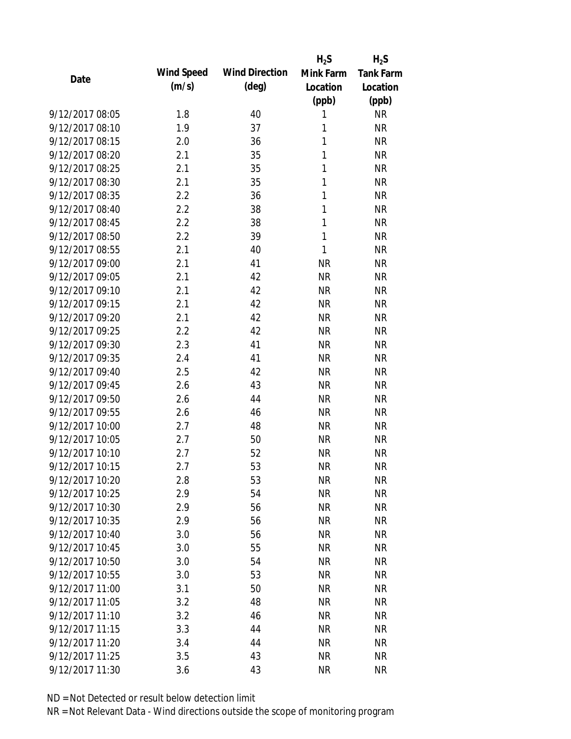| Date | Wind Speed (m/s) | Wind Direction (deg) | $H_2S$ Mink Farm Location (ppb) | $H_2S$ Tank Farm Location (ppb) |
|---|---|---|---|---|
| 9/12/2017 08:05 | 1.8 | 40 | 1 | NR |
| 9/12/2017 08:10 | 1.9 | 37 | 1 | NR |
| 9/12/2017 08:15 | 2.0 | 36 | 1 | NR |
| 9/12/2017 08:20 | 2.1 | 35 | 1 | NR |
| 9/12/2017 08:25 | 2.1 | 35 | 1 | NR |
| 9/12/2017 08:30 | 2.1 | 35 | 1 | NR |
| 9/12/2017 08:35 | 2.2 | 36 | 1 | NR |
| 9/12/2017 08:40 | 2.2 | 38 | 1 | NR |
| 9/12/2017 08:45 | 2.2 | 38 | 1 | NR |
| 9/12/2017 08:50 | 2.2 | 39 | 1 | NR |
| 9/12/2017 08:55 | 2.1 | 40 | 1 | NR |
| 9/12/2017 09:00 | 2.1 | 41 | NR | NR |
| 9/12/2017 09:05 | 2.1 | 42 | NR | NR |
| 9/12/2017 09:10 | 2.1 | 42 | NR | NR |
| 9/12/2017 09:15 | 2.1 | 42 | NR | NR |
| 9/12/2017 09:20 | 2.1 | 42 | NR | NR |
| 9/12/2017 09:25 | 2.2 | 42 | NR | NR |
| 9/12/2017 09:30 | 2.3 | 41 | NR | NR |
| 9/12/2017 09:35 | 2.4 | 41 | NR | NR |
| 9/12/2017 09:40 | 2.5 | 42 | NR | NR |
| 9/12/2017 09:45 | 2.6 | 43 | NR | NR |
| 9/12/2017 09:50 | 2.6 | 44 | NR | NR |
| 9/12/2017 09:55 | 2.6 | 46 | NR | NR |
| 9/12/2017 10:00 | 2.7 | 48 | NR | NR |
| 9/12/2017 10:05 | 2.7 | 50 | NR | NR |
| 9/12/2017 10:10 | 2.7 | 52 | NR | NR |
| 9/12/2017 10:15 | 2.7 | 53 | NR | NR |
| 9/12/2017 10:20 | 2.8 | 53 | NR | NR |
| 9/12/2017 10:25 | 2.9 | 54 | NR | NR |
| 9/12/2017 10:30 | 2.9 | 56 | NR | NR |
| 9/12/2017 10:35 | 2.9 | 56 | NR | NR |
| 9/12/2017 10:40 | 3.0 | 56 | NR | NR |
| 9/12/2017 10:45 | 3.0 | 55 | NR | NR |
| 9/12/2017 10:50 | 3.0 | 54 | NR | NR |
| 9/12/2017 10:55 | 3.0 | 53 | NR | NR |
| 9/12/2017 11:00 | 3.1 | 50 | NR | NR |
| 9/12/2017 11:05 | 3.2 | 48 | NR | NR |
| 9/12/2017 11:10 | 3.2 | 46 | NR | NR |
| 9/12/2017 11:15 | 3.3 | 44 | NR | NR |
| 9/12/2017 11:20 | 3.4 | 44 | NR | NR |
| 9/12/2017 11:25 | 3.5 | 43 | NR | NR |
| 9/12/2017 11:30 | 3.6 | 43 | NR | NR |

ND = Not Detected or result below detection limit

NR = Not Relevant Data - Wind directions outside the scope of monitoring program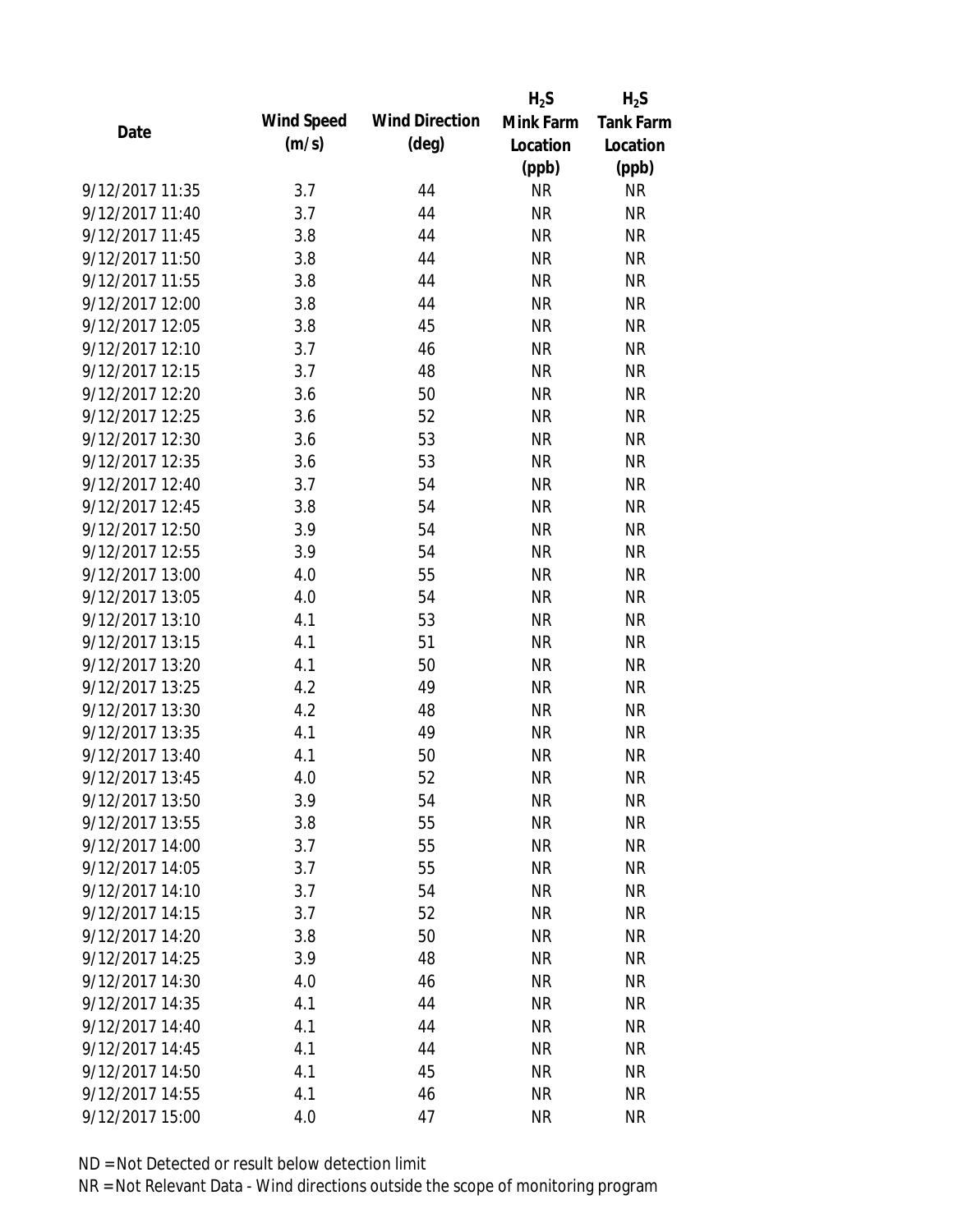| Date | Wind Speed (m/s) | Wind Direction (deg) | $H_2S$ Mink Farm Location (ppb) | $H_2S$ Tank Farm Location (ppb) |
|---|---|---|---|---|
| 9/12/2017 11:35 | 3.7 | 44 | NR | NR |
| 9/12/2017 11:40 | 3.7 | 44 | NR | NR |
| 9/12/2017 11:45 | 3.8 | 44 | NR | NR |
| 9/12/2017 11:50 | 3.8 | 44 | NR | NR |
| 9/12/2017 11:55 | 3.8 | 44 | NR | NR |
| 9/12/2017 12:00 | 3.8 | 44 | NR | NR |
| 9/12/2017 12:05 | 3.8 | 45 | NR | NR |
| 9/12/2017 12:10 | 3.7 | 46 | NR | NR |
| 9/12/2017 12:15 | 3.7 | 48 | NR | NR |
| 9/12/2017 12:20 | 3.6 | 50 | NR | NR |
| 9/12/2017 12:25 | 3.6 | 52 | NR | NR |
| 9/12/2017 12:30 | 3.6 | 53 | NR | NR |
| 9/12/2017 12:35 | 3.6 | 53 | NR | NR |
| 9/12/2017 12:40 | 3.7 | 54 | NR | NR |
| 9/12/2017 12:45 | 3.8 | 54 | NR | NR |
| 9/12/2017 12:50 | 3.9 | 54 | NR | NR |
| 9/12/2017 12:55 | 3.9 | 54 | NR | NR |
| 9/12/2017 13:00 | 4.0 | 55 | NR | NR |
| 9/12/2017 13:05 | 4.0 | 54 | NR | NR |
| 9/12/2017 13:10 | 4.1 | 53 | NR | NR |
| 9/12/2017 13:15 | 4.1 | 51 | NR | NR |
| 9/12/2017 13:20 | 4.1 | 50 | NR | NR |
| 9/12/2017 13:25 | 4.2 | 49 | NR | NR |
| 9/12/2017 13:30 | 4.2 | 48 | NR | NR |
| 9/12/2017 13:35 | 4.1 | 49 | NR | NR |
| 9/12/2017 13:40 | 4.1 | 50 | NR | NR |
| 9/12/2017 13:45 | 4.0 | 52 | NR | NR |
| 9/12/2017 13:50 | 3.9 | 54 | NR | NR |
| 9/12/2017 13:55 | 3.8 | 55 | NR | NR |
| 9/12/2017 14:00 | 3.7 | 55 | NR | NR |
| 9/12/2017 14:05 | 3.7 | 55 | NR | NR |
| 9/12/2017 14:10 | 3.7 | 54 | NR | NR |
| 9/12/2017 14:15 | 3.7 | 52 | NR | NR |
| 9/12/2017 14:20 | 3.8 | 50 | NR | NR |
| 9/12/2017 14:25 | 3.9 | 48 | NR | NR |
| 9/12/2017 14:30 | 4.0 | 46 | NR | NR |
| 9/12/2017 14:35 | 4.1 | 44 | NR | NR |
| 9/12/2017 14:40 | 4.1 | 44 | NR | NR |
| 9/12/2017 14:45 | 4.1 | 44 | NR | NR |
| 9/12/2017 14:50 | 4.1 | 45 | NR | NR |
| 9/12/2017 14:55 | 4.1 | 46 | NR | NR |
| 9/12/2017 15:00 | 4.0 | 47 | NR | NR |

ND = Not Detected or result below detection limit

NR = Not Relevant Data - Wind directions outside the scope of monitoring program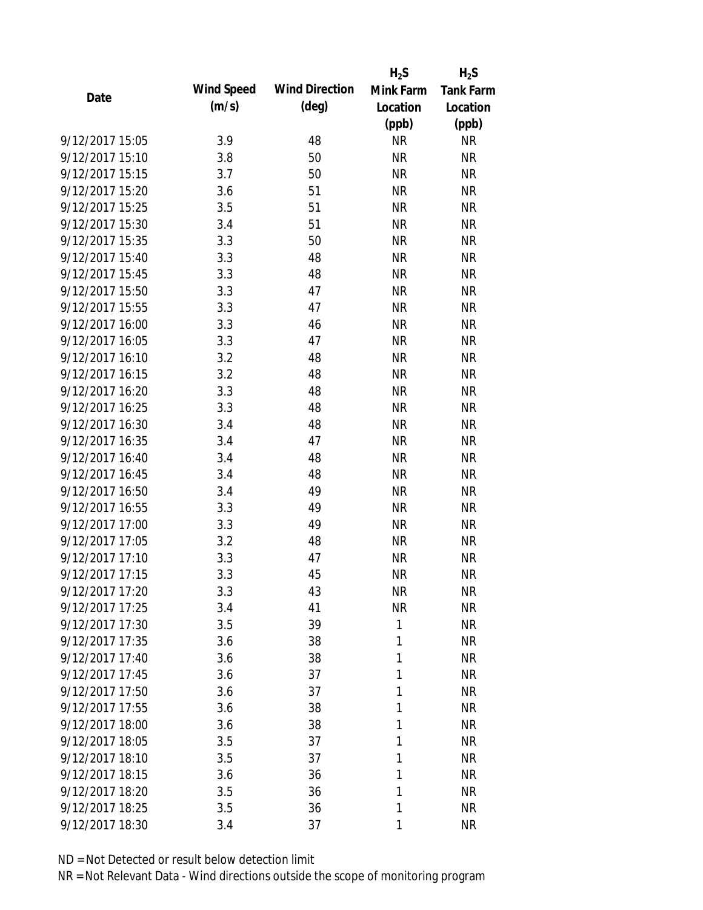| Date | Wind Speed (m/s) | Wind Direction (deg) | $H_2S$ Mink Farm Location (ppb) | $H_2S$ Tank Farm Location (ppb) |
| --- | --- | --- | --- | --- |
| 9/12/2017 15:05 | 3.9 | 48 | NR | NR |
| 9/12/2017 15:10 | 3.8 | 50 | NR | NR |
| 9/12/2017 15:15 | 3.7 | 50 | NR | NR |
| 9/12/2017 15:20 | 3.6 | 51 | NR | NR |
| 9/12/2017 15:25 | 3.5 | 51 | NR | NR |
| 9/12/2017 15:30 | 3.4 | 51 | NR | NR |
| 9/12/2017 15:35 | 3.3 | 50 | NR | NR |
| 9/12/2017 15:40 | 3.3 | 48 | NR | NR |
| 9/12/2017 15:45 | 3.3 | 48 | NR | NR |
| 9/12/2017 15:50 | 3.3 | 47 | NR | NR |
| 9/12/2017 15:55 | 3.3 | 47 | NR | NR |
| 9/12/2017 16:00 | 3.3 | 46 | NR | NR |
| 9/12/2017 16:05 | 3.3 | 47 | NR | NR |
| 9/12/2017 16:10 | 3.2 | 48 | NR | NR |
| 9/12/2017 16:15 | 3.2 | 48 | NR | NR |
| 9/12/2017 16:20 | 3.3 | 48 | NR | NR |
| 9/12/2017 16:25 | 3.3 | 48 | NR | NR |
| 9/12/2017 16:30 | 3.4 | 48 | NR | NR |
| 9/12/2017 16:35 | 3.4 | 47 | NR | NR |
| 9/12/2017 16:40 | 3.4 | 48 | NR | NR |
| 9/12/2017 16:45 | 3.4 | 48 | NR | NR |
| 9/12/2017 16:50 | 3.4 | 49 | NR | NR |
| 9/12/2017 16:55 | 3.3 | 49 | NR | NR |
| 9/12/2017 17:00 | 3.3 | 49 | NR | NR |
| 9/12/2017 17:05 | 3.2 | 48 | NR | NR |
| 9/12/2017 17:10 | 3.3 | 47 | NR | NR |
| 9/12/2017 17:15 | 3.3 | 45 | NR | NR |
| 9/12/2017 17:20 | 3.3 | 43 | NR | NR |
| 9/12/2017 17:25 | 3.4 | 41 | NR | NR |
| 9/12/2017 17:30 | 3.5 | 39 | 1 | NR |
| 9/12/2017 17:35 | 3.6 | 38 | 1 | NR |
| 9/12/2017 17:40 | 3.6 | 38 | 1 | NR |
| 9/12/2017 17:45 | 3.6 | 37 | 1 | NR |
| 9/12/2017 17:50 | 3.6 | 37 | 1 | NR |
| 9/12/2017 17:55 | 3.6 | 38 | 1 | NR |
| 9/12/2017 18:00 | 3.6 | 38 | 1 | NR |
| 9/12/2017 18:05 | 3.5 | 37 | 1 | NR |
| 9/12/2017 18:10 | 3.5 | 37 | 1 | NR |
| 9/12/2017 18:15 | 3.6 | 36 | 1 | NR |
| 9/12/2017 18:20 | 3.5 | 36 | 1 | NR |
| 9/12/2017 18:25 | 3.5 | 36 | 1 | NR |
| 9/12/2017 18:30 | 3.4 | 37 | 1 | NR |

ND = Not Detected or result below detection limit

NR = Not Relevant Data - Wind directions outside the scope of monitoring program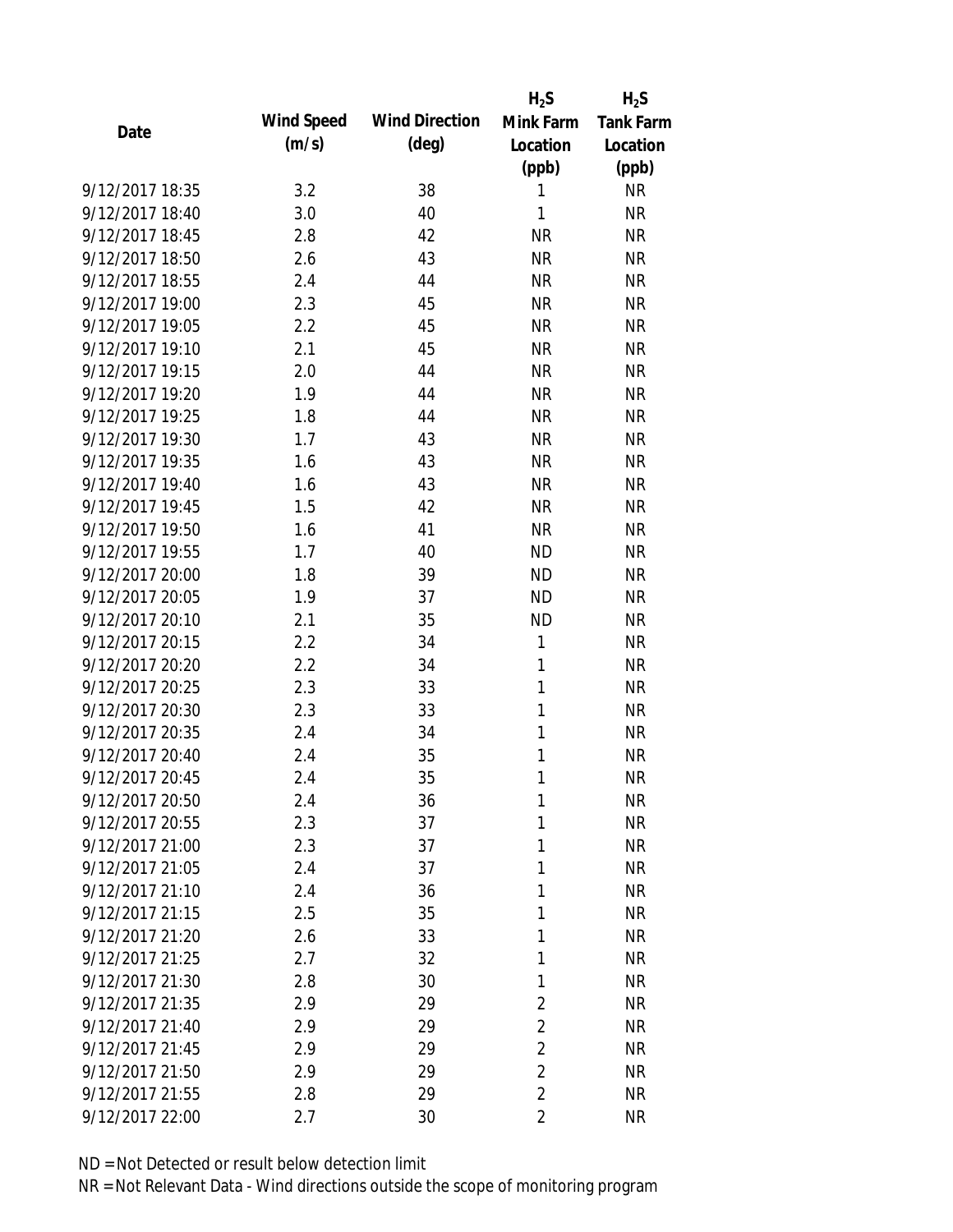| Date | Wind Speed (m/s) | Wind Direction (deg) | $H_2S$ Mink Farm Location (ppb) | $H_2S$ Tank Farm Location (ppb) |
|---|---|---|---|---|
| 9/12/2017 18:35 | 3.2 | 38 | 1 | NR |
| 9/12/2017 18:40 | 3.0 | 40 | 1 | NR |
| 9/12/2017 18:45 | 2.8 | 42 | NR | NR |
| 9/12/2017 18:50 | 2.6 | 43 | NR | NR |
| 9/12/2017 18:55 | 2.4 | 44 | NR | NR |
| 9/12/2017 19:00 | 2.3 | 45 | NR | NR |
| 9/12/2017 19:05 | 2.2 | 45 | NR | NR |
| 9/12/2017 19:10 | 2.1 | 45 | NR | NR |
| 9/12/2017 19:15 | 2.0 | 44 | NR | NR |
| 9/12/2017 19:20 | 1.9 | 44 | NR | NR |
| 9/12/2017 19:25 | 1.8 | 44 | NR | NR |
| 9/12/2017 19:30 | 1.7 | 43 | NR | NR |
| 9/12/2017 19:35 | 1.6 | 43 | NR | NR |
| 9/12/2017 19:40 | 1.6 | 43 | NR | NR |
| 9/12/2017 19:45 | 1.5 | 42 | NR | NR |
| 9/12/2017 19:50 | 1.6 | 41 | NR | NR |
| 9/12/2017 19:55 | 1.7 | 40 | ND | NR |
| 9/12/2017 20:00 | 1.8 | 39 | ND | NR |
| 9/12/2017 20:05 | 1.9 | 37 | ND | NR |
| 9/12/2017 20:10 | 2.1 | 35 | ND | NR |
| 9/12/2017 20:15 | 2.2 | 34 | 1 | NR |
| 9/12/2017 20:20 | 2.2 | 34 | 1 | NR |
| 9/12/2017 20:25 | 2.3 | 33 | 1 | NR |
| 9/12/2017 20:30 | 2.3 | 33 | 1 | NR |
| 9/12/2017 20:35 | 2.4 | 34 | 1 | NR |
| 9/12/2017 20:40 | 2.4 | 35 | 1 | NR |
| 9/12/2017 20:45 | 2.4 | 35 | 1 | NR |
| 9/12/2017 20:50 | 2.4 | 36 | 1 | NR |
| 9/12/2017 20:55 | 2.3 | 37 | 1 | NR |
| 9/12/2017 21:00 | 2.3 | 37 | 1 | NR |
| 9/12/2017 21:05 | 2.4 | 37 | 1 | NR |
| 9/12/2017 21:10 | 2.4 | 36 | 1 | NR |
| 9/12/2017 21:15 | 2.5 | 35 | 1 | NR |
| 9/12/2017 21:20 | 2.6 | 33 | 1 | NR |
| 9/12/2017 21:25 | 2.7 | 32 | 1 | NR |
| 9/12/2017 21:30 | 2.8 | 30 | 1 | NR |
| 9/12/2017 21:35 | 2.9 | 29 | 2 | NR |
| 9/12/2017 21:40 | 2.9 | 29 | 2 | NR |
| 9/12/2017 21:45 | 2.9 | 29 | 2 | NR |
| 9/12/2017 21:50 | 2.9 | 29 | 2 | NR |
| 9/12/2017 21:55 | 2.8 | 29 | 2 | NR |
| 9/12/2017 22:00 | 2.7 | 30 | 2 | NR |

ND = Not Detected or result below detection limit

NR = Not Relevant Data - Wind directions outside the scope of monitoring program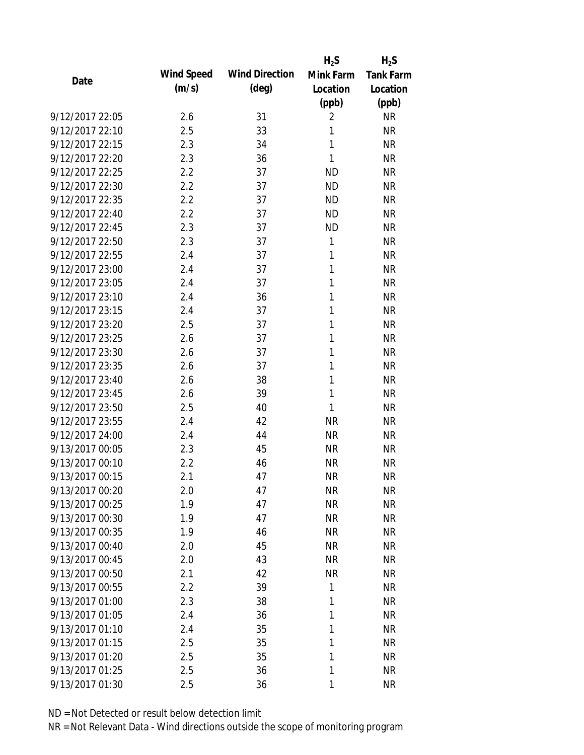| Date | Wind Speed (m/s) | Wind Direction (deg) | $H_2S$ Mink Farm Location (ppb) | $H_2S$ Tank Farm Location (ppb) |
|---|---|---|---|---|
| 9/12/2017 22:05 | 2.6 | 31 | 2 | NR |
| 9/12/2017 22:10 | 2.5 | 33 | 1 | NR |
| 9/12/2017 22:15 | 2.3 | 34 | 1 | NR |
| 9/12/2017 22:20 | 2.3 | 36 | 1 | NR |
| 9/12/2017 22:25 | 2.2 | 37 | ND | NR |
| 9/12/2017 22:30 | 2.2 | 37 | ND | NR |
| 9/12/2017 22:35 | 2.2 | 37 | ND | NR |
| 9/12/2017 22:40 | 2.2 | 37 | ND | NR |
| 9/12/2017 22:45 | 2.3 | 37 | ND | NR |
| 9/12/2017 22:50 | 2.3 | 37 | 1 | NR |
| 9/12/2017 22:55 | 2.4 | 37 | 1 | NR |
| 9/12/2017 23:00 | 2.4 | 37 | 1 | NR |
| 9/12/2017 23:05 | 2.4 | 37 | 1 | NR |
| 9/12/2017 23:10 | 2.4 | 36 | 1 | NR |
| 9/12/2017 23:15 | 2.4 | 37 | 1 | NR |
| 9/12/2017 23:20 | 2.5 | 37 | 1 | NR |
| 9/12/2017 23:25 | 2.6 | 37 | 1 | NR |
| 9/12/2017 23:30 | 2.6 | 37 | 1 | NR |
| 9/12/2017 23:35 | 2.6 | 37 | 1 | NR |
| 9/12/2017 23:40 | 2.6 | 38 | 1 | NR |
| 9/12/2017 23:45 | 2.6 | 39 | 1 | NR |
| 9/12/2017 23:50 | 2.5 | 40 | 1 | NR |
| 9/12/2017 23:55 | 2.4 | 42 | NR | NR |
| 9/12/2017 24:00 | 2.4 | 44 | NR | NR |
| 9/13/2017 00:05 | 2.3 | 45 | NR | NR |
| 9/13/2017 00:10 | 2.2 | 46 | NR | NR |
| 9/13/2017 00:15 | 2.1 | 47 | NR | NR |
| 9/13/2017 00:20 | 2.0 | 47 | NR | NR |
| 9/13/2017 00:25 | 1.9 | 47 | NR | NR |
| 9/13/2017 00:30 | 1.9 | 47 | NR | NR |
| 9/13/2017 00:35 | 1.9 | 46 | NR | NR |
| 9/13/2017 00:40 | 2.0 | 45 | NR | NR |
| 9/13/2017 00:45 | 2.0 | 43 | NR | NR |
| 9/13/2017 00:50 | 2.1 | 42 | NR | NR |
| 9/13/2017 00:55 | 2.2 | 39 | 1 | NR |
| 9/13/2017 01:00 | 2.3 | 38 | 1 | NR |
| 9/13/2017 01:05 | 2.4 | 36 | 1 | NR |
| 9/13/2017 01:10 | 2.4 | 35 | 1 | NR |
| 9/13/2017 01:15 | 2.5 | 35 | 1 | NR |
| 9/13/2017 01:20 | 2.5 | 35 | 1 | NR |
| 9/13/2017 01:25 | 2.5 | 36 | 1 | NR |
| 9/13/2017 01:30 | 2.5 | 36 | 1 | NR |

ND = Not Detected or result below detection limit

NR = Not Relevant Data - Wind directions outside the scope of monitoring program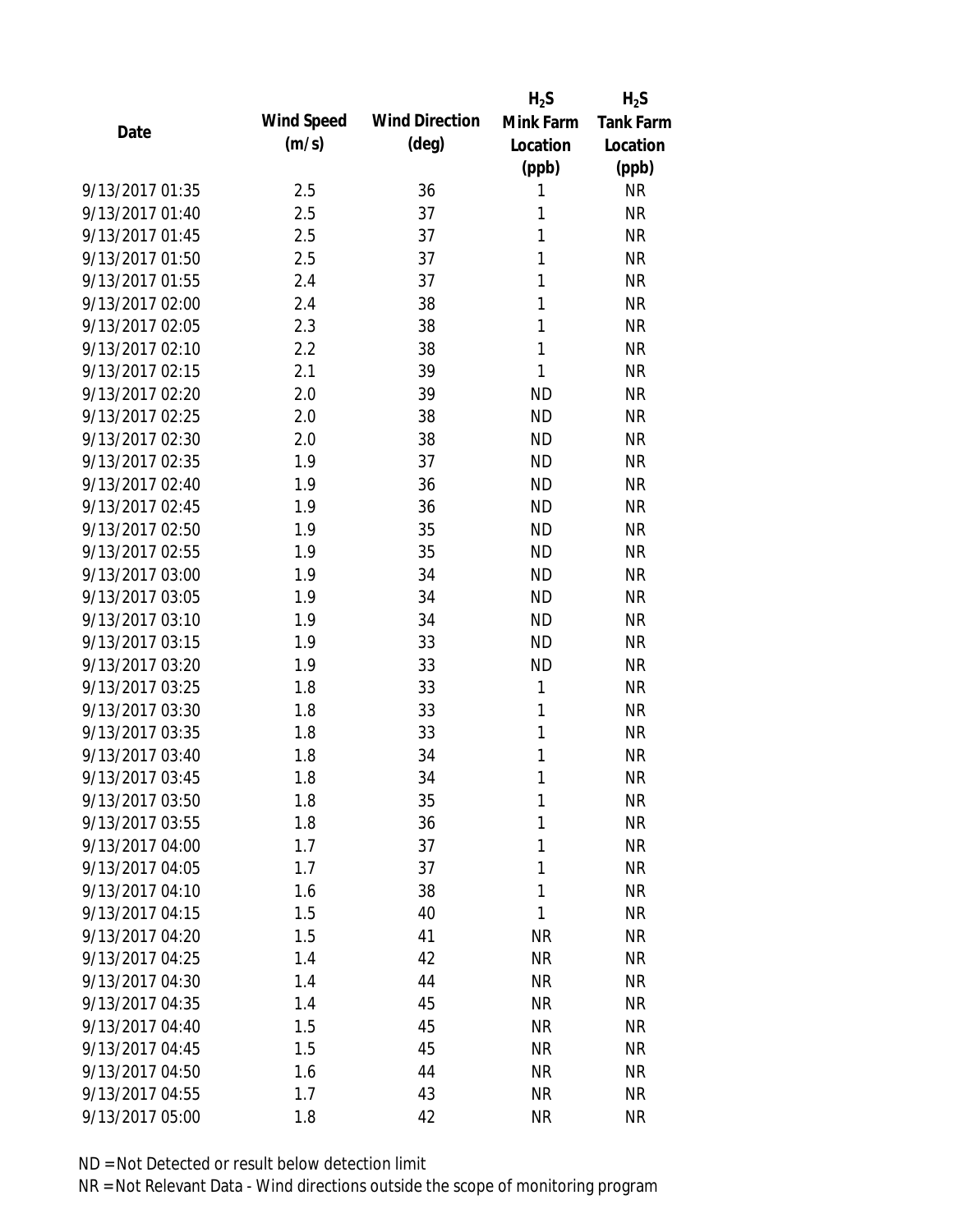| Date | Wind Speed (m/s) | Wind Direction (deg) | $H_2S$ Mink Farm Location (ppb) | $H_2S$ Tank Farm Location (ppb) |
|---|---|---|---|---|
| 9/13/2017 01:35 | 2.5 | 36 | 1 | NR |
| 9/13/2017 01:40 | 2.5 | 37 | 1 | NR |
| 9/13/2017 01:45 | 2.5 | 37 | 1 | NR |
| 9/13/2017 01:50 | 2.5 | 37 | 1 | NR |
| 9/13/2017 01:55 | 2.4 | 37 | 1 | NR |
| 9/13/2017 02:00 | 2.4 | 38 | 1 | NR |
| 9/13/2017 02:05 | 2.3 | 38 | 1 | NR |
| 9/13/2017 02:10 | 2.2 | 38 | 1 | NR |
| 9/13/2017 02:15 | 2.1 | 39 | 1 | NR |
| 9/13/2017 02:20 | 2.0 | 39 | ND | NR |
| 9/13/2017 02:25 | 2.0 | 38 | ND | NR |
| 9/13/2017 02:30 | 2.0 | 38 | ND | NR |
| 9/13/2017 02:35 | 1.9 | 37 | ND | NR |
| 9/13/2017 02:40 | 1.9 | 36 | ND | NR |
| 9/13/2017 02:45 | 1.9 | 36 | ND | NR |
| 9/13/2017 02:50 | 1.9 | 35 | ND | NR |
| 9/13/2017 02:55 | 1.9 | 35 | ND | NR |
| 9/13/2017 03:00 | 1.9 | 34 | ND | NR |
| 9/13/2017 03:05 | 1.9 | 34 | ND | NR |
| 9/13/2017 03:10 | 1.9 | 34 | ND | NR |
| 9/13/2017 03:15 | 1.9 | 33 | ND | NR |
| 9/13/2017 03:20 | 1.9 | 33 | ND | NR |
| 9/13/2017 03:25 | 1.8 | 33 | 1 | NR |
| 9/13/2017 03:30 | 1.8 | 33 | 1 | NR |
| 9/13/2017 03:35 | 1.8 | 33 | 1 | NR |
| 9/13/2017 03:40 | 1.8 | 34 | 1 | NR |
| 9/13/2017 03:45 | 1.8 | 34 | 1 | NR |
| 9/13/2017 03:50 | 1.8 | 35 | 1 | NR |
| 9/13/2017 03:55 | 1.8 | 36 | 1 | NR |
| 9/13/2017 04:00 | 1.7 | 37 | 1 | NR |
| 9/13/2017 04:05 | 1.7 | 37 | 1 | NR |
| 9/13/2017 04:10 | 1.6 | 38 | 1 | NR |
| 9/13/2017 04:15 | 1.5 | 40 | 1 | NR |
| 9/13/2017 04:20 | 1.5 | 41 | NR | NR |
| 9/13/2017 04:25 | 1.4 | 42 | NR | NR |
| 9/13/2017 04:30 | 1.4 | 44 | NR | NR |
| 9/13/2017 04:35 | 1.4 | 45 | NR | NR |
| 9/13/2017 04:40 | 1.5 | 45 | NR | NR |
| 9/13/2017 04:45 | 1.5 | 45 | NR | NR |
| 9/13/2017 04:50 | 1.6 | 44 | NR | NR |
| 9/13/2017 04:55 | 1.7 | 43 | NR | NR |
| 9/13/2017 05:00 | 1.8 | 42 | NR | NR |

ND = Not Detected or result below detection limit

NR = Not Relevant Data - Wind directions outside the scope of monitoring program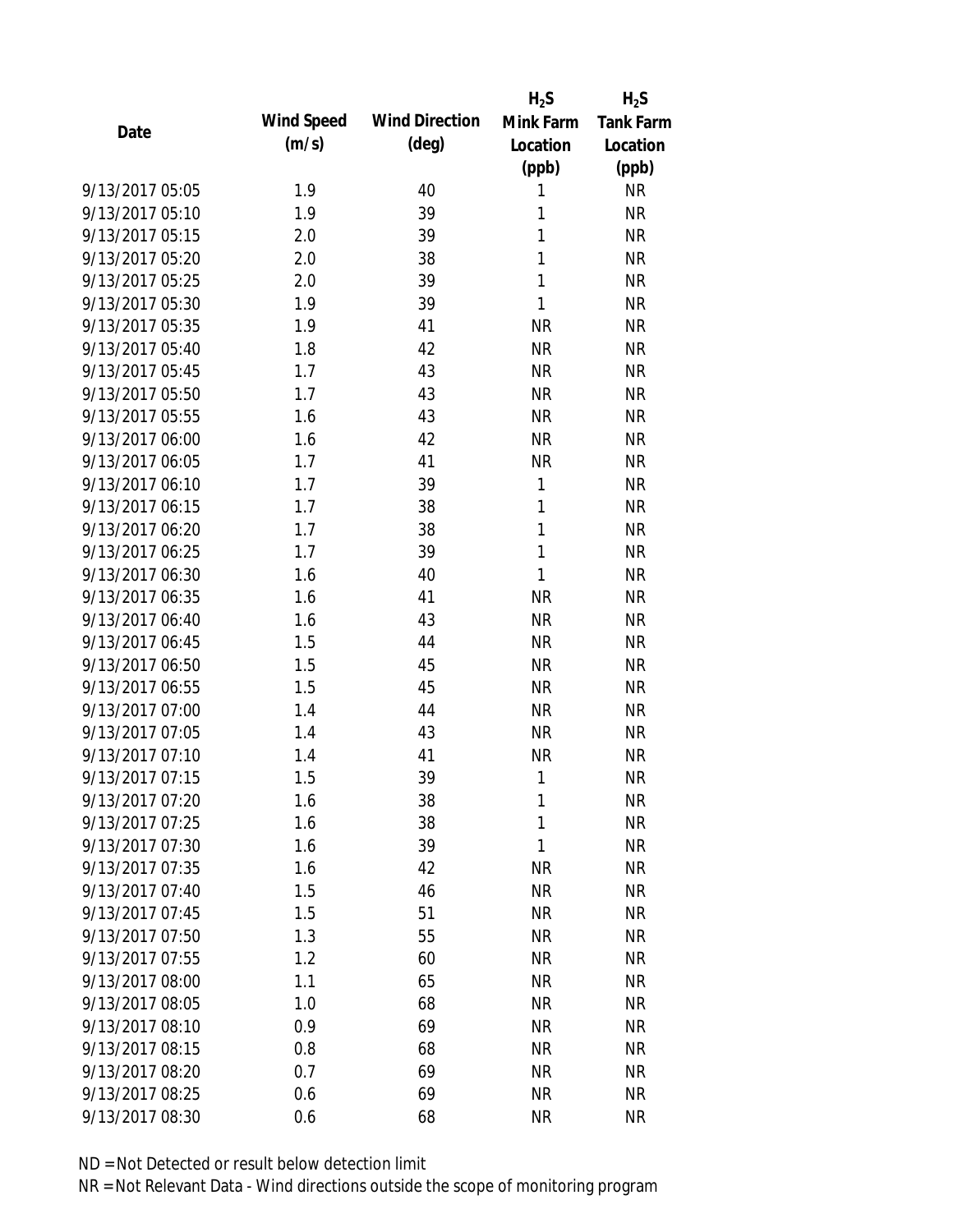| Date | Wind Speed (m/s) | Wind Direction (deg) | $H_2S$ Mink Farm Location (ppb) | $H_2S$ Tank Farm Location (ppb) |
| --- | --- | --- | --- | --- |
| 9/13/2017 05:05 | 1.9 | 40 | 1 | NR |
| 9/13/2017 05:10 | 1.9 | 39 | 1 | NR |
| 9/13/2017 05:15 | 2.0 | 39 | 1 | NR |
| 9/13/2017 05:20 | 2.0 | 38 | 1 | NR |
| 9/13/2017 05:25 | 2.0 | 39 | 1 | NR |
| 9/13/2017 05:30 | 1.9 | 39 | 1 | NR |
| 9/13/2017 05:35 | 1.9 | 41 | NR | NR |
| 9/13/2017 05:40 | 1.8 | 42 | NR | NR |
| 9/13/2017 05:45 | 1.7 | 43 | NR | NR |
| 9/13/2017 05:50 | 1.7 | 43 | NR | NR |
| 9/13/2017 05:55 | 1.6 | 43 | NR | NR |
| 9/13/2017 06:00 | 1.6 | 42 | NR | NR |
| 9/13/2017 06:05 | 1.7 | 41 | NR | NR |
| 9/13/2017 06:10 | 1.7 | 39 | 1 | NR |
| 9/13/2017 06:15 | 1.7 | 38 | 1 | NR |
| 9/13/2017 06:20 | 1.7 | 38 | 1 | NR |
| 9/13/2017 06:25 | 1.7 | 39 | 1 | NR |
| 9/13/2017 06:30 | 1.6 | 40 | 1 | NR |
| 9/13/2017 06:35 | 1.6 | 41 | NR | NR |
| 9/13/2017 06:40 | 1.6 | 43 | NR | NR |
| 9/13/2017 06:45 | 1.5 | 44 | NR | NR |
| 9/13/2017 06:50 | 1.5 | 45 | NR | NR |
| 9/13/2017 06:55 | 1.5 | 45 | NR | NR |
| 9/13/2017 07:00 | 1.4 | 44 | NR | NR |
| 9/13/2017 07:05 | 1.4 | 43 | NR | NR |
| 9/13/2017 07:10 | 1.4 | 41 | NR | NR |
| 9/13/2017 07:15 | 1.5 | 39 | 1 | NR |
| 9/13/2017 07:20 | 1.6 | 38 | 1 | NR |
| 9/13/2017 07:25 | 1.6 | 38 | 1 | NR |
| 9/13/2017 07:30 | 1.6 | 39 | 1 | NR |
| 9/13/2017 07:35 | 1.6 | 42 | NR | NR |
| 9/13/2017 07:40 | 1.5 | 46 | NR | NR |
| 9/13/2017 07:45 | 1.5 | 51 | NR | NR |
| 9/13/2017 07:50 | 1.3 | 55 | NR | NR |
| 9/13/2017 07:55 | 1.2 | 60 | NR | NR |
| 9/13/2017 08:00 | 1.1 | 65 | NR | NR |
| 9/13/2017 08:05 | 1.0 | 68 | NR | NR |
| 9/13/2017 08:10 | 0.9 | 69 | NR | NR |
| 9/13/2017 08:15 | 0.8 | 68 | NR | NR |
| 9/13/2017 08:20 | 0.7 | 69 | NR | NR |
| 9/13/2017 08:25 | 0.6 | 69 | NR | NR |
| 9/13/2017 08:30 | 0.6 | 68 | NR | NR |

ND = Not Detected or result below detection limit

NR = Not Relevant Data - Wind directions outside the scope of monitoring program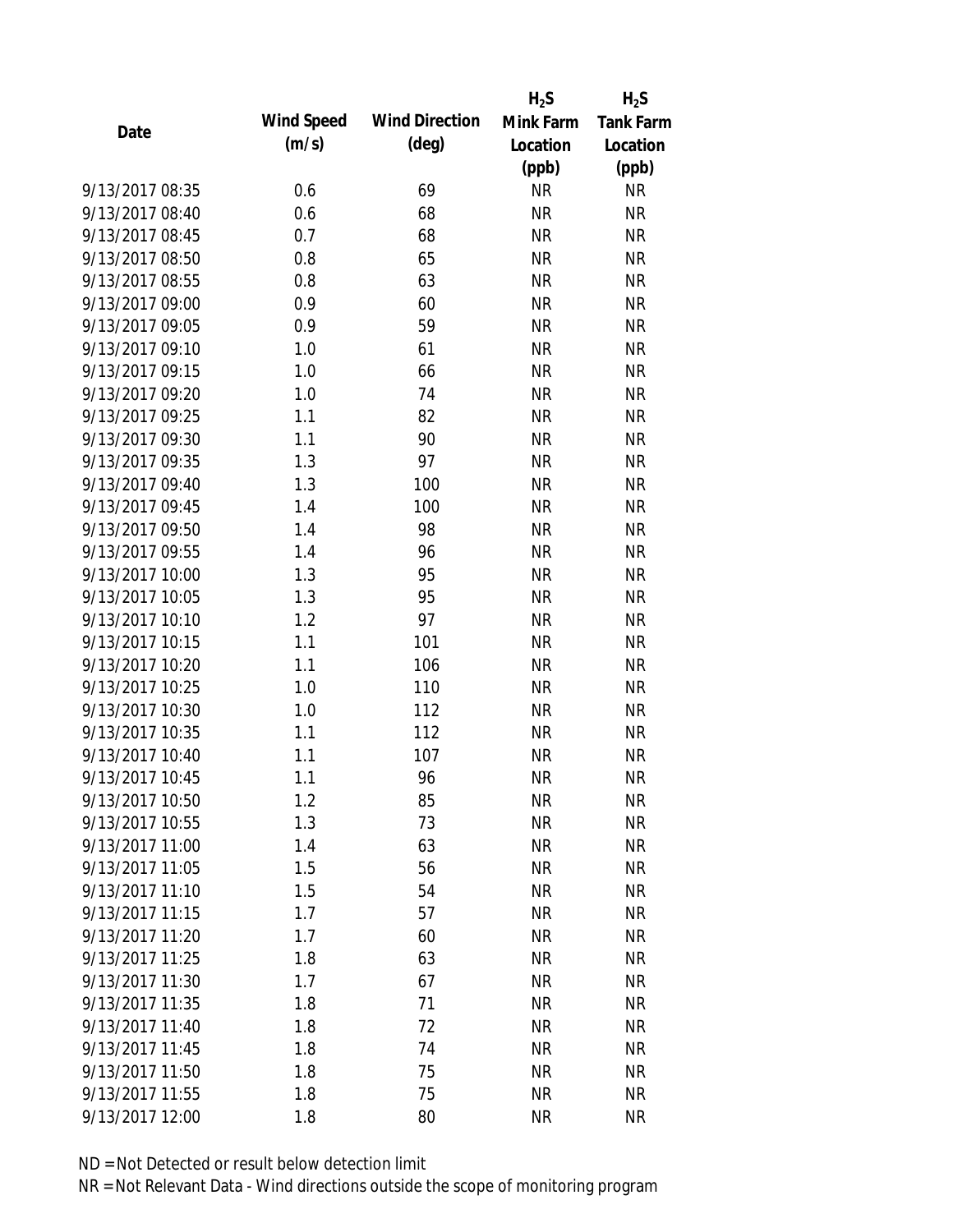| Date | Wind Speed (m/s) | Wind Direction (deg) | $H_2S$ Mink Farm Location (ppb) | $H_2S$ Tank Farm Location (ppb) |
| --- | --- | --- | --- | --- |
| 9/13/2017 08:35 | 0.6 | 69 | NR | NR |
| 9/13/2017 08:40 | 0.6 | 68 | NR | NR |
| 9/13/2017 08:45 | 0.7 | 68 | NR | NR |
| 9/13/2017 08:50 | 0.8 | 65 | NR | NR |
| 9/13/2017 08:55 | 0.8 | 63 | NR | NR |
| 9/13/2017 09:00 | 0.9 | 60 | NR | NR |
| 9/13/2017 09:05 | 0.9 | 59 | NR | NR |
| 9/13/2017 09:10 | 1.0 | 61 | NR | NR |
| 9/13/2017 09:15 | 1.0 | 66 | NR | NR |
| 9/13/2017 09:20 | 1.0 | 74 | NR | NR |
| 9/13/2017 09:25 | 1.1 | 82 | NR | NR |
| 9/13/2017 09:30 | 1.1 | 90 | NR | NR |
| 9/13/2017 09:35 | 1.3 | 97 | NR | NR |
| 9/13/2017 09:40 | 1.3 | 100 | NR | NR |
| 9/13/2017 09:45 | 1.4 | 100 | NR | NR |
| 9/13/2017 09:50 | 1.4 | 98 | NR | NR |
| 9/13/2017 09:55 | 1.4 | 96 | NR | NR |
| 9/13/2017 10:00 | 1.3 | 95 | NR | NR |
| 9/13/2017 10:05 | 1.3 | 95 | NR | NR |
| 9/13/2017 10:10 | 1.2 | 97 | NR | NR |
| 9/13/2017 10:15 | 1.1 | 101 | NR | NR |
| 9/13/2017 10:20 | 1.1 | 106 | NR | NR |
| 9/13/2017 10:25 | 1.0 | 110 | NR | NR |
| 9/13/2017 10:30 | 1.0 | 112 | NR | NR |
| 9/13/2017 10:35 | 1.1 | 112 | NR | NR |
| 9/13/2017 10:40 | 1.1 | 107 | NR | NR |
| 9/13/2017 10:45 | 1.1 | 96 | NR | NR |
| 9/13/2017 10:50 | 1.2 | 85 | NR | NR |
| 9/13/2017 10:55 | 1.3 | 73 | NR | NR |
| 9/13/2017 11:00 | 1.4 | 63 | NR | NR |
| 9/13/2017 11:05 | 1.5 | 56 | NR | NR |
| 9/13/2017 11:10 | 1.5 | 54 | NR | NR |
| 9/13/2017 11:15 | 1.7 | 57 | NR | NR |
| 9/13/2017 11:20 | 1.7 | 60 | NR | NR |
| 9/13/2017 11:25 | 1.8 | 63 | NR | NR |
| 9/13/2017 11:30 | 1.7 | 67 | NR | NR |
| 9/13/2017 11:35 | 1.8 | 71 | NR | NR |
| 9/13/2017 11:40 | 1.8 | 72 | NR | NR |
| 9/13/2017 11:45 | 1.8 | 74 | NR | NR |
| 9/13/2017 11:50 | 1.8 | 75 | NR | NR |
| 9/13/2017 11:55 | 1.8 | 75 | NR | NR |
| 9/13/2017 12:00 | 1.8 | 80 | NR | NR |

ND = Not Detected or result below detection limit

NR = Not Relevant Data - Wind directions outside the scope of monitoring program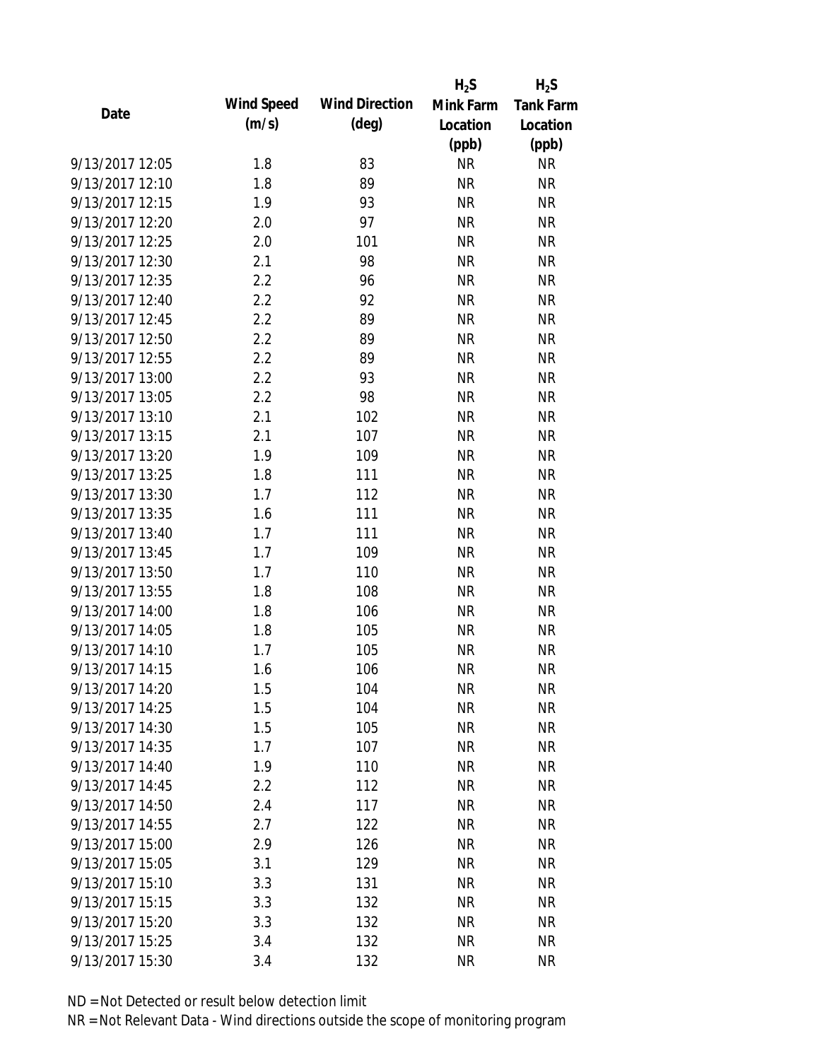| Date | Wind Speed (m/s) | Wind Direction (deg) | $H_2S$ Mink Farm Location (ppb) | $H_2S$ Tank Farm Location (ppb) |
| --- | --- | --- | --- | --- |
| 9/13/2017 12:05 | 1.8 | 83 | NR | NR |
| 9/13/2017 12:10 | 1.8 | 89 | NR | NR |
| 9/13/2017 12:15 | 1.9 | 93 | NR | NR |
| 9/13/2017 12:20 | 2.0 | 97 | NR | NR |
| 9/13/2017 12:25 | 2.0 | 101 | NR | NR |
| 9/13/2017 12:30 | 2.1 | 98 | NR | NR |
| 9/13/2017 12:35 | 2.2 | 96 | NR | NR |
| 9/13/2017 12:40 | 2.2 | 92 | NR | NR |
| 9/13/2017 12:45 | 2.2 | 89 | NR | NR |
| 9/13/2017 12:50 | 2.2 | 89 | NR | NR |
| 9/13/2017 12:55 | 2.2 | 89 | NR | NR |
| 9/13/2017 13:00 | 2.2 | 93 | NR | NR |
| 9/13/2017 13:05 | 2.2 | 98 | NR | NR |
| 9/13/2017 13:10 | 2.1 | 102 | NR | NR |
| 9/13/2017 13:15 | 2.1 | 107 | NR | NR |
| 9/13/2017 13:20 | 1.9 | 109 | NR | NR |
| 9/13/2017 13:25 | 1.8 | 111 | NR | NR |
| 9/13/2017 13:30 | 1.7 | 112 | NR | NR |
| 9/13/2017 13:35 | 1.6 | 111 | NR | NR |
| 9/13/2017 13:40 | 1.7 | 111 | NR | NR |
| 9/13/2017 13:45 | 1.7 | 109 | NR | NR |
| 9/13/2017 13:50 | 1.7 | 110 | NR | NR |
| 9/13/2017 13:55 | 1.8 | 108 | NR | NR |
| 9/13/2017 14:00 | 1.8 | 106 | NR | NR |
| 9/13/2017 14:05 | 1.8 | 105 | NR | NR |
| 9/13/2017 14:10 | 1.7 | 105 | NR | NR |
| 9/13/2017 14:15 | 1.6 | 106 | NR | NR |
| 9/13/2017 14:20 | 1.5 | 104 | NR | NR |
| 9/13/2017 14:25 | 1.5 | 104 | NR | NR |
| 9/13/2017 14:30 | 1.5 | 105 | NR | NR |
| 9/13/2017 14:35 | 1.7 | 107 | NR | NR |
| 9/13/2017 14:40 | 1.9 | 110 | NR | NR |
| 9/13/2017 14:45 | 2.2 | 112 | NR | NR |
| 9/13/2017 14:50 | 2.4 | 117 | NR | NR |
| 9/13/2017 14:55 | 2.7 | 122 | NR | NR |
| 9/13/2017 15:00 | 2.9 | 126 | NR | NR |
| 9/13/2017 15:05 | 3.1 | 129 | NR | NR |
| 9/13/2017 15:10 | 3.3 | 131 | NR | NR |
| 9/13/2017 15:15 | 3.3 | 132 | NR | NR |
| 9/13/2017 15:20 | 3.3 | 132 | NR | NR |
| 9/13/2017 15:25 | 3.4 | 132 | NR | NR |
| 9/13/2017 15:30 | 3.4 | 132 | NR | NR |

ND = Not Detected or result below detection limit

NR = Not Relevant Data - Wind directions outside the scope of monitoring program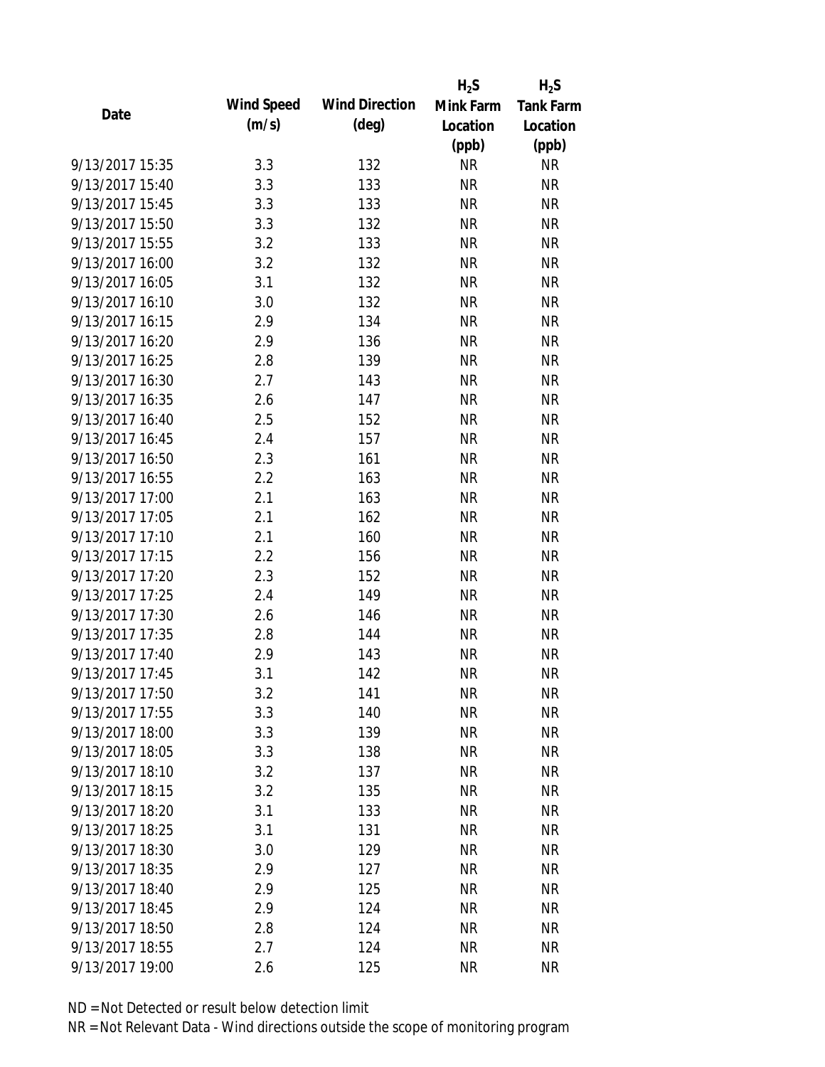| Date | Wind Speed (m/s) | Wind Direction (deg) | $H_2S$ Mink Farm Location (ppb) | $H_2S$ Tank Farm Location (ppb) |
|---|---|---|---|---|
| 9/13/2017 15:35 | 3.3 | 132 | NR | NR |
| 9/13/2017 15:40 | 3.3 | 133 | NR | NR |
| 9/13/2017 15:45 | 3.3 | 133 | NR | NR |
| 9/13/2017 15:50 | 3.3 | 132 | NR | NR |
| 9/13/2017 15:55 | 3.2 | 133 | NR | NR |
| 9/13/2017 16:00 | 3.2 | 132 | NR | NR |
| 9/13/2017 16:05 | 3.1 | 132 | NR | NR |
| 9/13/2017 16:10 | 3.0 | 132 | NR | NR |
| 9/13/2017 16:15 | 2.9 | 134 | NR | NR |
| 9/13/2017 16:20 | 2.9 | 136 | NR | NR |
| 9/13/2017 16:25 | 2.8 | 139 | NR | NR |
| 9/13/2017 16:30 | 2.7 | 143 | NR | NR |
| 9/13/2017 16:35 | 2.6 | 147 | NR | NR |
| 9/13/2017 16:40 | 2.5 | 152 | NR | NR |
| 9/13/2017 16:45 | 2.4 | 157 | NR | NR |
| 9/13/2017 16:50 | 2.3 | 161 | NR | NR |
| 9/13/2017 16:55 | 2.2 | 163 | NR | NR |
| 9/13/2017 17:00 | 2.1 | 163 | NR | NR |
| 9/13/2017 17:05 | 2.1 | 162 | NR | NR |
| 9/13/2017 17:10 | 2.1 | 160 | NR | NR |
| 9/13/2017 17:15 | 2.2 | 156 | NR | NR |
| 9/13/2017 17:20 | 2.3 | 152 | NR | NR |
| 9/13/2017 17:25 | 2.4 | 149 | NR | NR |
| 9/13/2017 17:30 | 2.6 | 146 | NR | NR |
| 9/13/2017 17:35 | 2.8 | 144 | NR | NR |
| 9/13/2017 17:40 | 2.9 | 143 | NR | NR |
| 9/13/2017 17:45 | 3.1 | 142 | NR | NR |
| 9/13/2017 17:50 | 3.2 | 141 | NR | NR |
| 9/13/2017 17:55 | 3.3 | 140 | NR | NR |
| 9/13/2017 18:00 | 3.3 | 139 | NR | NR |
| 9/13/2017 18:05 | 3.3 | 138 | NR | NR |
| 9/13/2017 18:10 | 3.2 | 137 | NR | NR |
| 9/13/2017 18:15 | 3.2 | 135 | NR | NR |
| 9/13/2017 18:20 | 3.1 | 133 | NR | NR |
| 9/13/2017 18:25 | 3.1 | 131 | NR | NR |
| 9/13/2017 18:30 | 3.0 | 129 | NR | NR |
| 9/13/2017 18:35 | 2.9 | 127 | NR | NR |
| 9/13/2017 18:40 | 2.9 | 125 | NR | NR |
| 9/13/2017 18:45 | 2.9 | 124 | NR | NR |
| 9/13/2017 18:50 | 2.8 | 124 | NR | NR |
| 9/13/2017 18:55 | 2.7 | 124 | NR | NR |
| 9/13/2017 19:00 | 2.6 | 125 | NR | NR |

ND = Not Detected or result below detection limit

NR = Not Relevant Data - Wind directions outside the scope of monitoring program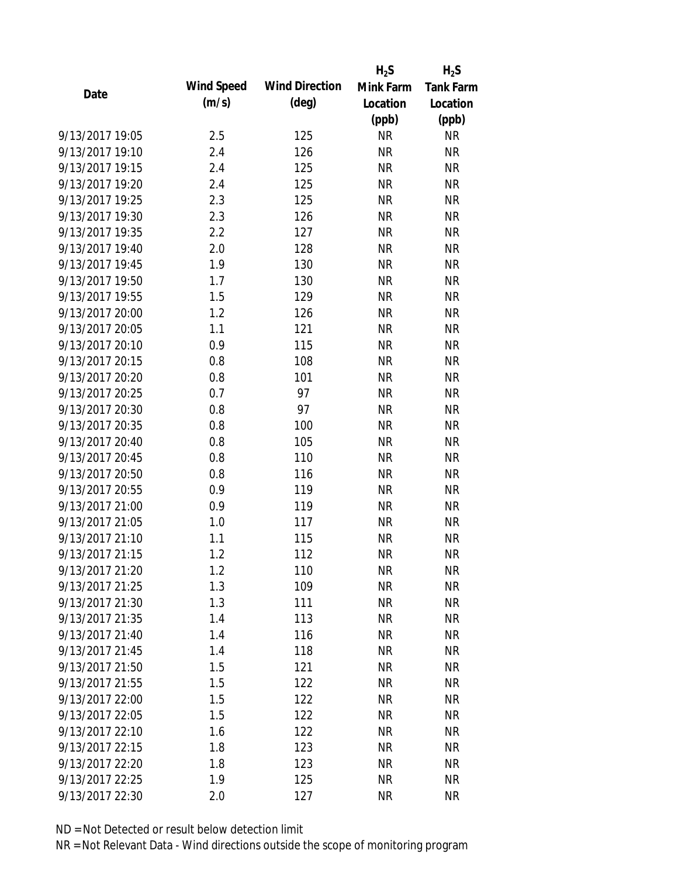| Date | Wind Speed (m/s) | Wind Direction (deg) | $H_2S$ Mink Farm Location (ppb) | $H_2S$ Tank Farm Location (ppb) |
|---|---|---|---|---|
| 9/13/2017 19:05 | 2.5 | 125 | NR | NR |
| 9/13/2017 19:10 | 2.4 | 126 | NR | NR |
| 9/13/2017 19:15 | 2.4 | 125 | NR | NR |
| 9/13/2017 19:20 | 2.4 | 125 | NR | NR |
| 9/13/2017 19:25 | 2.3 | 125 | NR | NR |
| 9/13/2017 19:30 | 2.3 | 126 | NR | NR |
| 9/13/2017 19:35 | 2.2 | 127 | NR | NR |
| 9/13/2017 19:40 | 2.0 | 128 | NR | NR |
| 9/13/2017 19:45 | 1.9 | 130 | NR | NR |
| 9/13/2017 19:50 | 1.7 | 130 | NR | NR |
| 9/13/2017 19:55 | 1.5 | 129 | NR | NR |
| 9/13/2017 20:00 | 1.2 | 126 | NR | NR |
| 9/13/2017 20:05 | 1.1 | 121 | NR | NR |
| 9/13/2017 20:10 | 0.9 | 115 | NR | NR |
| 9/13/2017 20:15 | 0.8 | 108 | NR | NR |
| 9/13/2017 20:20 | 0.8 | 101 | NR | NR |
| 9/13/2017 20:25 | 0.7 | 97 | NR | NR |
| 9/13/2017 20:30 | 0.8 | 97 | NR | NR |
| 9/13/2017 20:35 | 0.8 | 100 | NR | NR |
| 9/13/2017 20:40 | 0.8 | 105 | NR | NR |
| 9/13/2017 20:45 | 0.8 | 110 | NR | NR |
| 9/13/2017 20:50 | 0.8 | 116 | NR | NR |
| 9/13/2017 20:55 | 0.9 | 119 | NR | NR |
| 9/13/2017 21:00 | 0.9 | 119 | NR | NR |
| 9/13/2017 21:05 | 1.0 | 117 | NR | NR |
| 9/13/2017 21:10 | 1.1 | 115 | NR | NR |
| 9/13/2017 21:15 | 1.2 | 112 | NR | NR |
| 9/13/2017 21:20 | 1.2 | 110 | NR | NR |
| 9/13/2017 21:25 | 1.3 | 109 | NR | NR |
| 9/13/2017 21:30 | 1.3 | 111 | NR | NR |
| 9/13/2017 21:35 | 1.4 | 113 | NR | NR |
| 9/13/2017 21:40 | 1.4 | 116 | NR | NR |
| 9/13/2017 21:45 | 1.4 | 118 | NR | NR |
| 9/13/2017 21:50 | 1.5 | 121 | NR | NR |
| 9/13/2017 21:55 | 1.5 | 122 | NR | NR |
| 9/13/2017 22:00 | 1.5 | 122 | NR | NR |
| 9/13/2017 22:05 | 1.5 | 122 | NR | NR |
| 9/13/2017 22:10 | 1.6 | 122 | NR | NR |
| 9/13/2017 22:15 | 1.8 | 123 | NR | NR |
| 9/13/2017 22:20 | 1.8 | 123 | NR | NR |
| 9/13/2017 22:25 | 1.9 | 125 | NR | NR |
| 9/13/2017 22:30 | 2.0 | 127 | NR | NR |

ND = Not Detected or result below detection limit

NR = Not Relevant Data - Wind directions outside the scope of monitoring program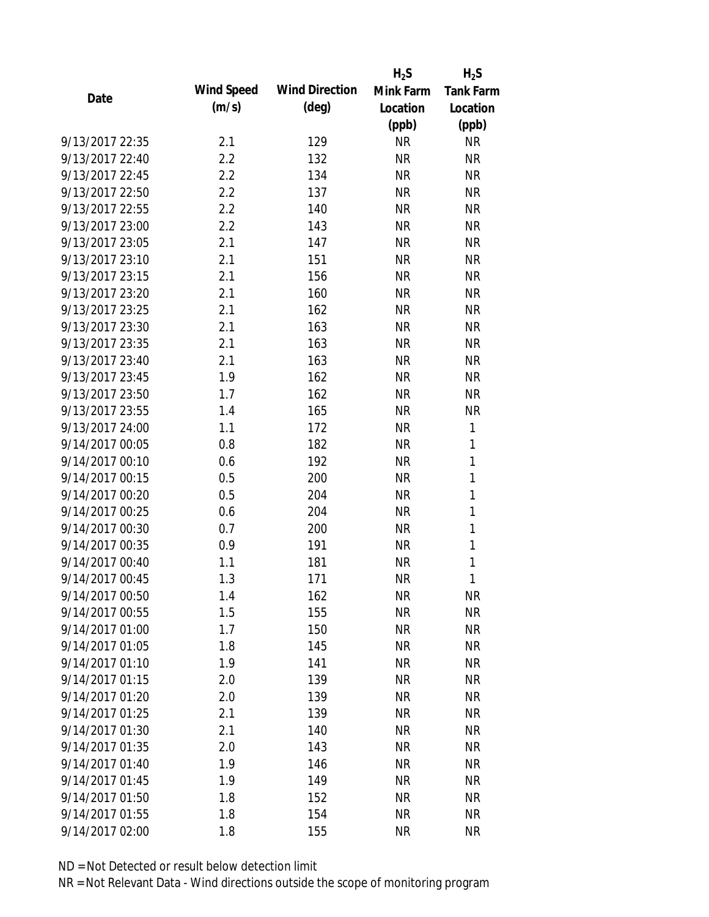| Date | Wind Speed (m/s) | Wind Direction (deg) | $H_2S$ Mink Farm Location (ppb) | $H_2S$ Tank Farm Location (ppb) |
| --- | --- | --- | --- | --- |
| 9/13/2017 22:35 | 2.1 | 129 | NR | NR |
| 9/13/2017 22:40 | 2.2 | 132 | NR | NR |
| 9/13/2017 22:45 | 2.2 | 134 | NR | NR |
| 9/13/2017 22:50 | 2.2 | 137 | NR | NR |
| 9/13/2017 22:55 | 2.2 | 140 | NR | NR |
| 9/13/2017 23:00 | 2.2 | 143 | NR | NR |
| 9/13/2017 23:05 | 2.1 | 147 | NR | NR |
| 9/13/2017 23:10 | 2.1 | 151 | NR | NR |
| 9/13/2017 23:15 | 2.1 | 156 | NR | NR |
| 9/13/2017 23:20 | 2.1 | 160 | NR | NR |
| 9/13/2017 23:25 | 2.1 | 162 | NR | NR |
| 9/13/2017 23:30 | 2.1 | 163 | NR | NR |
| 9/13/2017 23:35 | 2.1 | 163 | NR | NR |
| 9/13/2017 23:40 | 2.1 | 163 | NR | NR |
| 9/13/2017 23:45 | 1.9 | 162 | NR | NR |
| 9/13/2017 23:50 | 1.7 | 162 | NR | NR |
| 9/13/2017 23:55 | 1.4 | 165 | NR | NR |
| 9/13/2017 24:00 | 1.1 | 172 | NR | 1 |
| 9/14/2017 00:05 | 0.8 | 182 | NR | 1 |
| 9/14/2017 00:10 | 0.6 | 192 | NR | 1 |
| 9/14/2017 00:15 | 0.5 | 200 | NR | 1 |
| 9/14/2017 00:20 | 0.5 | 204 | NR | 1 |
| 9/14/2017 00:25 | 0.6 | 204 | NR | 1 |
| 9/14/2017 00:30 | 0.7 | 200 | NR | 1 |
| 9/14/2017 00:35 | 0.9 | 191 | NR | 1 |
| 9/14/2017 00:40 | 1.1 | 181 | NR | 1 |
| 9/14/2017 00:45 | 1.3 | 171 | NR | 1 |
| 9/14/2017 00:50 | 1.4 | 162 | NR | NR |
| 9/14/2017 00:55 | 1.5 | 155 | NR | NR |
| 9/14/2017 01:00 | 1.7 | 150 | NR | NR |
| 9/14/2017 01:05 | 1.8 | 145 | NR | NR |
| 9/14/2017 01:10 | 1.9 | 141 | NR | NR |
| 9/14/2017 01:15 | 2.0 | 139 | NR | NR |
| 9/14/2017 01:20 | 2.0 | 139 | NR | NR |
| 9/14/2017 01:25 | 2.1 | 139 | NR | NR |
| 9/14/2017 01:30 | 2.1 | 140 | NR | NR |
| 9/14/2017 01:35 | 2.0 | 143 | NR | NR |
| 9/14/2017 01:40 | 1.9 | 146 | NR | NR |
| 9/14/2017 01:45 | 1.9 | 149 | NR | NR |
| 9/14/2017 01:50 | 1.8 | 152 | NR | NR |
| 9/14/2017 01:55 | 1.8 | 154 | NR | NR |
| 9/14/2017 02:00 | 1.8 | 155 | NR | NR |

ND = Not Detected or result below detection limit

NR = Not Relevant Data - Wind directions outside the scope of monitoring program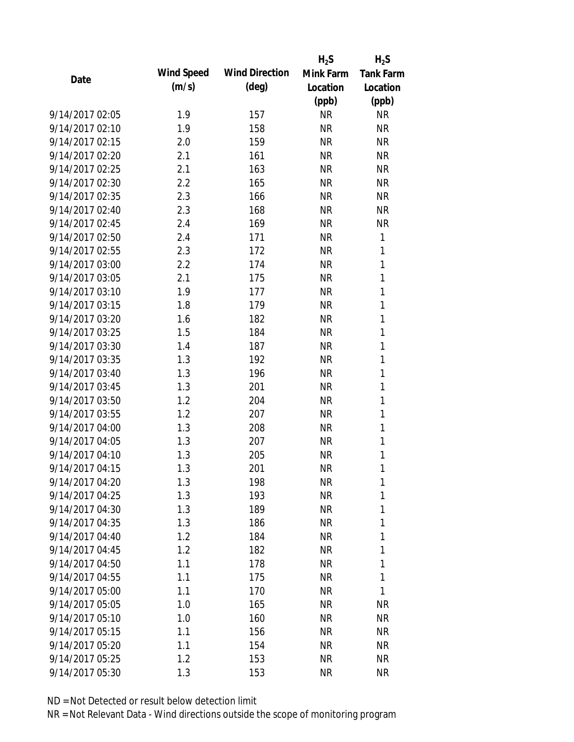| Date | Wind Speed (m/s) | Wind Direction (deg) | $H_2S$ Mink Farm Location (ppb) | $H_2S$ Tank Farm Location (ppb) |
| --- | --- | --- | --- | --- |
| 9/14/2017 02:05 | 1.9 | 157 | NR | NR |
| 9/14/2017 02:10 | 1.9 | 158 | NR | NR |
| 9/14/2017 02:15 | 2.0 | 159 | NR | NR |
| 9/14/2017 02:20 | 2.1 | 161 | NR | NR |
| 9/14/2017 02:25 | 2.1 | 163 | NR | NR |
| 9/14/2017 02:30 | 2.2 | 165 | NR | NR |
| 9/14/2017 02:35 | 2.3 | 166 | NR | NR |
| 9/14/2017 02:40 | 2.3 | 168 | NR | NR |
| 9/14/2017 02:45 | 2.4 | 169 | NR | NR |
| 9/14/2017 02:50 | 2.4 | 171 | NR | 1 |
| 9/14/2017 02:55 | 2.3 | 172 | NR | 1 |
| 9/14/2017 03:00 | 2.2 | 174 | NR | 1 |
| 9/14/2017 03:05 | 2.1 | 175 | NR | 1 |
| 9/14/2017 03:10 | 1.9 | 177 | NR | 1 |
| 9/14/2017 03:15 | 1.8 | 179 | NR | 1 |
| 9/14/2017 03:20 | 1.6 | 182 | NR | 1 |
| 9/14/2017 03:25 | 1.5 | 184 | NR | 1 |
| 9/14/2017 03:30 | 1.4 | 187 | NR | 1 |
| 9/14/2017 03:35 | 1.3 | 192 | NR | 1 |
| 9/14/2017 03:40 | 1.3 | 196 | NR | 1 |
| 9/14/2017 03:45 | 1.3 | 201 | NR | 1 |
| 9/14/2017 03:50 | 1.2 | 204 | NR | 1 |
| 9/14/2017 03:55 | 1.2 | 207 | NR | 1 |
| 9/14/2017 04:00 | 1.3 | 208 | NR | 1 |
| 9/14/2017 04:05 | 1.3 | 207 | NR | 1 |
| 9/14/2017 04:10 | 1.3 | 205 | NR | 1 |
| 9/14/2017 04:15 | 1.3 | 201 | NR | 1 |
| 9/14/2017 04:20 | 1.3 | 198 | NR | 1 |
| 9/14/2017 04:25 | 1.3 | 193 | NR | 1 |
| 9/14/2017 04:30 | 1.3 | 189 | NR | 1 |
| 9/14/2017 04:35 | 1.3 | 186 | NR | 1 |
| 9/14/2017 04:40 | 1.2 | 184 | NR | 1 |
| 9/14/2017 04:45 | 1.2 | 182 | NR | 1 |
| 9/14/2017 04:50 | 1.1 | 178 | NR | 1 |
| 9/14/2017 04:55 | 1.1 | 175 | NR | 1 |
| 9/14/2017 05:00 | 1.1 | 170 | NR | 1 |
| 9/14/2017 05:05 | 1.0 | 165 | NR | NR |
| 9/14/2017 05:10 | 1.0 | 160 | NR | NR |
| 9/14/2017 05:15 | 1.1 | 156 | NR | NR |
| 9/14/2017 05:20 | 1.1 | 154 | NR | NR |
| 9/14/2017 05:25 | 1.2 | 153 | NR | NR |
| 9/14/2017 05:30 | 1.3 | 153 | NR | NR |

ND = Not Detected or result below detection limit

NR = Not Relevant Data - Wind directions outside the scope of monitoring program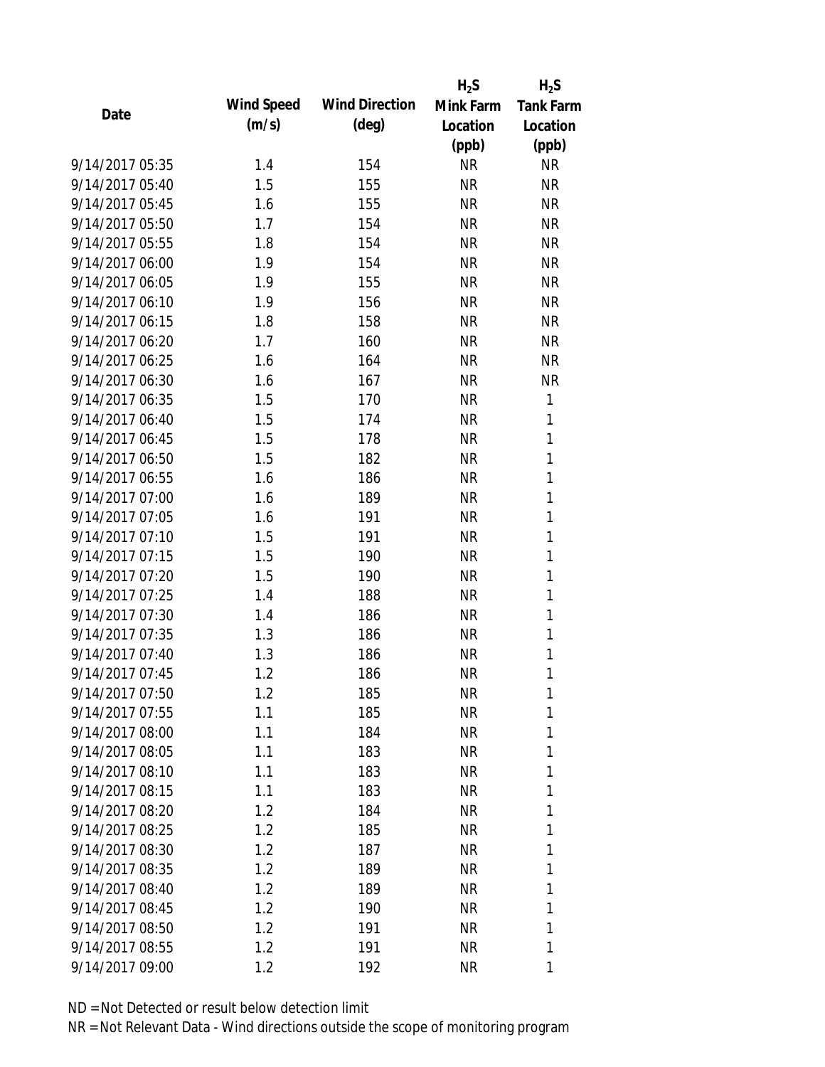| Date | Wind Speed (m/s) | Wind Direction (deg) | $H_2S$ Mink Farm Location (ppb) | $H_2S$ Tank Farm Location (ppb) |
|---|---|---|---|---|
| 9/14/2017 05:35 | 1.4 | 154 | NR | NR |
| 9/14/2017 05:40 | 1.5 | 155 | NR | NR |
| 9/14/2017 05:45 | 1.6 | 155 | NR | NR |
| 9/14/2017 05:50 | 1.7 | 154 | NR | NR |
| 9/14/2017 05:55 | 1.8 | 154 | NR | NR |
| 9/14/2017 06:00 | 1.9 | 154 | NR | NR |
| 9/14/2017 06:05 | 1.9 | 155 | NR | NR |
| 9/14/2017 06:10 | 1.9 | 156 | NR | NR |
| 9/14/2017 06:15 | 1.8 | 158 | NR | NR |
| 9/14/2017 06:20 | 1.7 | 160 | NR | NR |
| 9/14/2017 06:25 | 1.6 | 164 | NR | NR |
| 9/14/2017 06:30 | 1.6 | 167 | NR | NR |
| 9/14/2017 06:35 | 1.5 | 170 | NR | 1 |
| 9/14/2017 06:40 | 1.5 | 174 | NR | 1 |
| 9/14/2017 06:45 | 1.5 | 178 | NR | 1 |
| 9/14/2017 06:50 | 1.5 | 182 | NR | 1 |
| 9/14/2017 06:55 | 1.6 | 186 | NR | 1 |
| 9/14/2017 07:00 | 1.6 | 189 | NR | 1 |
| 9/14/2017 07:05 | 1.6 | 191 | NR | 1 |
| 9/14/2017 07:10 | 1.5 | 191 | NR | 1 |
| 9/14/2017 07:15 | 1.5 | 190 | NR | 1 |
| 9/14/2017 07:20 | 1.5 | 190 | NR | 1 |
| 9/14/2017 07:25 | 1.4 | 188 | NR | 1 |
| 9/14/2017 07:30 | 1.4 | 186 | NR | 1 |
| 9/14/2017 07:35 | 1.3 | 186 | NR | 1 |
| 9/14/2017 07:40 | 1.3 | 186 | NR | 1 |
| 9/14/2017 07:45 | 1.2 | 186 | NR | 1 |
| 9/14/2017 07:50 | 1.2 | 185 | NR | 1 |
| 9/14/2017 07:55 | 1.1 | 185 | NR | 1 |
| 9/14/2017 08:00 | 1.1 | 184 | NR | 1 |
| 9/14/2017 08:05 | 1.1 | 183 | NR | 1 |
| 9/14/2017 08:10 | 1.1 | 183 | NR | 1 |
| 9/14/2017 08:15 | 1.1 | 183 | NR | 1 |
| 9/14/2017 08:20 | 1.2 | 184 | NR | 1 |
| 9/14/2017 08:25 | 1.2 | 185 | NR | 1 |
| 9/14/2017 08:30 | 1.2 | 187 | NR | 1 |
| 9/14/2017 08:35 | 1.2 | 189 | NR | 1 |
| 9/14/2017 08:40 | 1.2 | 189 | NR | 1 |
| 9/14/2017 08:45 | 1.2 | 190 | NR | 1 |
| 9/14/2017 08:50 | 1.2 | 191 | NR | 1 |
| 9/14/2017 08:55 | 1.2 | 191 | NR | 1 |
| 9/14/2017 09:00 | 1.2 | 192 | NR | 1 |

ND = Not Detected or result below detection limit

NR = Not Relevant Data - Wind directions outside the scope of monitoring program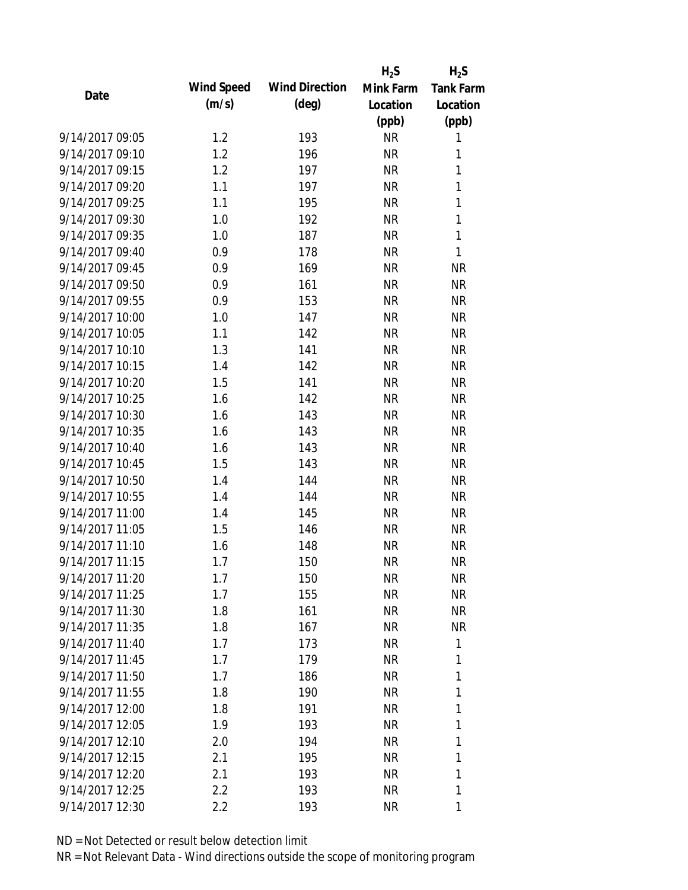| Date | Wind Speed (m/s) | Wind Direction (deg) | $H_2S$ Mink Farm Location (ppb) | $H_2S$ Tank Farm Location (ppb) |
| --- | --- | --- | --- | --- |
| 9/14/2017 09:05 | 1.2 | 193 | NR | 1 |
| 9/14/2017 09:10 | 1.2 | 196 | NR | 1 |
| 9/14/2017 09:15 | 1.2 | 197 | NR | 1 |
| 9/14/2017 09:20 | 1.1 | 197 | NR | 1 |
| 9/14/2017 09:25 | 1.1 | 195 | NR | 1 |
| 9/14/2017 09:30 | 1.0 | 192 | NR | 1 |
| 9/14/2017 09:35 | 1.0 | 187 | NR | 1 |
| 9/14/2017 09:40 | 0.9 | 178 | NR | 1 |
| 9/14/2017 09:45 | 0.9 | 169 | NR | NR |
| 9/14/2017 09:50 | 0.9 | 161 | NR | NR |
| 9/14/2017 09:55 | 0.9 | 153 | NR | NR |
| 9/14/2017 10:00 | 1.0 | 147 | NR | NR |
| 9/14/2017 10:05 | 1.1 | 142 | NR | NR |
| 9/14/2017 10:10 | 1.3 | 141 | NR | NR |
| 9/14/2017 10:15 | 1.4 | 142 | NR | NR |
| 9/14/2017 10:20 | 1.5 | 141 | NR | NR |
| 9/14/2017 10:25 | 1.6 | 142 | NR | NR |
| 9/14/2017 10:30 | 1.6 | 143 | NR | NR |
| 9/14/2017 10:35 | 1.6 | 143 | NR | NR |
| 9/14/2017 10:40 | 1.6 | 143 | NR | NR |
| 9/14/2017 10:45 | 1.5 | 143 | NR | NR |
| 9/14/2017 10:50 | 1.4 | 144 | NR | NR |
| 9/14/2017 10:55 | 1.4 | 144 | NR | NR |
| 9/14/2017 11:00 | 1.4 | 145 | NR | NR |
| 9/14/2017 11:05 | 1.5 | 146 | NR | NR |
| 9/14/2017 11:10 | 1.6 | 148 | NR | NR |
| 9/14/2017 11:15 | 1.7 | 150 | NR | NR |
| 9/14/2017 11:20 | 1.7 | 150 | NR | NR |
| 9/14/2017 11:25 | 1.7 | 155 | NR | NR |
| 9/14/2017 11:30 | 1.8 | 161 | NR | NR |
| 9/14/2017 11:35 | 1.8 | 167 | NR | NR |
| 9/14/2017 11:40 | 1.7 | 173 | NR | 1 |
| 9/14/2017 11:45 | 1.7 | 179 | NR | 1 |
| 9/14/2017 11:50 | 1.7 | 186 | NR | 1 |
| 9/14/2017 11:55 | 1.8 | 190 | NR | 1 |
| 9/14/2017 12:00 | 1.8 | 191 | NR | 1 |
| 9/14/2017 12:05 | 1.9 | 193 | NR | 1 |
| 9/14/2017 12:10 | 2.0 | 194 | NR | 1 |
| 9/14/2017 12:15 | 2.1 | 195 | NR | 1 |
| 9/14/2017 12:20 | 2.1 | 193 | NR | 1 |
| 9/14/2017 12:25 | 2.2 | 193 | NR | 1 |
| 9/14/2017 12:30 | 2.2 | 193 | NR | 1 |

ND = Not Detected or result below detection limit

NR = Not Relevant Data - Wind directions outside the scope of monitoring program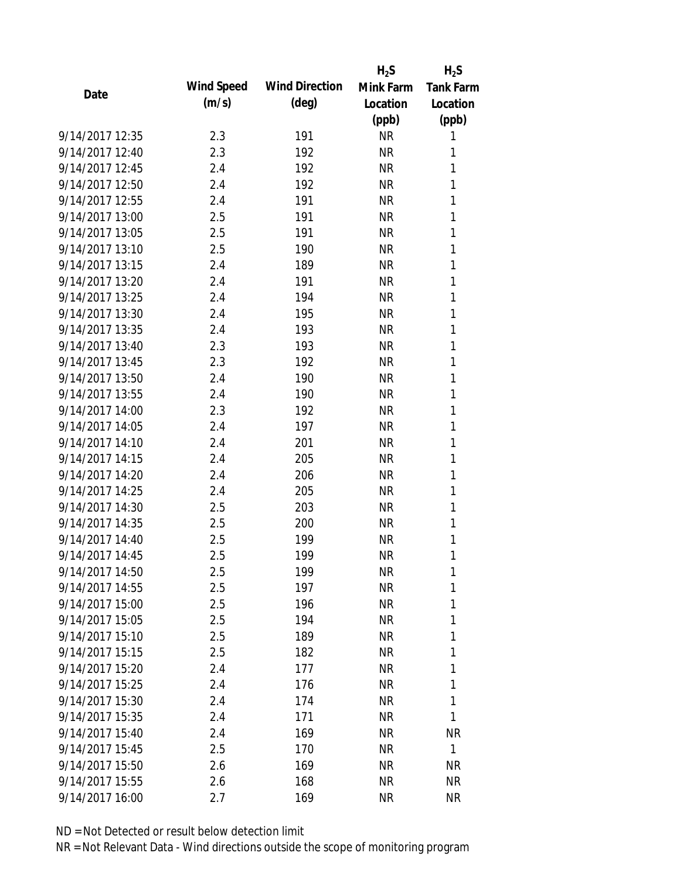| Date | Wind Speed (m/s) | Wind Direction (deg) | $H_2S$ Mink Farm Location (ppb) | $H_2S$ Tank Farm Location (ppb) |
|---|---|---|---|---|
| 9/14/2017 12:35 | 2.3 | 191 | NR | 1 |
| 9/14/2017 12:40 | 2.3 | 192 | NR | 1 |
| 9/14/2017 12:45 | 2.4 | 192 | NR | 1 |
| 9/14/2017 12:50 | 2.4 | 192 | NR | 1 |
| 9/14/2017 12:55 | 2.4 | 191 | NR | 1 |
| 9/14/2017 13:00 | 2.5 | 191 | NR | 1 |
| 9/14/2017 13:05 | 2.5 | 191 | NR | 1 |
| 9/14/2017 13:10 | 2.5 | 190 | NR | 1 |
| 9/14/2017 13:15 | 2.4 | 189 | NR | 1 |
| 9/14/2017 13:20 | 2.4 | 191 | NR | 1 |
| 9/14/2017 13:25 | 2.4 | 194 | NR | 1 |
| 9/14/2017 13:30 | 2.4 | 195 | NR | 1 |
| 9/14/2017 13:35 | 2.4 | 193 | NR | 1 |
| 9/14/2017 13:40 | 2.3 | 193 | NR | 1 |
| 9/14/2017 13:45 | 2.3 | 192 | NR | 1 |
| 9/14/2017 13:50 | 2.4 | 190 | NR | 1 |
| 9/14/2017 13:55 | 2.4 | 190 | NR | 1 |
| 9/14/2017 14:00 | 2.3 | 192 | NR | 1 |
| 9/14/2017 14:05 | 2.4 | 197 | NR | 1 |
| 9/14/2017 14:10 | 2.4 | 201 | NR | 1 |
| 9/14/2017 14:15 | 2.4 | 205 | NR | 1 |
| 9/14/2017 14:20 | 2.4 | 206 | NR | 1 |
| 9/14/2017 14:25 | 2.4 | 205 | NR | 1 |
| 9/14/2017 14:30 | 2.5 | 203 | NR | 1 |
| 9/14/2017 14:35 | 2.5 | 200 | NR | 1 |
| 9/14/2017 14:40 | 2.5 | 199 | NR | 1 |
| 9/14/2017 14:45 | 2.5 | 199 | NR | 1 |
| 9/14/2017 14:50 | 2.5 | 199 | NR | 1 |
| 9/14/2017 14:55 | 2.5 | 197 | NR | 1 |
| 9/14/2017 15:00 | 2.5 | 196 | NR | 1 |
| 9/14/2017 15:05 | 2.5 | 194 | NR | 1 |
| 9/14/2017 15:10 | 2.5 | 189 | NR | 1 |
| 9/14/2017 15:15 | 2.5 | 182 | NR | 1 |
| 9/14/2017 15:20 | 2.4 | 177 | NR | 1 |
| 9/14/2017 15:25 | 2.4 | 176 | NR | 1 |
| 9/14/2017 15:30 | 2.4 | 174 | NR | 1 |
| 9/14/2017 15:35 | 2.4 | 171 | NR | 1 |
| 9/14/2017 15:40 | 2.4 | 169 | NR | NR |
| 9/14/2017 15:45 | 2.5 | 170 | NR | 1 |
| 9/14/2017 15:50 | 2.6 | 169 | NR | NR |
| 9/14/2017 15:55 | 2.6 | 168 | NR | NR |
| 9/14/2017 16:00 | 2.7 | 169 | NR | NR |

ND = Not Detected or result below detection limit

NR = Not Relevant Data - Wind directions outside the scope of monitoring program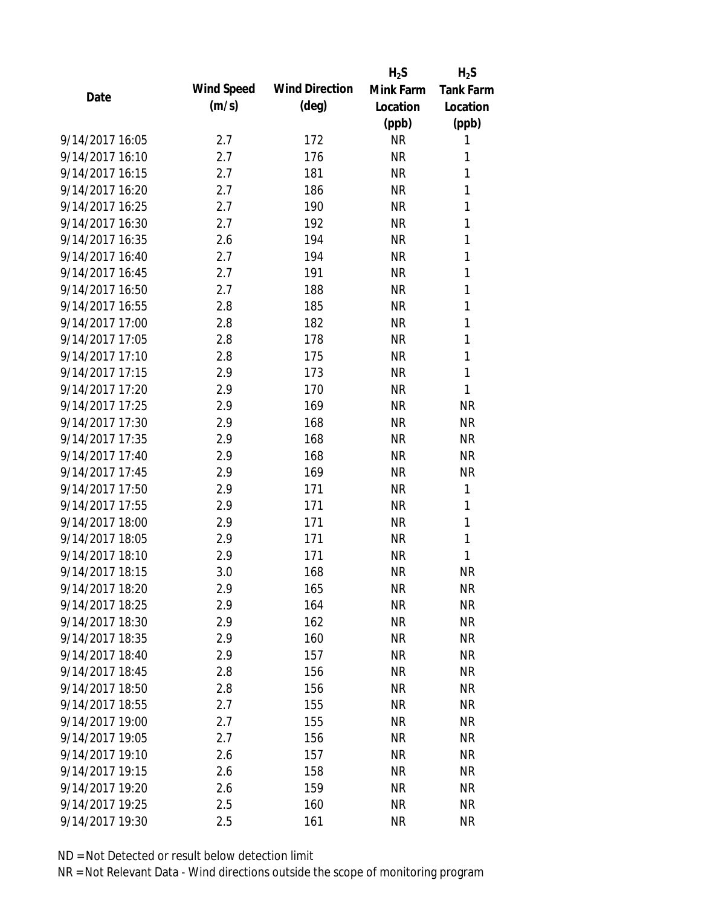| Date | Wind Speed (m/s) | Wind Direction (deg) | $H_2S$ Mink Farm Location (ppb) | $H_2S$ Tank Farm Location (ppb) |
|---|---|---|---|---|
| 9/14/2017 16:05 | 2.7 | 172 | NR | 1 |
| 9/14/2017 16:10 | 2.7 | 176 | NR | 1 |
| 9/14/2017 16:15 | 2.7 | 181 | NR | 1 |
| 9/14/2017 16:20 | 2.7 | 186 | NR | 1 |
| 9/14/2017 16:25 | 2.7 | 190 | NR | 1 |
| 9/14/2017 16:30 | 2.7 | 192 | NR | 1 |
| 9/14/2017 16:35 | 2.6 | 194 | NR | 1 |
| 9/14/2017 16:40 | 2.7 | 194 | NR | 1 |
| 9/14/2017 16:45 | 2.7 | 191 | NR | 1 |
| 9/14/2017 16:50 | 2.7 | 188 | NR | 1 |
| 9/14/2017 16:55 | 2.8 | 185 | NR | 1 |
| 9/14/2017 17:00 | 2.8 | 182 | NR | 1 |
| 9/14/2017 17:05 | 2.8 | 178 | NR | 1 |
| 9/14/2017 17:10 | 2.8 | 175 | NR | 1 |
| 9/14/2017 17:15 | 2.9 | 173 | NR | 1 |
| 9/14/2017 17:20 | 2.9 | 170 | NR | 1 |
| 9/14/2017 17:25 | 2.9 | 169 | NR | NR |
| 9/14/2017 17:30 | 2.9 | 168 | NR | NR |
| 9/14/2017 17:35 | 2.9 | 168 | NR | NR |
| 9/14/2017 17:40 | 2.9 | 168 | NR | NR |
| 9/14/2017 17:45 | 2.9 | 169 | NR | NR |
| 9/14/2017 17:50 | 2.9 | 171 | NR | 1 |
| 9/14/2017 17:55 | 2.9 | 171 | NR | 1 |
| 9/14/2017 18:00 | 2.9 | 171 | NR | 1 |
| 9/14/2017 18:05 | 2.9 | 171 | NR | 1 |
| 9/14/2017 18:10 | 2.9 | 171 | NR | 1 |
| 9/14/2017 18:15 | 3.0 | 168 | NR | NR |
| 9/14/2017 18:20 | 2.9 | 165 | NR | NR |
| 9/14/2017 18:25 | 2.9 | 164 | NR | NR |
| 9/14/2017 18:30 | 2.9 | 162 | NR | NR |
| 9/14/2017 18:35 | 2.9 | 160 | NR | NR |
| 9/14/2017 18:40 | 2.9 | 157 | NR | NR |
| 9/14/2017 18:45 | 2.8 | 156 | NR | NR |
| 9/14/2017 18:50 | 2.8 | 156 | NR | NR |
| 9/14/2017 18:55 | 2.7 | 155 | NR | NR |
| 9/14/2017 19:00 | 2.7 | 155 | NR | NR |
| 9/14/2017 19:05 | 2.7 | 156 | NR | NR |
| 9/14/2017 19:10 | 2.6 | 157 | NR | NR |
| 9/14/2017 19:15 | 2.6 | 158 | NR | NR |
| 9/14/2017 19:20 | 2.6 | 159 | NR | NR |
| 9/14/2017 19:25 | 2.5 | 160 | NR | NR |
| 9/14/2017 19:30 | 2.5 | 161 | NR | NR |

ND = Not Detected or result below detection limit

NR = Not Relevant Data - Wind directions outside the scope of monitoring program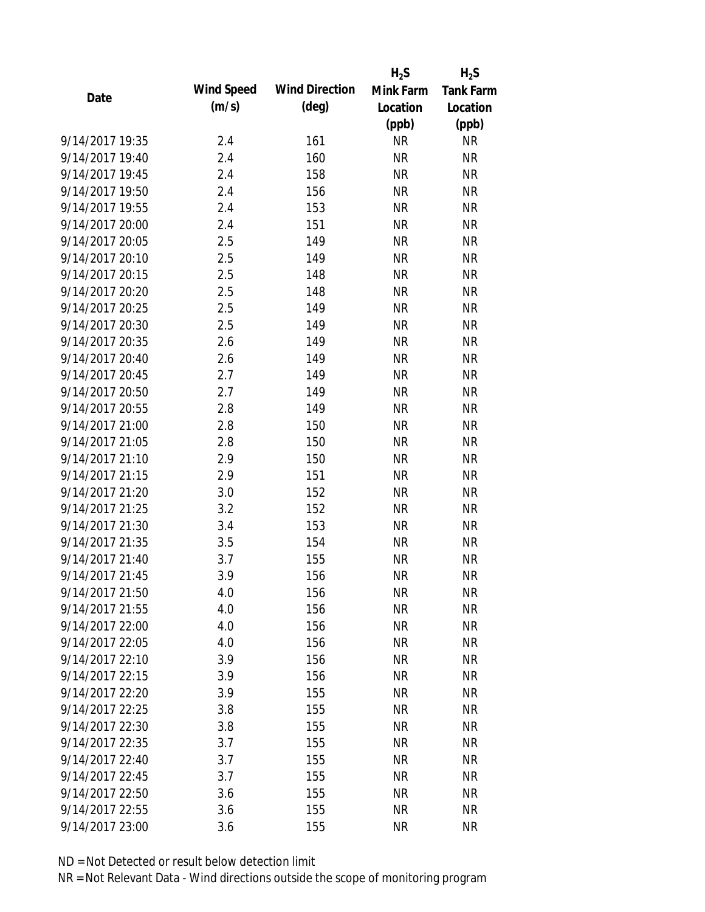| Date | Wind Speed (m/s) | Wind Direction (deg) | $H_2S$ Mink Farm Location (ppb) | $H_2S$ Tank Farm Location (ppb) |
|---|---|---|---|---|
| 9/14/2017 19:35 | 2.4 | 161 | NR | NR |
| 9/14/2017 19:40 | 2.4 | 160 | NR | NR |
| 9/14/2017 19:45 | 2.4 | 158 | NR | NR |
| 9/14/2017 19:50 | 2.4 | 156 | NR | NR |
| 9/14/2017 19:55 | 2.4 | 153 | NR | NR |
| 9/14/2017 20:00 | 2.4 | 151 | NR | NR |
| 9/14/2017 20:05 | 2.5 | 149 | NR | NR |
| 9/14/2017 20:10 | 2.5 | 149 | NR | NR |
| 9/14/2017 20:15 | 2.5 | 148 | NR | NR |
| 9/14/2017 20:20 | 2.5 | 148 | NR | NR |
| 9/14/2017 20:25 | 2.5 | 149 | NR | NR |
| 9/14/2017 20:30 | 2.5 | 149 | NR | NR |
| 9/14/2017 20:35 | 2.6 | 149 | NR | NR |
| 9/14/2017 20:40 | 2.6 | 149 | NR | NR |
| 9/14/2017 20:45 | 2.7 | 149 | NR | NR |
| 9/14/2017 20:50 | 2.7 | 149 | NR | NR |
| 9/14/2017 20:55 | 2.8 | 149 | NR | NR |
| 9/14/2017 21:00 | 2.8 | 150 | NR | NR |
| 9/14/2017 21:05 | 2.8 | 150 | NR | NR |
| 9/14/2017 21:10 | 2.9 | 150 | NR | NR |
| 9/14/2017 21:15 | 2.9 | 151 | NR | NR |
| 9/14/2017 21:20 | 3.0 | 152 | NR | NR |
| 9/14/2017 21:25 | 3.2 | 152 | NR | NR |
| 9/14/2017 21:30 | 3.4 | 153 | NR | NR |
| 9/14/2017 21:35 | 3.5 | 154 | NR | NR |
| 9/14/2017 21:40 | 3.7 | 155 | NR | NR |
| 9/14/2017 21:45 | 3.9 | 156 | NR | NR |
| 9/14/2017 21:50 | 4.0 | 156 | NR | NR |
| 9/14/2017 21:55 | 4.0 | 156 | NR | NR |
| 9/14/2017 22:00 | 4.0 | 156 | NR | NR |
| 9/14/2017 22:05 | 4.0 | 156 | NR | NR |
| 9/14/2017 22:10 | 3.9 | 156 | NR | NR |
| 9/14/2017 22:15 | 3.9 | 156 | NR | NR |
| 9/14/2017 22:20 | 3.9 | 155 | NR | NR |
| 9/14/2017 22:25 | 3.8 | 155 | NR | NR |
| 9/14/2017 22:30 | 3.8 | 155 | NR | NR |
| 9/14/2017 22:35 | 3.7 | 155 | NR | NR |
| 9/14/2017 22:40 | 3.7 | 155 | NR | NR |
| 9/14/2017 22:45 | 3.7 | 155 | NR | NR |
| 9/14/2017 22:50 | 3.6 | 155 | NR | NR |
| 9/14/2017 22:55 | 3.6 | 155 | NR | NR |
| 9/14/2017 23:00 | 3.6 | 155 | NR | NR |

ND = Not Detected or result below detection limit

NR = Not Relevant Data - Wind directions outside the scope of monitoring program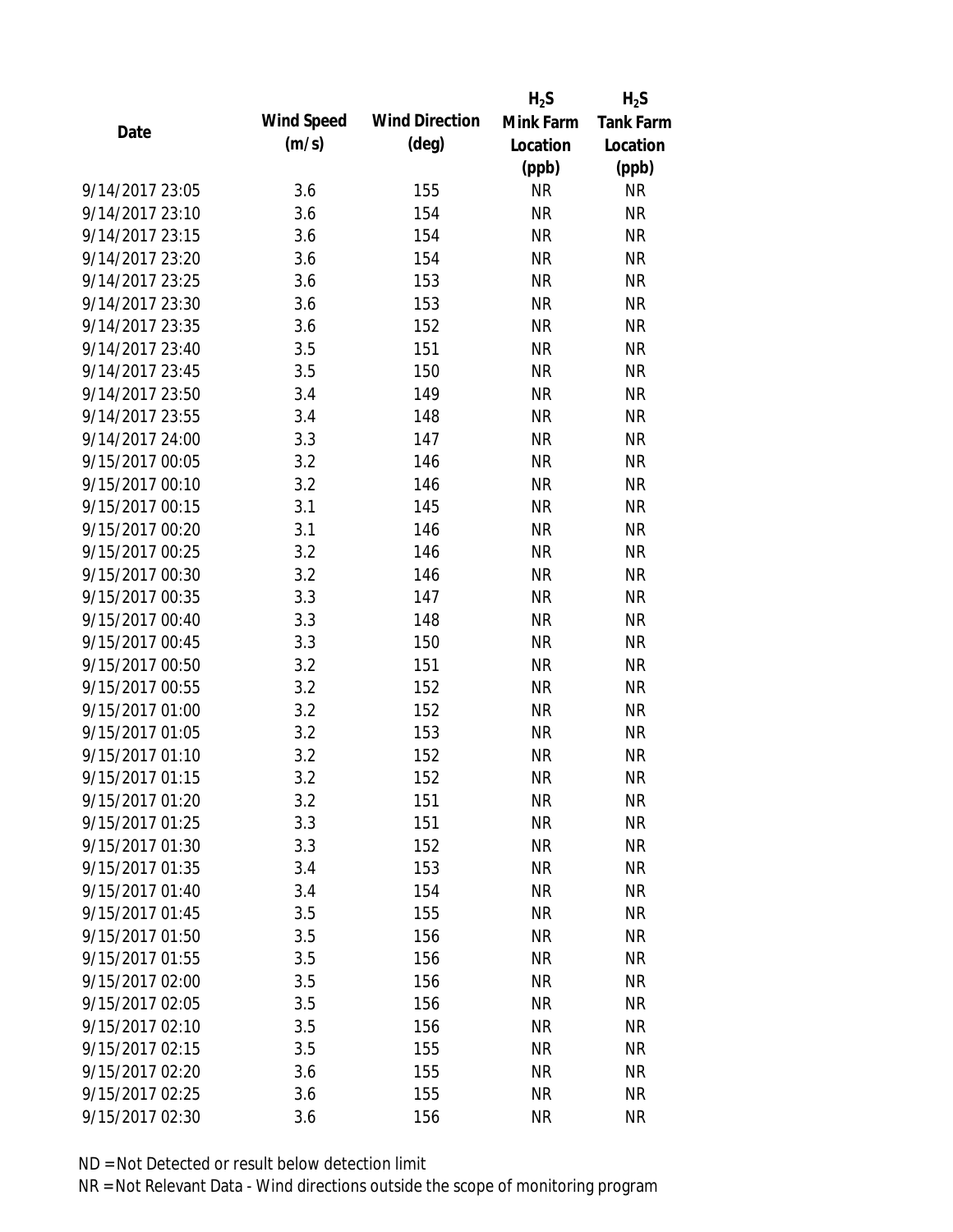| Date | Wind Speed (m/s) | Wind Direction (deg) | $H_2S$ Mink Farm Location (ppb) | $H_2S$ Tank Farm Location (ppb) |
|---|---|---|---|---|
| 9/14/2017 23:05 | 3.6 | 155 | NR | NR |
| 9/14/2017 23:10 | 3.6 | 154 | NR | NR |
| 9/14/2017 23:15 | 3.6 | 154 | NR | NR |
| 9/14/2017 23:20 | 3.6 | 154 | NR | NR |
| 9/14/2017 23:25 | 3.6 | 153 | NR | NR |
| 9/14/2017 23:30 | 3.6 | 153 | NR | NR |
| 9/14/2017 23:35 | 3.6 | 152 | NR | NR |
| 9/14/2017 23:40 | 3.5 | 151 | NR | NR |
| 9/14/2017 23:45 | 3.5 | 150 | NR | NR |
| 9/14/2017 23:50 | 3.4 | 149 | NR | NR |
| 9/14/2017 23:55 | 3.4 | 148 | NR | NR |
| 9/14/2017 24:00 | 3.3 | 147 | NR | NR |
| 9/15/2017 00:05 | 3.2 | 146 | NR | NR |
| 9/15/2017 00:10 | 3.2 | 146 | NR | NR |
| 9/15/2017 00:15 | 3.1 | 145 | NR | NR |
| 9/15/2017 00:20 | 3.1 | 146 | NR | NR |
| 9/15/2017 00:25 | 3.2 | 146 | NR | NR |
| 9/15/2017 00:30 | 3.2 | 146 | NR | NR |
| 9/15/2017 00:35 | 3.3 | 147 | NR | NR |
| 9/15/2017 00:40 | 3.3 | 148 | NR | NR |
| 9/15/2017 00:45 | 3.3 | 150 | NR | NR |
| 9/15/2017 00:50 | 3.2 | 151 | NR | NR |
| 9/15/2017 00:55 | 3.2 | 152 | NR | NR |
| 9/15/2017 01:00 | 3.2 | 152 | NR | NR |
| 9/15/2017 01:05 | 3.2 | 153 | NR | NR |
| 9/15/2017 01:10 | 3.2 | 152 | NR | NR |
| 9/15/2017 01:15 | 3.2 | 152 | NR | NR |
| 9/15/2017 01:20 | 3.2 | 151 | NR | NR |
| 9/15/2017 01:25 | 3.3 | 151 | NR | NR |
| 9/15/2017 01:30 | 3.3 | 152 | NR | NR |
| 9/15/2017 01:35 | 3.4 | 153 | NR | NR |
| 9/15/2017 01:40 | 3.4 | 154 | NR | NR |
| 9/15/2017 01:45 | 3.5 | 155 | NR | NR |
| 9/15/2017 01:50 | 3.5 | 156 | NR | NR |
| 9/15/2017 01:55 | 3.5 | 156 | NR | NR |
| 9/15/2017 02:00 | 3.5 | 156 | NR | NR |
| 9/15/2017 02:05 | 3.5 | 156 | NR | NR |
| 9/15/2017 02:10 | 3.5 | 156 | NR | NR |
| 9/15/2017 02:15 | 3.5 | 155 | NR | NR |
| 9/15/2017 02:20 | 3.6 | 155 | NR | NR |
| 9/15/2017 02:25 | 3.6 | 155 | NR | NR |
| 9/15/2017 02:30 | 3.6 | 156 | NR | NR |

ND = Not Detected or result below detection limit

NR = Not Relevant Data - Wind directions outside the scope of monitoring program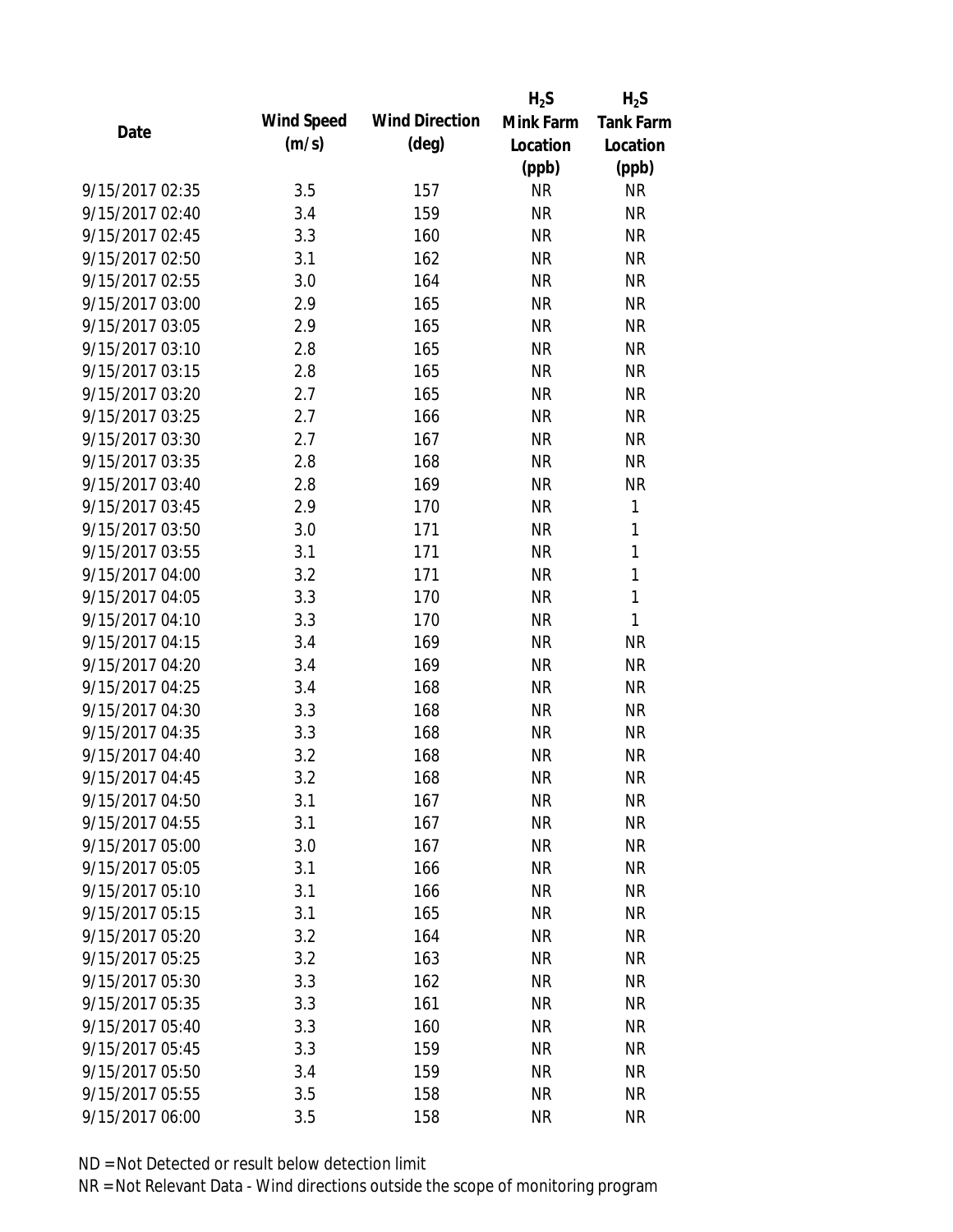| Date | Wind Speed (m/s) | Wind Direction (deg) | $H_2S$ Mink Farm Location (ppb) | $H_2S$ Tank Farm Location (ppb) |
|---|---|---|---|---|
| 9/15/2017 02:35 | 3.5 | 157 | NR | NR |
| 9/15/2017 02:40 | 3.4 | 159 | NR | NR |
| 9/15/2017 02:45 | 3.3 | 160 | NR | NR |
| 9/15/2017 02:50 | 3.1 | 162 | NR | NR |
| 9/15/2017 02:55 | 3.0 | 164 | NR | NR |
| 9/15/2017 03:00 | 2.9 | 165 | NR | NR |
| 9/15/2017 03:05 | 2.9 | 165 | NR | NR |
| 9/15/2017 03:10 | 2.8 | 165 | NR | NR |
| 9/15/2017 03:15 | 2.8 | 165 | NR | NR |
| 9/15/2017 03:20 | 2.7 | 165 | NR | NR |
| 9/15/2017 03:25 | 2.7 | 166 | NR | NR |
| 9/15/2017 03:30 | 2.7 | 167 | NR | NR |
| 9/15/2017 03:35 | 2.8 | 168 | NR | NR |
| 9/15/2017 03:40 | 2.8 | 169 | NR | NR |
| 9/15/2017 03:45 | 2.9 | 170 | NR | 1 |
| 9/15/2017 03:50 | 3.0 | 171 | NR | 1 |
| 9/15/2017 03:55 | 3.1 | 171 | NR | 1 |
| 9/15/2017 04:00 | 3.2 | 171 | NR | 1 |
| 9/15/2017 04:05 | 3.3 | 170 | NR | 1 |
| 9/15/2017 04:10 | 3.3 | 170 | NR | 1 |
| 9/15/2017 04:15 | 3.4 | 169 | NR | NR |
| 9/15/2017 04:20 | 3.4 | 169 | NR | NR |
| 9/15/2017 04:25 | 3.4 | 168 | NR | NR |
| 9/15/2017 04:30 | 3.3 | 168 | NR | NR |
| 9/15/2017 04:35 | 3.3 | 168 | NR | NR |
| 9/15/2017 04:40 | 3.2 | 168 | NR | NR |
| 9/15/2017 04:45 | 3.2 | 168 | NR | NR |
| 9/15/2017 04:50 | 3.1 | 167 | NR | NR |
| 9/15/2017 04:55 | 3.1 | 167 | NR | NR |
| 9/15/2017 05:00 | 3.0 | 167 | NR | NR |
| 9/15/2017 05:05 | 3.1 | 166 | NR | NR |
| 9/15/2017 05:10 | 3.1 | 166 | NR | NR |
| 9/15/2017 05:15 | 3.1 | 165 | NR | NR |
| 9/15/2017 05:20 | 3.2 | 164 | NR | NR |
| 9/15/2017 05:25 | 3.2 | 163 | NR | NR |
| 9/15/2017 05:30 | 3.3 | 162 | NR | NR |
| 9/15/2017 05:35 | 3.3 | 161 | NR | NR |
| 9/15/2017 05:40 | 3.3 | 160 | NR | NR |
| 9/15/2017 05:45 | 3.3 | 159 | NR | NR |
| 9/15/2017 05:50 | 3.4 | 159 | NR | NR |
| 9/15/2017 05:55 | 3.5 | 158 | NR | NR |
| 9/15/2017 06:00 | 3.5 | 158 | NR | NR |

ND = Not Detected or result below detection limit

NR = Not Relevant Data - Wind directions outside the scope of monitoring program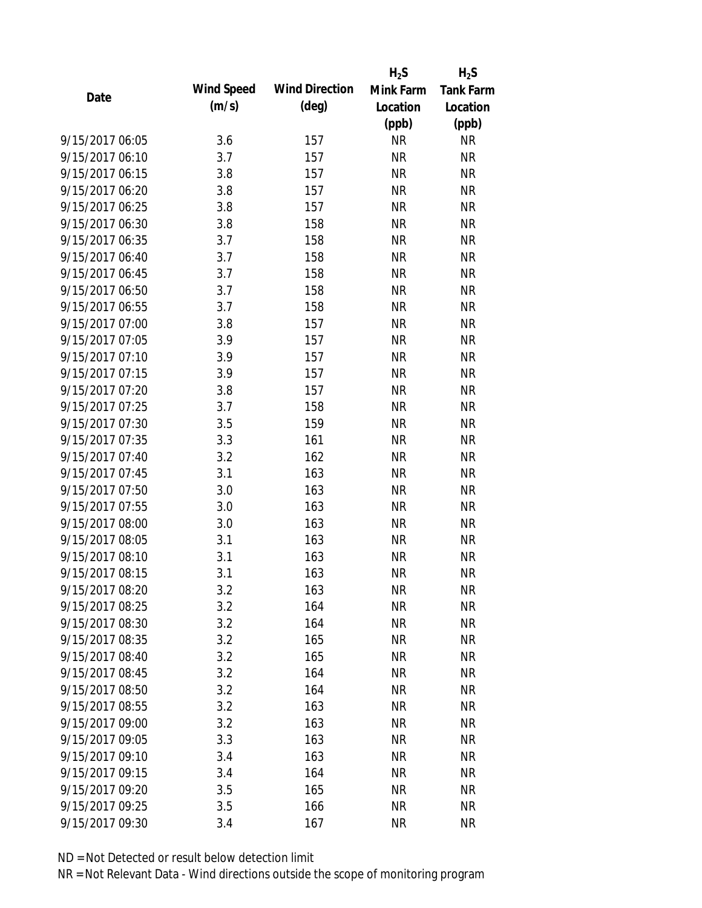| Date | Wind Speed (m/s) | Wind Direction (deg) | $H_2S$ Mink Farm Location (ppb) | $H_2S$ Tank Farm Location (ppb) |
|---|---|---|---|---|
| 9/15/2017 06:05 | 3.6 | 157 | NR | NR |
| 9/15/2017 06:10 | 3.7 | 157 | NR | NR |
| 9/15/2017 06:15 | 3.8 | 157 | NR | NR |
| 9/15/2017 06:20 | 3.8 | 157 | NR | NR |
| 9/15/2017 06:25 | 3.8 | 157 | NR | NR |
| 9/15/2017 06:30 | 3.8 | 158 | NR | NR |
| 9/15/2017 06:35 | 3.7 | 158 | NR | NR |
| 9/15/2017 06:40 | 3.7 | 158 | NR | NR |
| 9/15/2017 06:45 | 3.7 | 158 | NR | NR |
| 9/15/2017 06:50 | 3.7 | 158 | NR | NR |
| 9/15/2017 06:55 | 3.7 | 158 | NR | NR |
| 9/15/2017 07:00 | 3.8 | 157 | NR | NR |
| 9/15/2017 07:05 | 3.9 | 157 | NR | NR |
| 9/15/2017 07:10 | 3.9 | 157 | NR | NR |
| 9/15/2017 07:15 | 3.9 | 157 | NR | NR |
| 9/15/2017 07:20 | 3.8 | 157 | NR | NR |
| 9/15/2017 07:25 | 3.7 | 158 | NR | NR |
| 9/15/2017 07:30 | 3.5 | 159 | NR | NR |
| 9/15/2017 07:35 | 3.3 | 161 | NR | NR |
| 9/15/2017 07:40 | 3.2 | 162 | NR | NR |
| 9/15/2017 07:45 | 3.1 | 163 | NR | NR |
| 9/15/2017 07:50 | 3.0 | 163 | NR | NR |
| 9/15/2017 07:55 | 3.0 | 163 | NR | NR |
| 9/15/2017 08:00 | 3.0 | 163 | NR | NR |
| 9/15/2017 08:05 | 3.1 | 163 | NR | NR |
| 9/15/2017 08:10 | 3.1 | 163 | NR | NR |
| 9/15/2017 08:15 | 3.1 | 163 | NR | NR |
| 9/15/2017 08:20 | 3.2 | 163 | NR | NR |
| 9/15/2017 08:25 | 3.2 | 164 | NR | NR |
| 9/15/2017 08:30 | 3.2 | 164 | NR | NR |
| 9/15/2017 08:35 | 3.2 | 165 | NR | NR |
| 9/15/2017 08:40 | 3.2 | 165 | NR | NR |
| 9/15/2017 08:45 | 3.2 | 164 | NR | NR |
| 9/15/2017 08:50 | 3.2 | 164 | NR | NR |
| 9/15/2017 08:55 | 3.2 | 163 | NR | NR |
| 9/15/2017 09:00 | 3.2 | 163 | NR | NR |
| 9/15/2017 09:05 | 3.3 | 163 | NR | NR |
| 9/15/2017 09:10 | 3.4 | 163 | NR | NR |
| 9/15/2017 09:15 | 3.4 | 164 | NR | NR |
| 9/15/2017 09:20 | 3.5 | 165 | NR | NR |
| 9/15/2017 09:25 | 3.5 | 166 | NR | NR |
| 9/15/2017 09:30 | 3.4 | 167 | NR | NR |

ND = Not Detected or result below detection limit

NR = Not Relevant Data - Wind directions outside the scope of monitoring program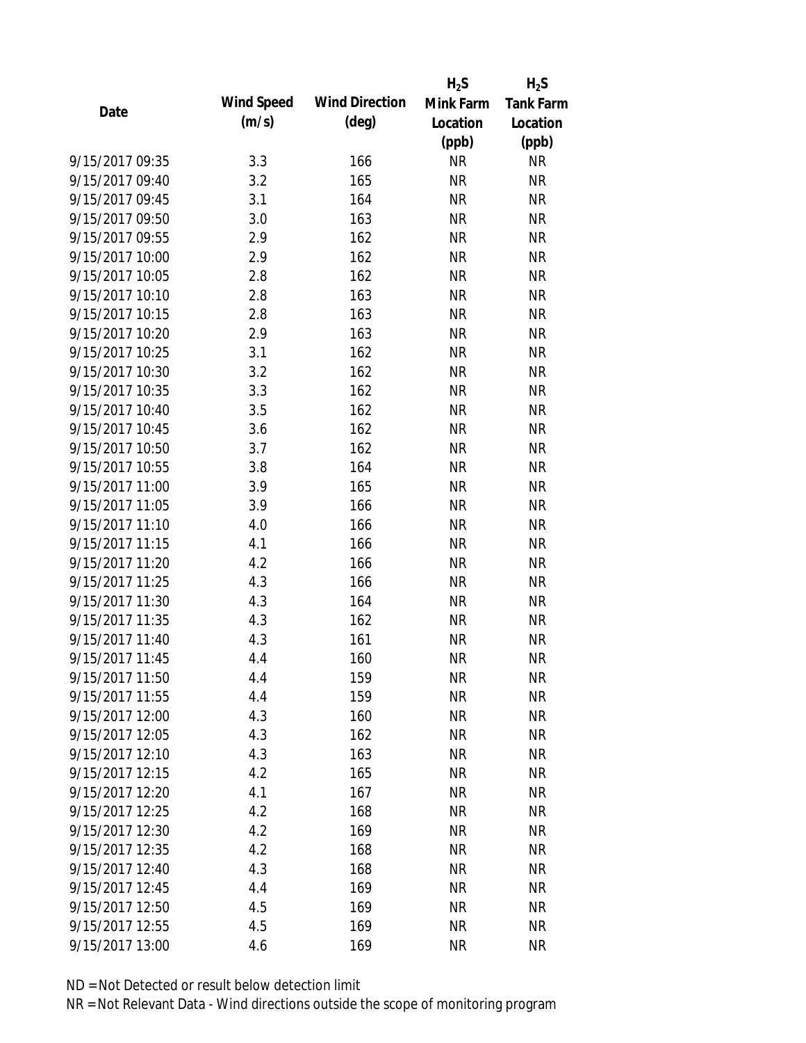| Date | Wind Speed (m/s) | Wind Direction (deg) | $H_2S$ Mink Farm Location (ppb) | $H_2S$ Tank Farm Location (ppb) |
|---|---|---|---|---|
| 9/15/2017 09:35 | 3.3 | 166 | NR | NR |
| 9/15/2017 09:40 | 3.2 | 165 | NR | NR |
| 9/15/2017 09:45 | 3.1 | 164 | NR | NR |
| 9/15/2017 09:50 | 3.0 | 163 | NR | NR |
| 9/15/2017 09:55 | 2.9 | 162 | NR | NR |
| 9/15/2017 10:00 | 2.9 | 162 | NR | NR |
| 9/15/2017 10:05 | 2.8 | 162 | NR | NR |
| 9/15/2017 10:10 | 2.8 | 163 | NR | NR |
| 9/15/2017 10:15 | 2.8 | 163 | NR | NR |
| 9/15/2017 10:20 | 2.9 | 163 | NR | NR |
| 9/15/2017 10:25 | 3.1 | 162 | NR | NR |
| 9/15/2017 10:30 | 3.2 | 162 | NR | NR |
| 9/15/2017 10:35 | 3.3 | 162 | NR | NR |
| 9/15/2017 10:40 | 3.5 | 162 | NR | NR |
| 9/15/2017 10:45 | 3.6 | 162 | NR | NR |
| 9/15/2017 10:50 | 3.7 | 162 | NR | NR |
| 9/15/2017 10:55 | 3.8 | 164 | NR | NR |
| 9/15/2017 11:00 | 3.9 | 165 | NR | NR |
| 9/15/2017 11:05 | 3.9 | 166 | NR | NR |
| 9/15/2017 11:10 | 4.0 | 166 | NR | NR |
| 9/15/2017 11:15 | 4.1 | 166 | NR | NR |
| 9/15/2017 11:20 | 4.2 | 166 | NR | NR |
| 9/15/2017 11:25 | 4.3 | 166 | NR | NR |
| 9/15/2017 11:30 | 4.3 | 164 | NR | NR |
| 9/15/2017 11:35 | 4.3 | 162 | NR | NR |
| 9/15/2017 11:40 | 4.3 | 161 | NR | NR |
| 9/15/2017 11:45 | 4.4 | 160 | NR | NR |
| 9/15/2017 11:50 | 4.4 | 159 | NR | NR |
| 9/15/2017 11:55 | 4.4 | 159 | NR | NR |
| 9/15/2017 12:00 | 4.3 | 160 | NR | NR |
| 9/15/2017 12:05 | 4.3 | 162 | NR | NR |
| 9/15/2017 12:10 | 4.3 | 163 | NR | NR |
| 9/15/2017 12:15 | 4.2 | 165 | NR | NR |
| 9/15/2017 12:20 | 4.1 | 167 | NR | NR |
| 9/15/2017 12:25 | 4.2 | 168 | NR | NR |
| 9/15/2017 12:30 | 4.2 | 169 | NR | NR |
| 9/15/2017 12:35 | 4.2 | 168 | NR | NR |
| 9/15/2017 12:40 | 4.3 | 168 | NR | NR |
| 9/15/2017 12:45 | 4.4 | 169 | NR | NR |
| 9/15/2017 12:50 | 4.5 | 169 | NR | NR |
| 9/15/2017 12:55 | 4.5 | 169 | NR | NR |
| 9/15/2017 13:00 | 4.6 | 169 | NR | NR |

ND = Not Detected or result below detection limit

NR = Not Relevant Data - Wind directions outside the scope of monitoring program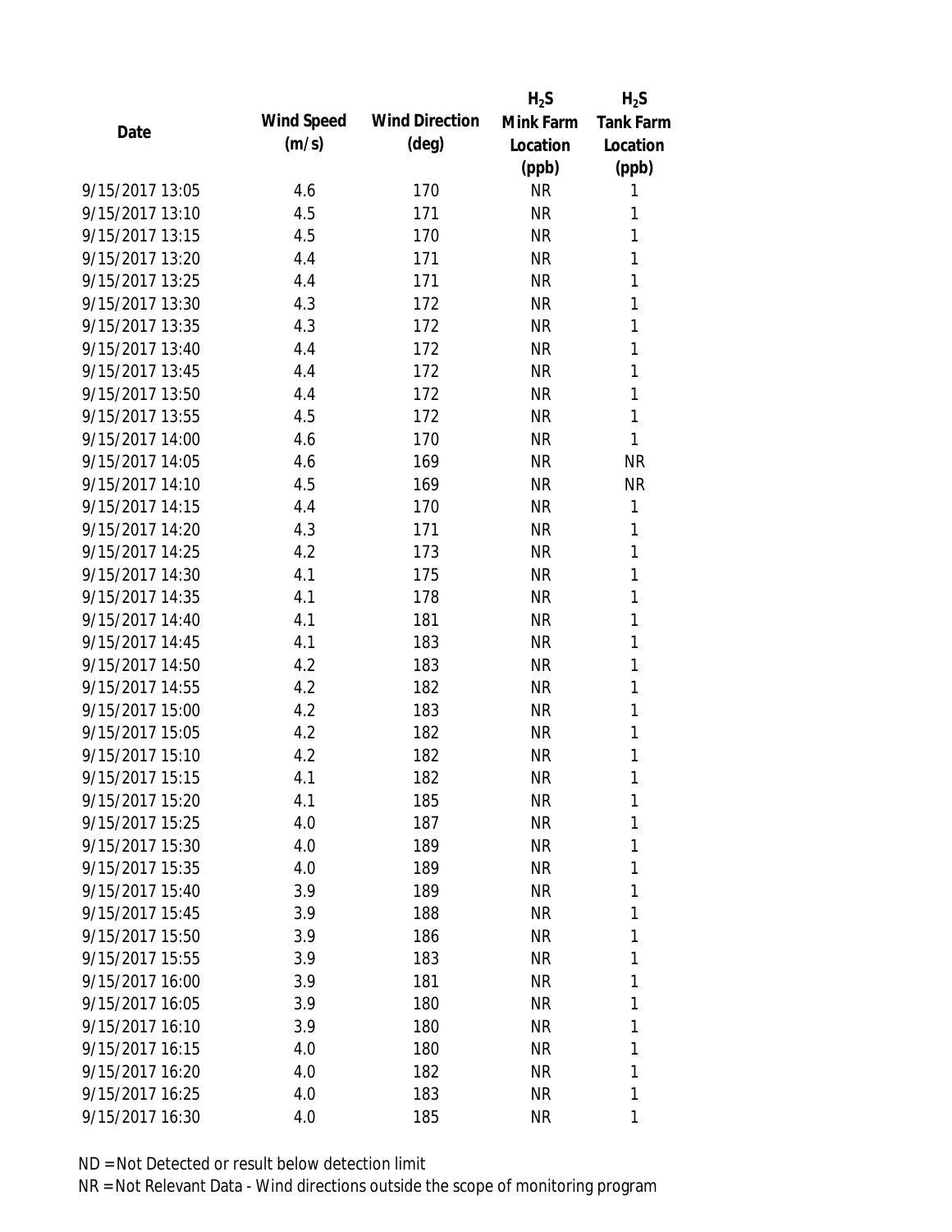| Date | Wind Speed (m/s) | Wind Direction (deg) | $H_2S$ Mink Farm Location (ppb) | $H_2S$ Tank Farm Location (ppb) |
|---|---|---|---|---|
| 9/15/2017 13:05 | 4.6 | 170 | NR | 1 |
| 9/15/2017 13:10 | 4.5 | 171 | NR | 1 |
| 9/15/2017 13:15 | 4.5 | 170 | NR | 1 |
| 9/15/2017 13:20 | 4.4 | 171 | NR | 1 |
| 9/15/2017 13:25 | 4.4 | 171 | NR | 1 |
| 9/15/2017 13:30 | 4.3 | 172 | NR | 1 |
| 9/15/2017 13:35 | 4.3 | 172 | NR | 1 |
| 9/15/2017 13:40 | 4.4 | 172 | NR | 1 |
| 9/15/2017 13:45 | 4.4 | 172 | NR | 1 |
| 9/15/2017 13:50 | 4.4 | 172 | NR | 1 |
| 9/15/2017 13:55 | 4.5 | 172 | NR | 1 |
| 9/15/2017 14:00 | 4.6 | 170 | NR | 1 |
| 9/15/2017 14:05 | 4.6 | 169 | NR | NR |
| 9/15/2017 14:10 | 4.5 | 169 | NR | NR |
| 9/15/2017 14:15 | 4.4 | 170 | NR | 1 |
| 9/15/2017 14:20 | 4.3 | 171 | NR | 1 |
| 9/15/2017 14:25 | 4.2 | 173 | NR | 1 |
| 9/15/2017 14:30 | 4.1 | 175 | NR | 1 |
| 9/15/2017 14:35 | 4.1 | 178 | NR | 1 |
| 9/15/2017 14:40 | 4.1 | 181 | NR | 1 |
| 9/15/2017 14:45 | 4.1 | 183 | NR | 1 |
| 9/15/2017 14:50 | 4.2 | 183 | NR | 1 |
| 9/15/2017 14:55 | 4.2 | 182 | NR | 1 |
| 9/15/2017 15:00 | 4.2 | 183 | NR | 1 |
| 9/15/2017 15:05 | 4.2 | 182 | NR | 1 |
| 9/15/2017 15:10 | 4.2 | 182 | NR | 1 |
| 9/15/2017 15:15 | 4.1 | 182 | NR | 1 |
| 9/15/2017 15:20 | 4.1 | 185 | NR | 1 |
| 9/15/2017 15:25 | 4.0 | 187 | NR | 1 |
| 9/15/2017 15:30 | 4.0 | 189 | NR | 1 |
| 9/15/2017 15:35 | 4.0 | 189 | NR | 1 |
| 9/15/2017 15:40 | 3.9 | 189 | NR | 1 |
| 9/15/2017 15:45 | 3.9 | 188 | NR | 1 |
| 9/15/2017 15:50 | 3.9 | 186 | NR | 1 |
| 9/15/2017 15:55 | 3.9 | 183 | NR | 1 |
| 9/15/2017 16:00 | 3.9 | 181 | NR | 1 |
| 9/15/2017 16:05 | 3.9 | 180 | NR | 1 |
| 9/15/2017 16:10 | 3.9 | 180 | NR | 1 |
| 9/15/2017 16:15 | 4.0 | 180 | NR | 1 |
| 9/15/2017 16:20 | 4.0 | 182 | NR | 1 |
| 9/15/2017 16:25 | 4.0 | 183 | NR | 1 |
| 9/15/2017 16:30 | 4.0 | 185 | NR | 1 |

ND = Not Detected or result below detection limit

NR = Not Relevant Data - Wind directions outside the scope of monitoring program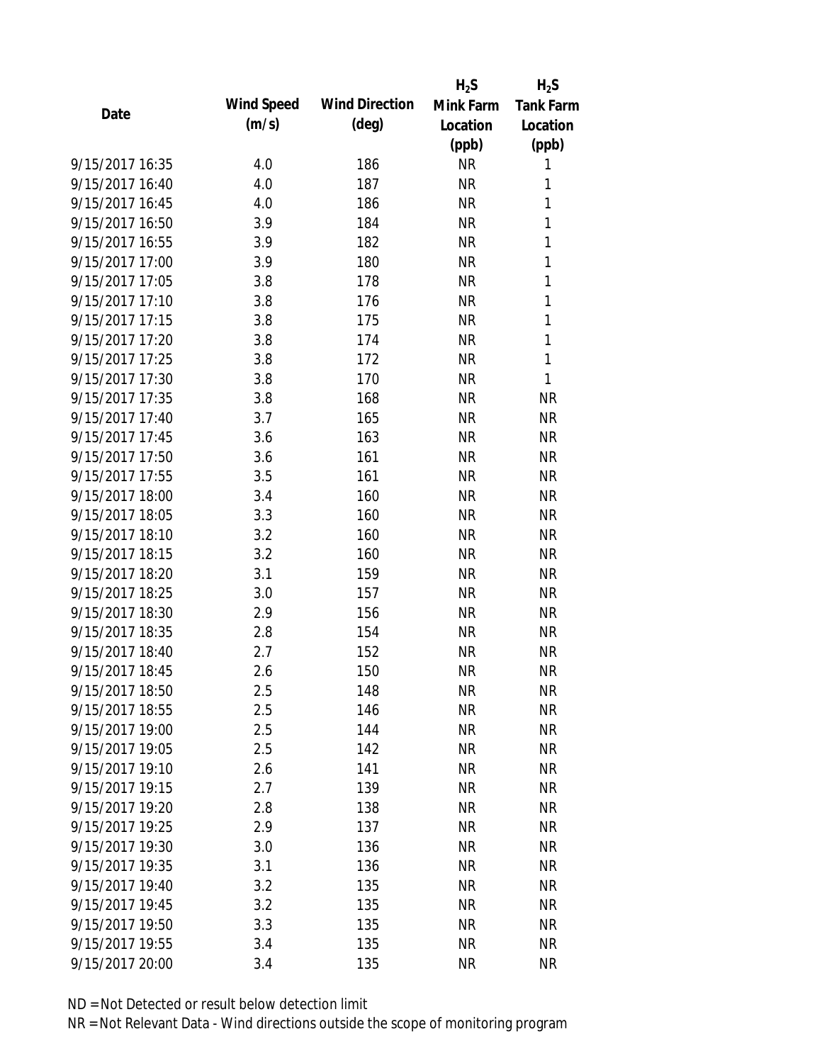| Date | Wind Speed (m/s) | Wind Direction (deg) | $H_2S$ Mink Farm Location (ppb) | $H_2S$ Tank Farm Location (ppb) |
|---|---|---|---|---|
| 9/15/2017 16:35 | 4.0 | 186 | NR | 1 |
| 9/15/2017 16:40 | 4.0 | 187 | NR | 1 |
| 9/15/2017 16:45 | 4.0 | 186 | NR | 1 |
| 9/15/2017 16:50 | 3.9 | 184 | NR | 1 |
| 9/15/2017 16:55 | 3.9 | 182 | NR | 1 |
| 9/15/2017 17:00 | 3.9 | 180 | NR | 1 |
| 9/15/2017 17:05 | 3.8 | 178 | NR | 1 |
| 9/15/2017 17:10 | 3.8 | 176 | NR | 1 |
| 9/15/2017 17:15 | 3.8 | 175 | NR | 1 |
| 9/15/2017 17:20 | 3.8 | 174 | NR | 1 |
| 9/15/2017 17:25 | 3.8 | 172 | NR | 1 |
| 9/15/2017 17:30 | 3.8 | 170 | NR | 1 |
| 9/15/2017 17:35 | 3.8 | 168 | NR | NR |
| 9/15/2017 17:40 | 3.7 | 165 | NR | NR |
| 9/15/2017 17:45 | 3.6 | 163 | NR | NR |
| 9/15/2017 17:50 | 3.6 | 161 | NR | NR |
| 9/15/2017 17:55 | 3.5 | 161 | NR | NR |
| 9/15/2017 18:00 | 3.4 | 160 | NR | NR |
| 9/15/2017 18:05 | 3.3 | 160 | NR | NR |
| 9/15/2017 18:10 | 3.2 | 160 | NR | NR |
| 9/15/2017 18:15 | 3.2 | 160 | NR | NR |
| 9/15/2017 18:20 | 3.1 | 159 | NR | NR |
| 9/15/2017 18:25 | 3.0 | 157 | NR | NR |
| 9/15/2017 18:30 | 2.9 | 156 | NR | NR |
| 9/15/2017 18:35 | 2.8 | 154 | NR | NR |
| 9/15/2017 18:40 | 2.7 | 152 | NR | NR |
| 9/15/2017 18:45 | 2.6 | 150 | NR | NR |
| 9/15/2017 18:50 | 2.5 | 148 | NR | NR |
| 9/15/2017 18:55 | 2.5 | 146 | NR | NR |
| 9/15/2017 19:00 | 2.5 | 144 | NR | NR |
| 9/15/2017 19:05 | 2.5 | 142 | NR | NR |
| 9/15/2017 19:10 | 2.6 | 141 | NR | NR |
| 9/15/2017 19:15 | 2.7 | 139 | NR | NR |
| 9/15/2017 19:20 | 2.8 | 138 | NR | NR |
| 9/15/2017 19:25 | 2.9 | 137 | NR | NR |
| 9/15/2017 19:30 | 3.0 | 136 | NR | NR |
| 9/15/2017 19:35 | 3.1 | 136 | NR | NR |
| 9/15/2017 19:40 | 3.2 | 135 | NR | NR |
| 9/15/2017 19:45 | 3.2 | 135 | NR | NR |
| 9/15/2017 19:50 | 3.3 | 135 | NR | NR |
| 9/15/2017 19:55 | 3.4 | 135 | NR | NR |
| 9/15/2017 20:00 | 3.4 | 135 | NR | NR |

ND = Not Detected or result below detection limit

NR = Not Relevant Data - Wind directions outside the scope of monitoring program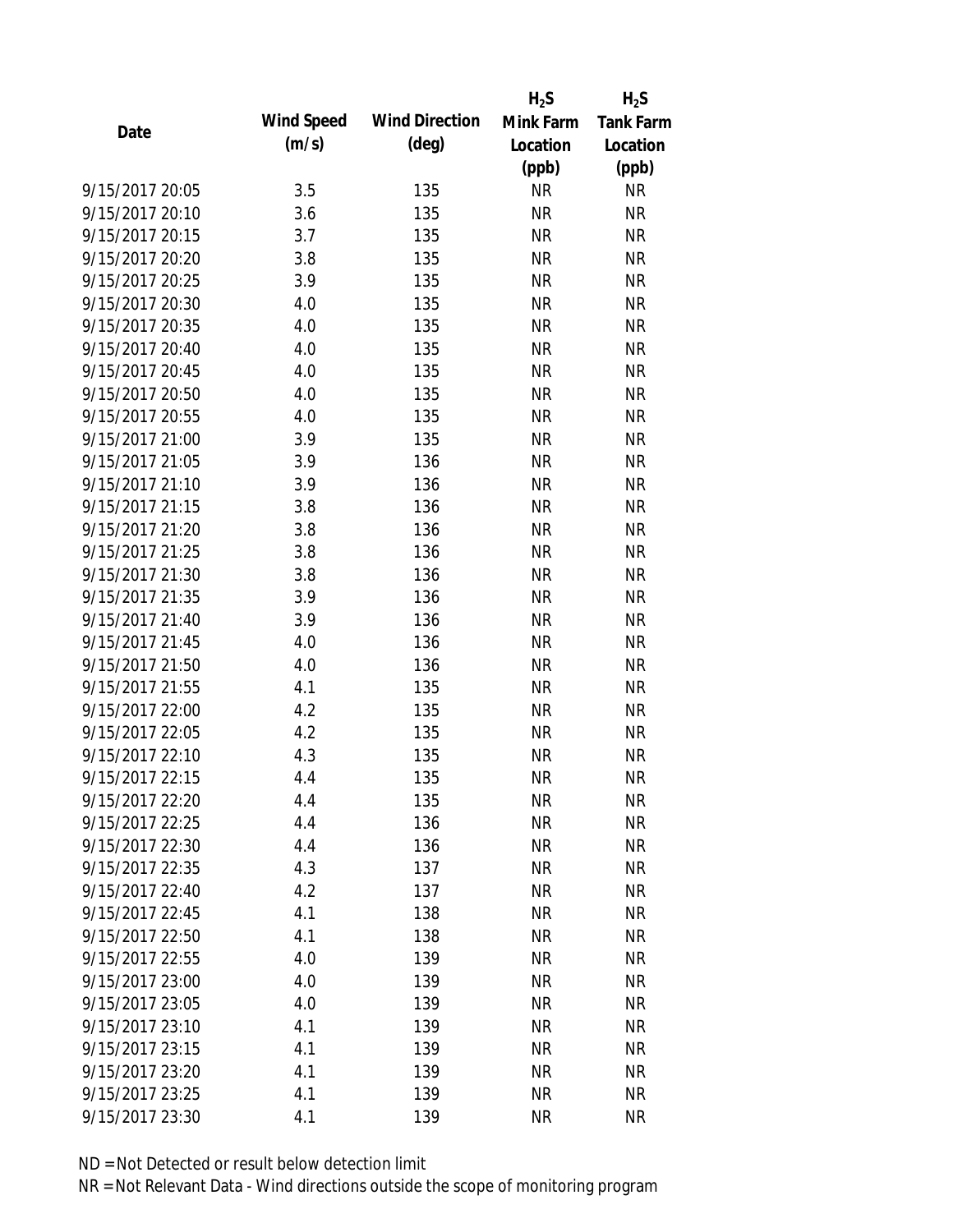| Date | Wind Speed (m/s) | Wind Direction (deg) | $H_2S$ Mink Farm Location (ppb) | $H_2S$ Tank Farm Location (ppb) |
|---|---|---|---|---|
| 9/15/2017 20:05 | 3.5 | 135 | NR | NR |
| 9/15/2017 20:10 | 3.6 | 135 | NR | NR |
| 9/15/2017 20:15 | 3.7 | 135 | NR | NR |
| 9/15/2017 20:20 | 3.8 | 135 | NR | NR |
| 9/15/2017 20:25 | 3.9 | 135 | NR | NR |
| 9/15/2017 20:30 | 4.0 | 135 | NR | NR |
| 9/15/2017 20:35 | 4.0 | 135 | NR | NR |
| 9/15/2017 20:40 | 4.0 | 135 | NR | NR |
| 9/15/2017 20:45 | 4.0 | 135 | NR | NR |
| 9/15/2017 20:50 | 4.0 | 135 | NR | NR |
| 9/15/2017 20:55 | 4.0 | 135 | NR | NR |
| 9/15/2017 21:00 | 3.9 | 135 | NR | NR |
| 9/15/2017 21:05 | 3.9 | 136 | NR | NR |
| 9/15/2017 21:10 | 3.9 | 136 | NR | NR |
| 9/15/2017 21:15 | 3.8 | 136 | NR | NR |
| 9/15/2017 21:20 | 3.8 | 136 | NR | NR |
| 9/15/2017 21:25 | 3.8 | 136 | NR | NR |
| 9/15/2017 21:30 | 3.8 | 136 | NR | NR |
| 9/15/2017 21:35 | 3.9 | 136 | NR | NR |
| 9/15/2017 21:40 | 3.9 | 136 | NR | NR |
| 9/15/2017 21:45 | 4.0 | 136 | NR | NR |
| 9/15/2017 21:50 | 4.0 | 136 | NR | NR |
| 9/15/2017 21:55 | 4.1 | 135 | NR | NR |
| 9/15/2017 22:00 | 4.2 | 135 | NR | NR |
| 9/15/2017 22:05 | 4.2 | 135 | NR | NR |
| 9/15/2017 22:10 | 4.3 | 135 | NR | NR |
| 9/15/2017 22:15 | 4.4 | 135 | NR | NR |
| 9/15/2017 22:20 | 4.4 | 135 | NR | NR |
| 9/15/2017 22:25 | 4.4 | 136 | NR | NR |
| 9/15/2017 22:30 | 4.4 | 136 | NR | NR |
| 9/15/2017 22:35 | 4.3 | 137 | NR | NR |
| 9/15/2017 22:40 | 4.2 | 137 | NR | NR |
| 9/15/2017 22:45 | 4.1 | 138 | NR | NR |
| 9/15/2017 22:50 | 4.1 | 138 | NR | NR |
| 9/15/2017 22:55 | 4.0 | 139 | NR | NR |
| 9/15/2017 23:00 | 4.0 | 139 | NR | NR |
| 9/15/2017 23:05 | 4.0 | 139 | NR | NR |
| 9/15/2017 23:10 | 4.1 | 139 | NR | NR |
| 9/15/2017 23:15 | 4.1 | 139 | NR | NR |
| 9/15/2017 23:20 | 4.1 | 139 | NR | NR |
| 9/15/2017 23:25 | 4.1 | 139 | NR | NR |
| 9/15/2017 23:30 | 4.1 | 139 | NR | NR |

ND = Not Detected or result below detection limit

NR = Not Relevant Data - Wind directions outside the scope of monitoring program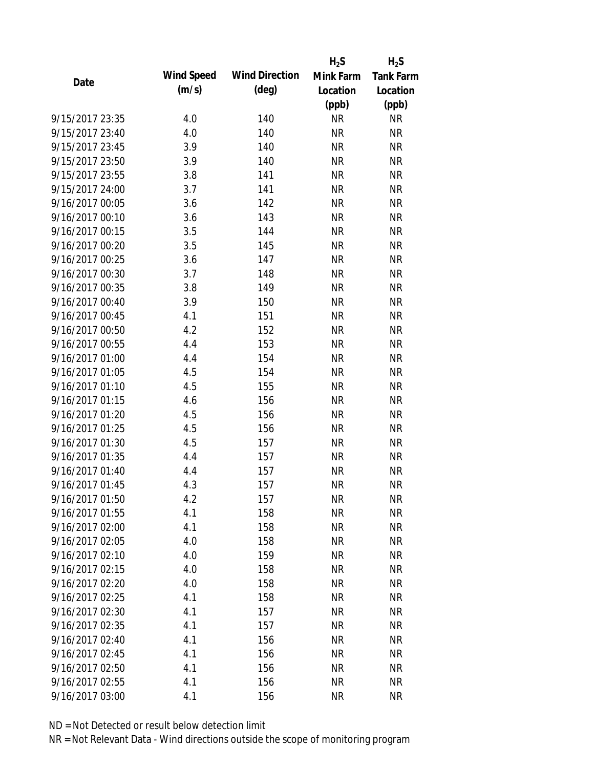| Date | Wind Speed (m/s) | Wind Direction (deg) | $H_2S$ Mink Farm Location (ppb) | $H_2S$ Tank Farm Location (ppb) |
|---|---|---|---|---|
| 9/15/2017 23:35 | 4.0 | 140 | NR | NR |
| 9/15/2017 23:40 | 4.0 | 140 | NR | NR |
| 9/15/2017 23:45 | 3.9 | 140 | NR | NR |
| 9/15/2017 23:50 | 3.9 | 140 | NR | NR |
| 9/15/2017 23:55 | 3.8 | 141 | NR | NR |
| 9/15/2017 24:00 | 3.7 | 141 | NR | NR |
| 9/16/2017 00:05 | 3.6 | 142 | NR | NR |
| 9/16/2017 00:10 | 3.6 | 143 | NR | NR |
| 9/16/2017 00:15 | 3.5 | 144 | NR | NR |
| 9/16/2017 00:20 | 3.5 | 145 | NR | NR |
| 9/16/2017 00:25 | 3.6 | 147 | NR | NR |
| 9/16/2017 00:30 | 3.7 | 148 | NR | NR |
| 9/16/2017 00:35 | 3.8 | 149 | NR | NR |
| 9/16/2017 00:40 | 3.9 | 150 | NR | NR |
| 9/16/2017 00:45 | 4.1 | 151 | NR | NR |
| 9/16/2017 00:50 | 4.2 | 152 | NR | NR |
| 9/16/2017 00:55 | 4.4 | 153 | NR | NR |
| 9/16/2017 01:00 | 4.4 | 154 | NR | NR |
| 9/16/2017 01:05 | 4.5 | 154 | NR | NR |
| 9/16/2017 01:10 | 4.5 | 155 | NR | NR |
| 9/16/2017 01:15 | 4.6 | 156 | NR | NR |
| 9/16/2017 01:20 | 4.5 | 156 | NR | NR |
| 9/16/2017 01:25 | 4.5 | 156 | NR | NR |
| 9/16/2017 01:30 | 4.5 | 157 | NR | NR |
| 9/16/2017 01:35 | 4.4 | 157 | NR | NR |
| 9/16/2017 01:40 | 4.4 | 157 | NR | NR |
| 9/16/2017 01:45 | 4.3 | 157 | NR | NR |
| 9/16/2017 01:50 | 4.2 | 157 | NR | NR |
| 9/16/2017 01:55 | 4.1 | 158 | NR | NR |
| 9/16/2017 02:00 | 4.1 | 158 | NR | NR |
| 9/16/2017 02:05 | 4.0 | 158 | NR | NR |
| 9/16/2017 02:10 | 4.0 | 159 | NR | NR |
| 9/16/2017 02:15 | 4.0 | 158 | NR | NR |
| 9/16/2017 02:20 | 4.0 | 158 | NR | NR |
| 9/16/2017 02:25 | 4.1 | 158 | NR | NR |
| 9/16/2017 02:30 | 4.1 | 157 | NR | NR |
| 9/16/2017 02:35 | 4.1 | 157 | NR | NR |
| 9/16/2017 02:40 | 4.1 | 156 | NR | NR |
| 9/16/2017 02:45 | 4.1 | 156 | NR | NR |
| 9/16/2017 02:50 | 4.1 | 156 | NR | NR |
| 9/16/2017 02:55 | 4.1 | 156 | NR | NR |
| 9/16/2017 03:00 | 4.1 | 156 | NR | NR |

ND = Not Detected or result below detection limit

NR = Not Relevant Data - Wind directions outside the scope of monitoring program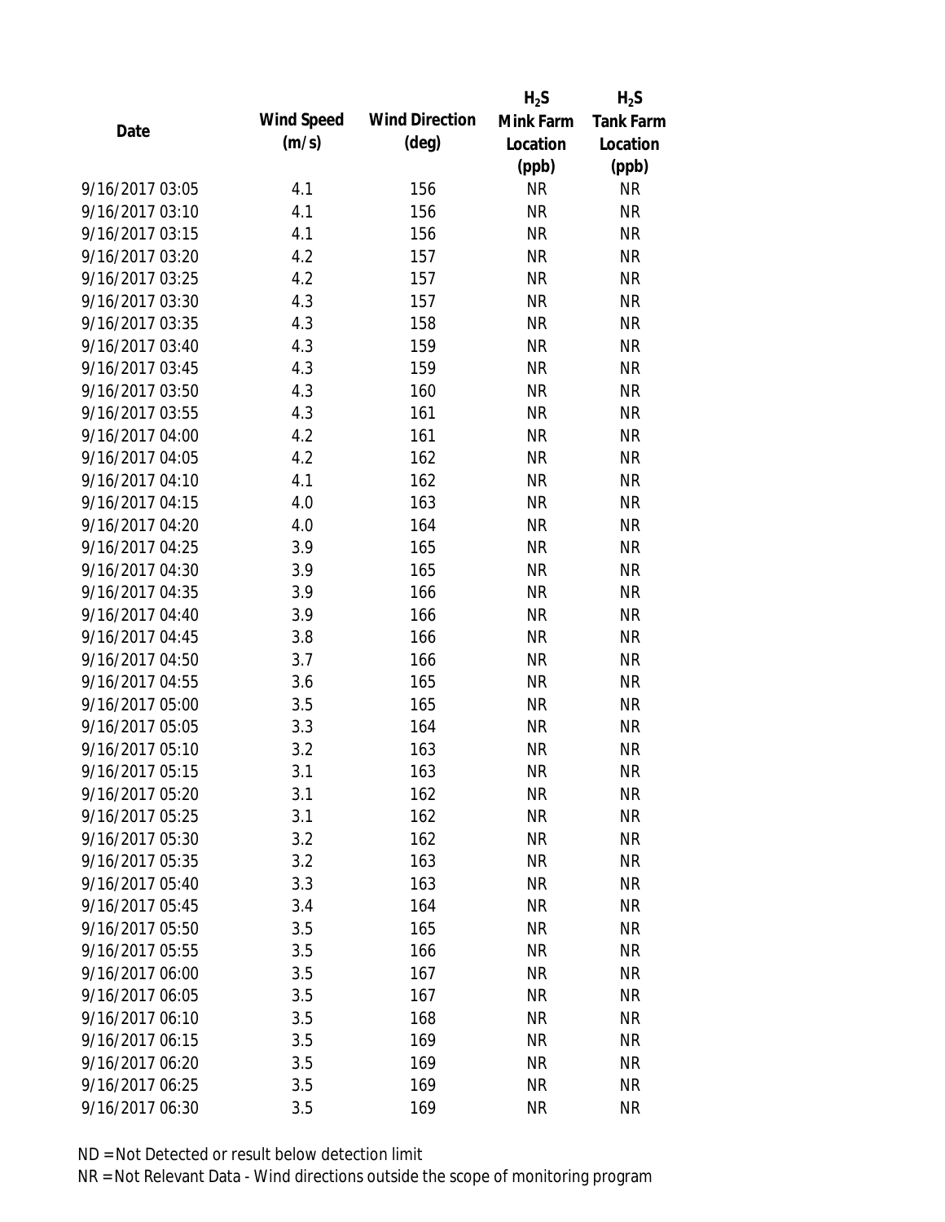| Date | Wind Speed (m/s) | Wind Direction (deg) | $H_2S$ Mink Farm Location (ppb) | $H_2S$ Tank Farm Location (ppb) |
|---|---|---|---|---|
| 9/16/2017 03:05 | 4.1 | 156 | NR | NR |
| 9/16/2017 03:10 | 4.1 | 156 | NR | NR |
| 9/16/2017 03:15 | 4.1 | 156 | NR | NR |
| 9/16/2017 03:20 | 4.2 | 157 | NR | NR |
| 9/16/2017 03:25 | 4.2 | 157 | NR | NR |
| 9/16/2017 03:30 | 4.3 | 157 | NR | NR |
| 9/16/2017 03:35 | 4.3 | 158 | NR | NR |
| 9/16/2017 03:40 | 4.3 | 159 | NR | NR |
| 9/16/2017 03:45 | 4.3 | 159 | NR | NR |
| 9/16/2017 03:50 | 4.3 | 160 | NR | NR |
| 9/16/2017 03:55 | 4.3 | 161 | NR | NR |
| 9/16/2017 04:00 | 4.2 | 161 | NR | NR |
| 9/16/2017 04:05 | 4.2 | 162 | NR | NR |
| 9/16/2017 04:10 | 4.1 | 162 | NR | NR |
| 9/16/2017 04:15 | 4.0 | 163 | NR | NR |
| 9/16/2017 04:20 | 4.0 | 164 | NR | NR |
| 9/16/2017 04:25 | 3.9 | 165 | NR | NR |
| 9/16/2017 04:30 | 3.9 | 165 | NR | NR |
| 9/16/2017 04:35 | 3.9 | 166 | NR | NR |
| 9/16/2017 04:40 | 3.9 | 166 | NR | NR |
| 9/16/2017 04:45 | 3.8 | 166 | NR | NR |
| 9/16/2017 04:50 | 3.7 | 166 | NR | NR |
| 9/16/2017 04:55 | 3.6 | 165 | NR | NR |
| 9/16/2017 05:00 | 3.5 | 165 | NR | NR |
| 9/16/2017 05:05 | 3.3 | 164 | NR | NR |
| 9/16/2017 05:10 | 3.2 | 163 | NR | NR |
| 9/16/2017 05:15 | 3.1 | 163 | NR | NR |
| 9/16/2017 05:20 | 3.1 | 162 | NR | NR |
| 9/16/2017 05:25 | 3.1 | 162 | NR | NR |
| 9/16/2017 05:30 | 3.2 | 162 | NR | NR |
| 9/16/2017 05:35 | 3.2 | 163 | NR | NR |
| 9/16/2017 05:40 | 3.3 | 163 | NR | NR |
| 9/16/2017 05:45 | 3.4 | 164 | NR | NR |
| 9/16/2017 05:50 | 3.5 | 165 | NR | NR |
| 9/16/2017 05:55 | 3.5 | 166 | NR | NR |
| 9/16/2017 06:00 | 3.5 | 167 | NR | NR |
| 9/16/2017 06:05 | 3.5 | 167 | NR | NR |
| 9/16/2017 06:10 | 3.5 | 168 | NR | NR |
| 9/16/2017 06:15 | 3.5 | 169 | NR | NR |
| 9/16/2017 06:20 | 3.5 | 169 | NR | NR |
| 9/16/2017 06:25 | 3.5 | 169 | NR | NR |
| 9/16/2017 06:30 | 3.5 | 169 | NR | NR |

ND = Not Detected or result below detection limit

NR = Not Relevant Data - Wind directions outside the scope of monitoring program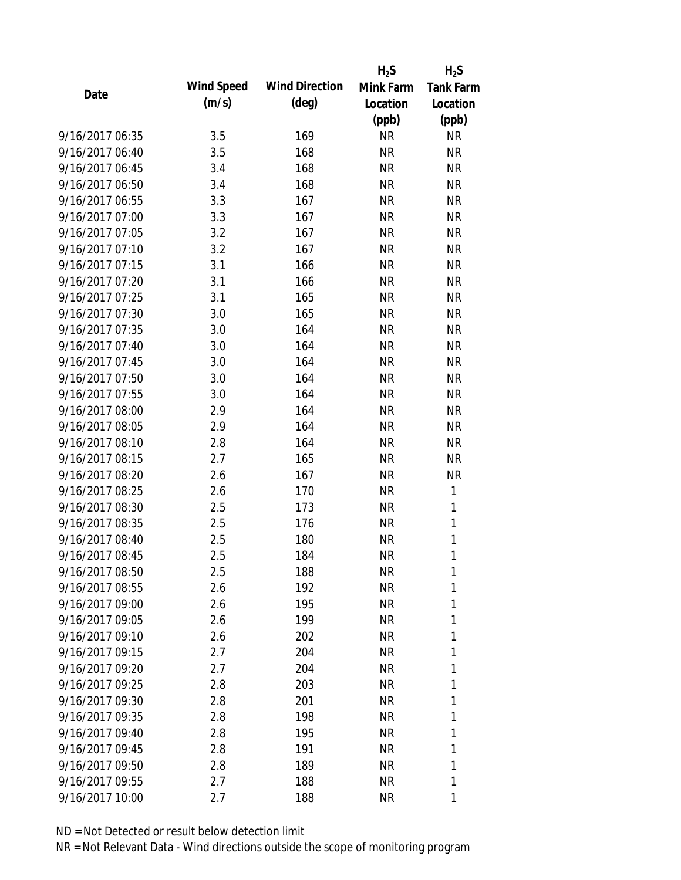| Date | Wind Speed (m/s) | Wind Direction (deg) | $H_2S$ Mink Farm Location (ppb) | $H_2S$ Tank Farm Location (ppb) |
|---|---|---|---|---|
| 9/16/2017 06:35 | 3.5 | 169 | NR | NR |
| 9/16/2017 06:40 | 3.5 | 168 | NR | NR |
| 9/16/2017 06:45 | 3.4 | 168 | NR | NR |
| 9/16/2017 06:50 | 3.4 | 168 | NR | NR |
| 9/16/2017 06:55 | 3.3 | 167 | NR | NR |
| 9/16/2017 07:00 | 3.3 | 167 | NR | NR |
| 9/16/2017 07:05 | 3.2 | 167 | NR | NR |
| 9/16/2017 07:10 | 3.2 | 167 | NR | NR |
| 9/16/2017 07:15 | 3.1 | 166 | NR | NR |
| 9/16/2017 07:20 | 3.1 | 166 | NR | NR |
| 9/16/2017 07:25 | 3.1 | 165 | NR | NR |
| 9/16/2017 07:30 | 3.0 | 165 | NR | NR |
| 9/16/2017 07:35 | 3.0 | 164 | NR | NR |
| 9/16/2017 07:40 | 3.0 | 164 | NR | NR |
| 9/16/2017 07:45 | 3.0 | 164 | NR | NR |
| 9/16/2017 07:50 | 3.0 | 164 | NR | NR |
| 9/16/2017 07:55 | 3.0 | 164 | NR | NR |
| 9/16/2017 08:00 | 2.9 | 164 | NR | NR |
| 9/16/2017 08:05 | 2.9 | 164 | NR | NR |
| 9/16/2017 08:10 | 2.8 | 164 | NR | NR |
| 9/16/2017 08:15 | 2.7 | 165 | NR | NR |
| 9/16/2017 08:20 | 2.6 | 167 | NR | NR |
| 9/16/2017 08:25 | 2.6 | 170 | NR | 1 |
| 9/16/2017 08:30 | 2.5 | 173 | NR | 1 |
| 9/16/2017 08:35 | 2.5 | 176 | NR | 1 |
| 9/16/2017 08:40 | 2.5 | 180 | NR | 1 |
| 9/16/2017 08:45 | 2.5 | 184 | NR | 1 |
| 9/16/2017 08:50 | 2.5 | 188 | NR | 1 |
| 9/16/2017 08:55 | 2.6 | 192 | NR | 1 |
| 9/16/2017 09:00 | 2.6 | 195 | NR | 1 |
| 9/16/2017 09:05 | 2.6 | 199 | NR | 1 |
| 9/16/2017 09:10 | 2.6 | 202 | NR | 1 |
| 9/16/2017 09:15 | 2.7 | 204 | NR | 1 |
| 9/16/2017 09:20 | 2.7 | 204 | NR | 1 |
| 9/16/2017 09:25 | 2.8 | 203 | NR | 1 |
| 9/16/2017 09:30 | 2.8 | 201 | NR | 1 |
| 9/16/2017 09:35 | 2.8 | 198 | NR | 1 |
| 9/16/2017 09:40 | 2.8 | 195 | NR | 1 |
| 9/16/2017 09:45 | 2.8 | 191 | NR | 1 |
| 9/16/2017 09:50 | 2.8 | 189 | NR | 1 |
| 9/16/2017 09:55 | 2.7 | 188 | NR | 1 |
| 9/16/2017 10:00 | 2.7 | 188 | NR | 1 |

ND = Not Detected or result below detection limit

NR = Not Relevant Data - Wind directions outside the scope of monitoring program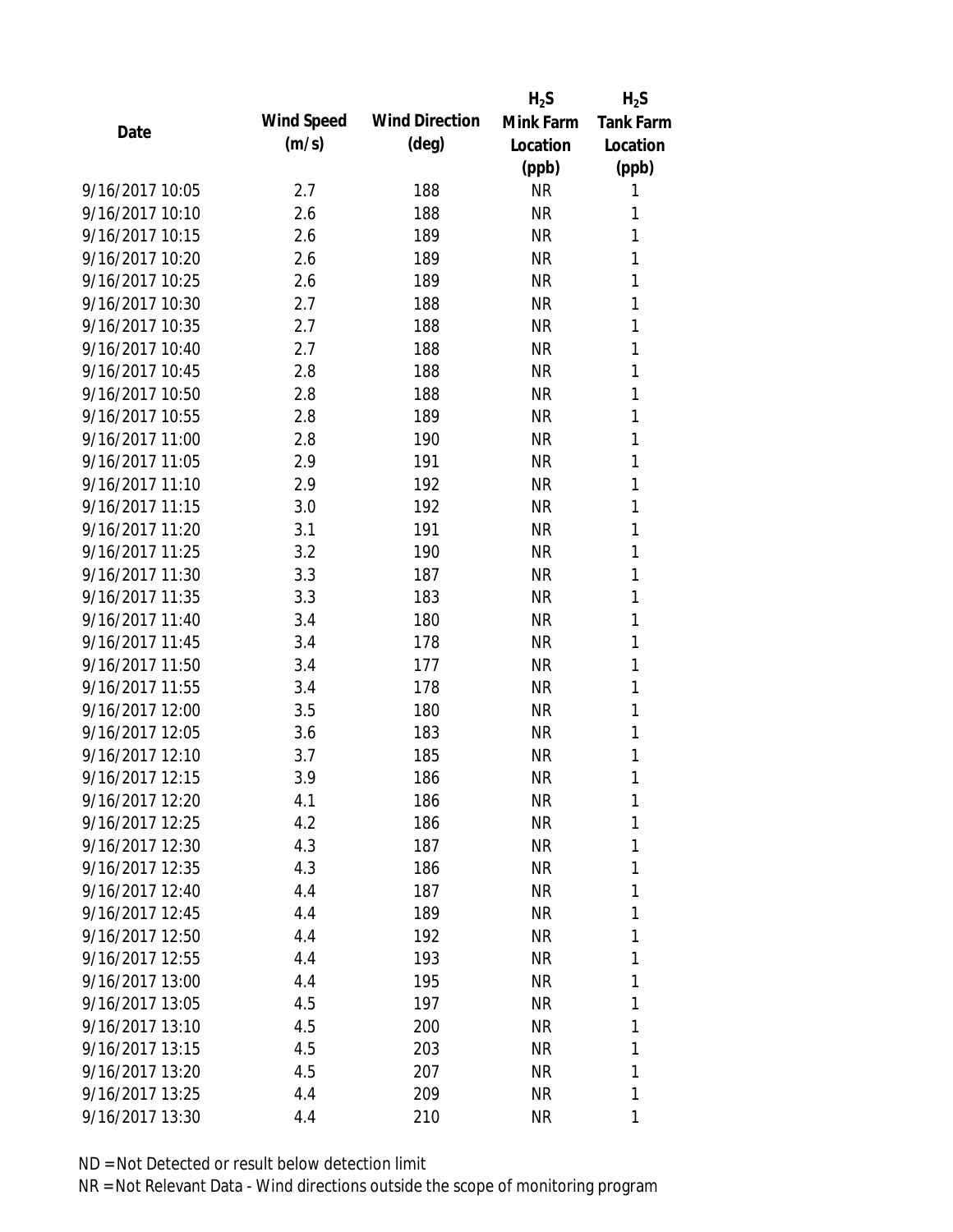| Date | Wind Speed (m/s) | Wind Direction (deg) | $H_2S$ Mink Farm Location (ppb) | $H_2S$ Tank Farm Location (ppb) |
| --- | --- | --- | --- | --- |
| 9/16/2017 10:05 | 2.7 | 188 | NR | 1 |
| 9/16/2017 10:10 | 2.6 | 188 | NR | 1 |
| 9/16/2017 10:15 | 2.6 | 189 | NR | 1 |
| 9/16/2017 10:20 | 2.6 | 189 | NR | 1 |
| 9/16/2017 10:25 | 2.6 | 189 | NR | 1 |
| 9/16/2017 10:30 | 2.7 | 188 | NR | 1 |
| 9/16/2017 10:35 | 2.7 | 188 | NR | 1 |
| 9/16/2017 10:40 | 2.7 | 188 | NR | 1 |
| 9/16/2017 10:45 | 2.8 | 188 | NR | 1 |
| 9/16/2017 10:50 | 2.8 | 188 | NR | 1 |
| 9/16/2017 10:55 | 2.8 | 189 | NR | 1 |
| 9/16/2017 11:00 | 2.8 | 190 | NR | 1 |
| 9/16/2017 11:05 | 2.9 | 191 | NR | 1 |
| 9/16/2017 11:10 | 2.9 | 192 | NR | 1 |
| 9/16/2017 11:15 | 3.0 | 192 | NR | 1 |
| 9/16/2017 11:20 | 3.1 | 191 | NR | 1 |
| 9/16/2017 11:25 | 3.2 | 190 | NR | 1 |
| 9/16/2017 11:30 | 3.3 | 187 | NR | 1 |
| 9/16/2017 11:35 | 3.3 | 183 | NR | 1 |
| 9/16/2017 11:40 | 3.4 | 180 | NR | 1 |
| 9/16/2017 11:45 | 3.4 | 178 | NR | 1 |
| 9/16/2017 11:50 | 3.4 | 177 | NR | 1 |
| 9/16/2017 11:55 | 3.4 | 178 | NR | 1 |
| 9/16/2017 12:00 | 3.5 | 180 | NR | 1 |
| 9/16/2017 12:05 | 3.6 | 183 | NR | 1 |
| 9/16/2017 12:10 | 3.7 | 185 | NR | 1 |
| 9/16/2017 12:15 | 3.9 | 186 | NR | 1 |
| 9/16/2017 12:20 | 4.1 | 186 | NR | 1 |
| 9/16/2017 12:25 | 4.2 | 186 | NR | 1 |
| 9/16/2017 12:30 | 4.3 | 187 | NR | 1 |
| 9/16/2017 12:35 | 4.3 | 186 | NR | 1 |
| 9/16/2017 12:40 | 4.4 | 187 | NR | 1 |
| 9/16/2017 12:45 | 4.4 | 189 | NR | 1 |
| 9/16/2017 12:50 | 4.4 | 192 | NR | 1 |
| 9/16/2017 12:55 | 4.4 | 193 | NR | 1 |
| 9/16/2017 13:00 | 4.4 | 195 | NR | 1 |
| 9/16/2017 13:05 | 4.5 | 197 | NR | 1 |
| 9/16/2017 13:10 | 4.5 | 200 | NR | 1 |
| 9/16/2017 13:15 | 4.5 | 203 | NR | 1 |
| 9/16/2017 13:20 | 4.5 | 207 | NR | 1 |
| 9/16/2017 13:25 | 4.4 | 209 | NR | 1 |
| 9/16/2017 13:30 | 4.4 | 210 | NR | 1 |

ND = Not Detected or result below detection limit

NR = Not Relevant Data - Wind directions outside the scope of monitoring program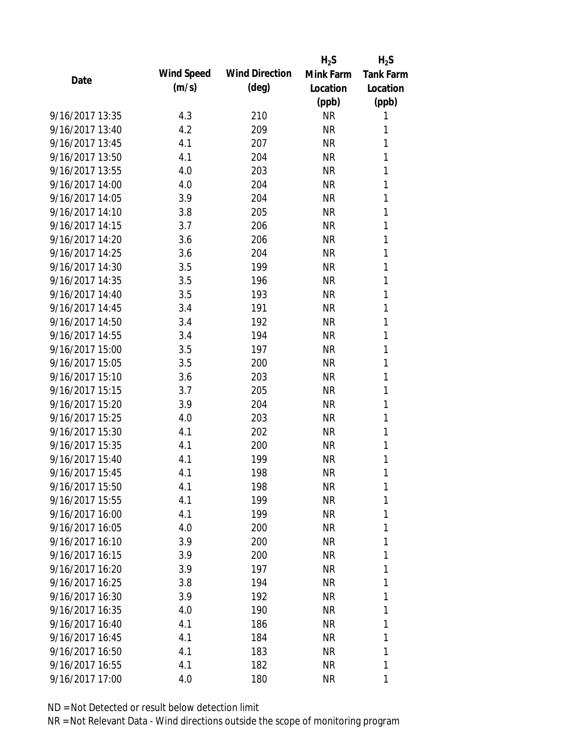| Date | Wind Speed (m/s) | Wind Direction (deg) | $H_2S$ Mink Farm Location (ppb) | $H_2S$ Tank Farm Location (ppb) |
|---|---|---|---|---|
| 9/16/2017 13:35 | 4.3 | 210 | NR | 1 |
| 9/16/2017 13:40 | 4.2 | 209 | NR | 1 |
| 9/16/2017 13:45 | 4.1 | 207 | NR | 1 |
| 9/16/2017 13:50 | 4.1 | 204 | NR | 1 |
| 9/16/2017 13:55 | 4.0 | 203 | NR | 1 |
| 9/16/2017 14:00 | 4.0 | 204 | NR | 1 |
| 9/16/2017 14:05 | 3.9 | 204 | NR | 1 |
| 9/16/2017 14:10 | 3.8 | 205 | NR | 1 |
| 9/16/2017 14:15 | 3.7 | 206 | NR | 1 |
| 9/16/2017 14:20 | 3.6 | 206 | NR | 1 |
| 9/16/2017 14:25 | 3.6 | 204 | NR | 1 |
| 9/16/2017 14:30 | 3.5 | 199 | NR | 1 |
| 9/16/2017 14:35 | 3.5 | 196 | NR | 1 |
| 9/16/2017 14:40 | 3.5 | 193 | NR | 1 |
| 9/16/2017 14:45 | 3.4 | 191 | NR | 1 |
| 9/16/2017 14:50 | 3.4 | 192 | NR | 1 |
| 9/16/2017 14:55 | 3.4 | 194 | NR | 1 |
| 9/16/2017 15:00 | 3.5 | 197 | NR | 1 |
| 9/16/2017 15:05 | 3.5 | 200 | NR | 1 |
| 9/16/2017 15:10 | 3.6 | 203 | NR | 1 |
| 9/16/2017 15:15 | 3.7 | 205 | NR | 1 |
| 9/16/2017 15:20 | 3.9 | 204 | NR | 1 |
| 9/16/2017 15:25 | 4.0 | 203 | NR | 1 |
| 9/16/2017 15:30 | 4.1 | 202 | NR | 1 |
| 9/16/2017 15:35 | 4.1 | 200 | NR | 1 |
| 9/16/2017 15:40 | 4.1 | 199 | NR | 1 |
| 9/16/2017 15:45 | 4.1 | 198 | NR | 1 |
| 9/16/2017 15:50 | 4.1 | 198 | NR | 1 |
| 9/16/2017 15:55 | 4.1 | 199 | NR | 1 |
| 9/16/2017 16:00 | 4.1 | 199 | NR | 1 |
| 9/16/2017 16:05 | 4.0 | 200 | NR | 1 |
| 9/16/2017 16:10 | 3.9 | 200 | NR | 1 |
| 9/16/2017 16:15 | 3.9 | 200 | NR | 1 |
| 9/16/2017 16:20 | 3.9 | 197 | NR | 1 |
| 9/16/2017 16:25 | 3.8 | 194 | NR | 1 |
| 9/16/2017 16:30 | 3.9 | 192 | NR | 1 |
| 9/16/2017 16:35 | 4.0 | 190 | NR | 1 |
| 9/16/2017 16:40 | 4.1 | 186 | NR | 1 |
| 9/16/2017 16:45 | 4.1 | 184 | NR | 1 |
| 9/16/2017 16:50 | 4.1 | 183 | NR | 1 |
| 9/16/2017 16:55 | 4.1 | 182 | NR | 1 |
| 9/16/2017 17:00 | 4.0 | 180 | NR | 1 |

ND = Not Detected or result below detection limit

NR = Not Relevant Data - Wind directions outside the scope of monitoring program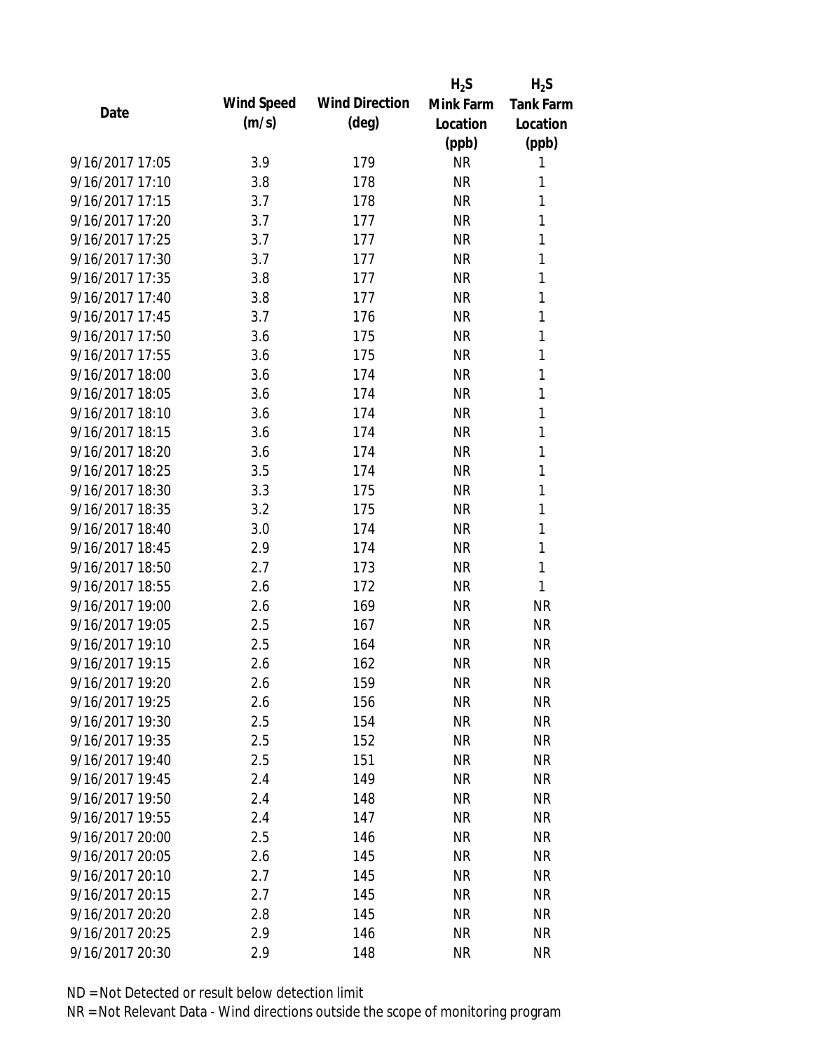| Date | Wind Speed (m/s) | Wind Direction (deg) | $H_2S$ Mink Farm Location (ppb) | $H_2S$ Tank Farm Location (ppb) |
|---|---|---|---|---|
| 9/16/2017 17:05 | 3.9 | 179 | NR | 1 |
| 9/16/2017 17:10 | 3.8 | 178 | NR | 1 |
| 9/16/2017 17:15 | 3.7 | 178 | NR | 1 |
| 9/16/2017 17:20 | 3.7 | 177 | NR | 1 |
| 9/16/2017 17:25 | 3.7 | 177 | NR | 1 |
| 9/16/2017 17:30 | 3.7 | 177 | NR | 1 |
| 9/16/2017 17:35 | 3.8 | 177 | NR | 1 |
| 9/16/2017 17:40 | 3.8 | 177 | NR | 1 |
| 9/16/2017 17:45 | 3.7 | 176 | NR | 1 |
| 9/16/2017 17:50 | 3.6 | 175 | NR | 1 |
| 9/16/2017 17:55 | 3.6 | 175 | NR | 1 |
| 9/16/2017 18:00 | 3.6 | 174 | NR | 1 |
| 9/16/2017 18:05 | 3.6 | 174 | NR | 1 |
| 9/16/2017 18:10 | 3.6 | 174 | NR | 1 |
| 9/16/2017 18:15 | 3.6 | 174 | NR | 1 |
| 9/16/2017 18:20 | 3.6 | 174 | NR | 1 |
| 9/16/2017 18:25 | 3.5 | 174 | NR | 1 |
| 9/16/2017 18:30 | 3.3 | 175 | NR | 1 |
| 9/16/2017 18:35 | 3.2 | 175 | NR | 1 |
| 9/16/2017 18:40 | 3.0 | 174 | NR | 1 |
| 9/16/2017 18:45 | 2.9 | 174 | NR | 1 |
| 9/16/2017 18:50 | 2.7 | 173 | NR | 1 |
| 9/16/2017 18:55 | 2.6 | 172 | NR | 1 |
| 9/16/2017 19:00 | 2.6 | 169 | NR | NR |
| 9/16/2017 19:05 | 2.5 | 167 | NR | NR |
| 9/16/2017 19:10 | 2.5 | 164 | NR | NR |
| 9/16/2017 19:15 | 2.6 | 162 | NR | NR |
| 9/16/2017 19:20 | 2.6 | 159 | NR | NR |
| 9/16/2017 19:25 | 2.6 | 156 | NR | NR |
| 9/16/2017 19:30 | 2.5 | 154 | NR | NR |
| 9/16/2017 19:35 | 2.5 | 152 | NR | NR |
| 9/16/2017 19:40 | 2.5 | 151 | NR | NR |
| 9/16/2017 19:45 | 2.4 | 149 | NR | NR |
| 9/16/2017 19:50 | 2.4 | 148 | NR | NR |
| 9/16/2017 19:55 | 2.4 | 147 | NR | NR |
| 9/16/2017 20:00 | 2.5 | 146 | NR | NR |
| 9/16/2017 20:05 | 2.6 | 145 | NR | NR |
| 9/16/2017 20:10 | 2.7 | 145 | NR | NR |
| 9/16/2017 20:15 | 2.7 | 145 | NR | NR |
| 9/16/2017 20:20 | 2.8 | 145 | NR | NR |
| 9/16/2017 20:25 | 2.9 | 146 | NR | NR |
| 9/16/2017 20:30 | 2.9 | 148 | NR | NR |

ND = Not Detected or result below detection limit

NR = Not Relevant Data - Wind directions outside the scope of monitoring program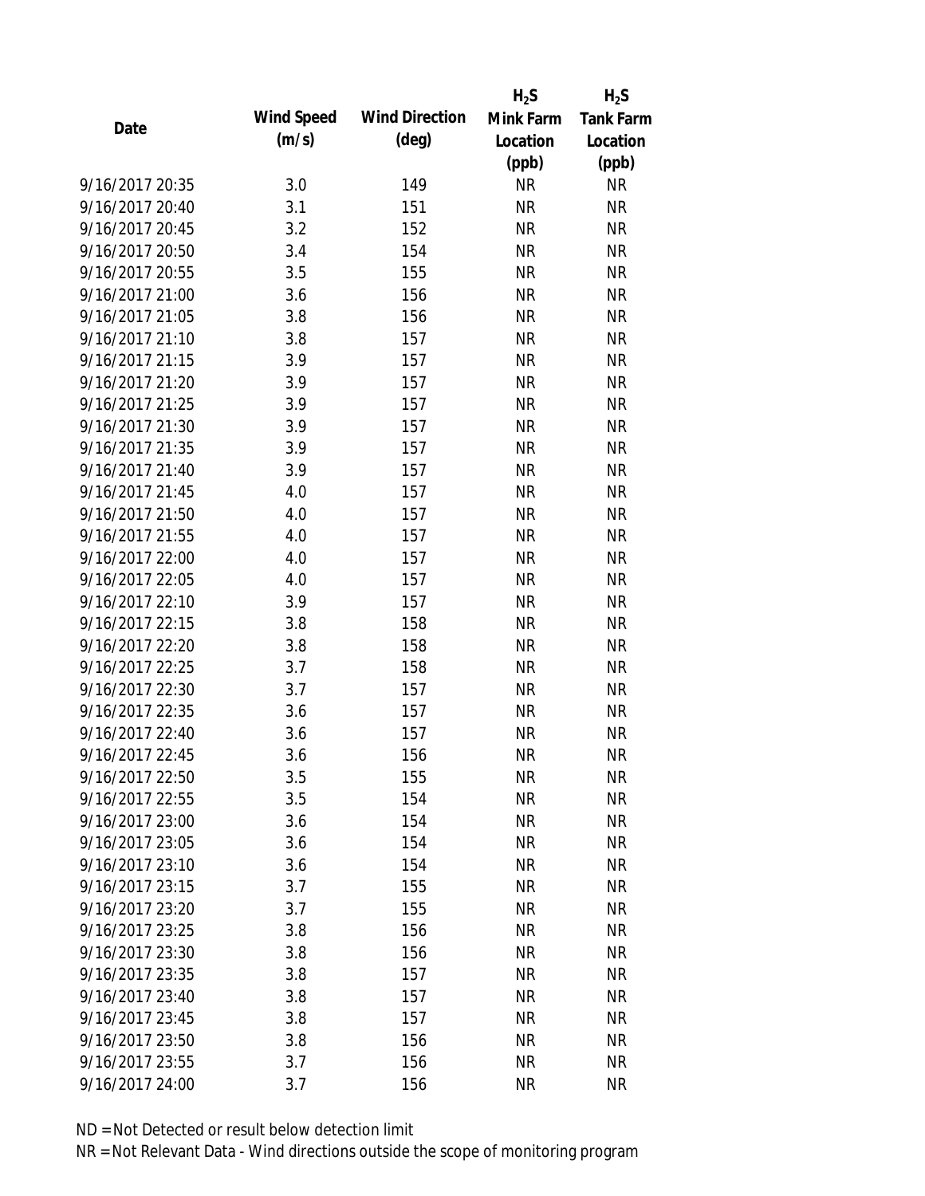| Date | Wind Speed (m/s) | Wind Direction (deg) | $H_2S$ Mink Farm Location (ppb) | $H_2S$ Tank Farm Location (ppb) |
|---|---|---|---|---|
| 9/16/2017 20:35 | 3.0 | 149 | NR | NR |
| 9/16/2017 20:40 | 3.1 | 151 | NR | NR |
| 9/16/2017 20:45 | 3.2 | 152 | NR | NR |
| 9/16/2017 20:50 | 3.4 | 154 | NR | NR |
| 9/16/2017 20:55 | 3.5 | 155 | NR | NR |
| 9/16/2017 21:00 | 3.6 | 156 | NR | NR |
| 9/16/2017 21:05 | 3.8 | 156 | NR | NR |
| 9/16/2017 21:10 | 3.8 | 157 | NR | NR |
| 9/16/2017 21:15 | 3.9 | 157 | NR | NR |
| 9/16/2017 21:20 | 3.9 | 157 | NR | NR |
| 9/16/2017 21:25 | 3.9 | 157 | NR | NR |
| 9/16/2017 21:30 | 3.9 | 157 | NR | NR |
| 9/16/2017 21:35 | 3.9 | 157 | NR | NR |
| 9/16/2017 21:40 | 3.9 | 157 | NR | NR |
| 9/16/2017 21:45 | 4.0 | 157 | NR | NR |
| 9/16/2017 21:50 | 4.0 | 157 | NR | NR |
| 9/16/2017 21:55 | 4.0 | 157 | NR | NR |
| 9/16/2017 22:00 | 4.0 | 157 | NR | NR |
| 9/16/2017 22:05 | 4.0 | 157 | NR | NR |
| 9/16/2017 22:10 | 3.9 | 157 | NR | NR |
| 9/16/2017 22:15 | 3.8 | 158 | NR | NR |
| 9/16/2017 22:20 | 3.8 | 158 | NR | NR |
| 9/16/2017 22:25 | 3.7 | 158 | NR | NR |
| 9/16/2017 22:30 | 3.7 | 157 | NR | NR |
| 9/16/2017 22:35 | 3.6 | 157 | NR | NR |
| 9/16/2017 22:40 | 3.6 | 157 | NR | NR |
| 9/16/2017 22:45 | 3.6 | 156 | NR | NR |
| 9/16/2017 22:50 | 3.5 | 155 | NR | NR |
| 9/16/2017 22:55 | 3.5 | 154 | NR | NR |
| 9/16/2017 23:00 | 3.6 | 154 | NR | NR |
| 9/16/2017 23:05 | 3.6 | 154 | NR | NR |
| 9/16/2017 23:10 | 3.6 | 154 | NR | NR |
| 9/16/2017 23:15 | 3.7 | 155 | NR | NR |
| 9/16/2017 23:20 | 3.7 | 155 | NR | NR |
| 9/16/2017 23:25 | 3.8 | 156 | NR | NR |
| 9/16/2017 23:30 | 3.8 | 156 | NR | NR |
| 9/16/2017 23:35 | 3.8 | 157 | NR | NR |
| 9/16/2017 23:40 | 3.8 | 157 | NR | NR |
| 9/16/2017 23:45 | 3.8 | 157 | NR | NR |
| 9/16/2017 23:50 | 3.8 | 156 | NR | NR |
| 9/16/2017 23:55 | 3.7 | 156 | NR | NR |
| 9/16/2017 24:00 | 3.7 | 156 | NR | NR |

ND = Not Detected or result below detection limit

NR = Not Relevant Data - Wind directions outside the scope of monitoring program